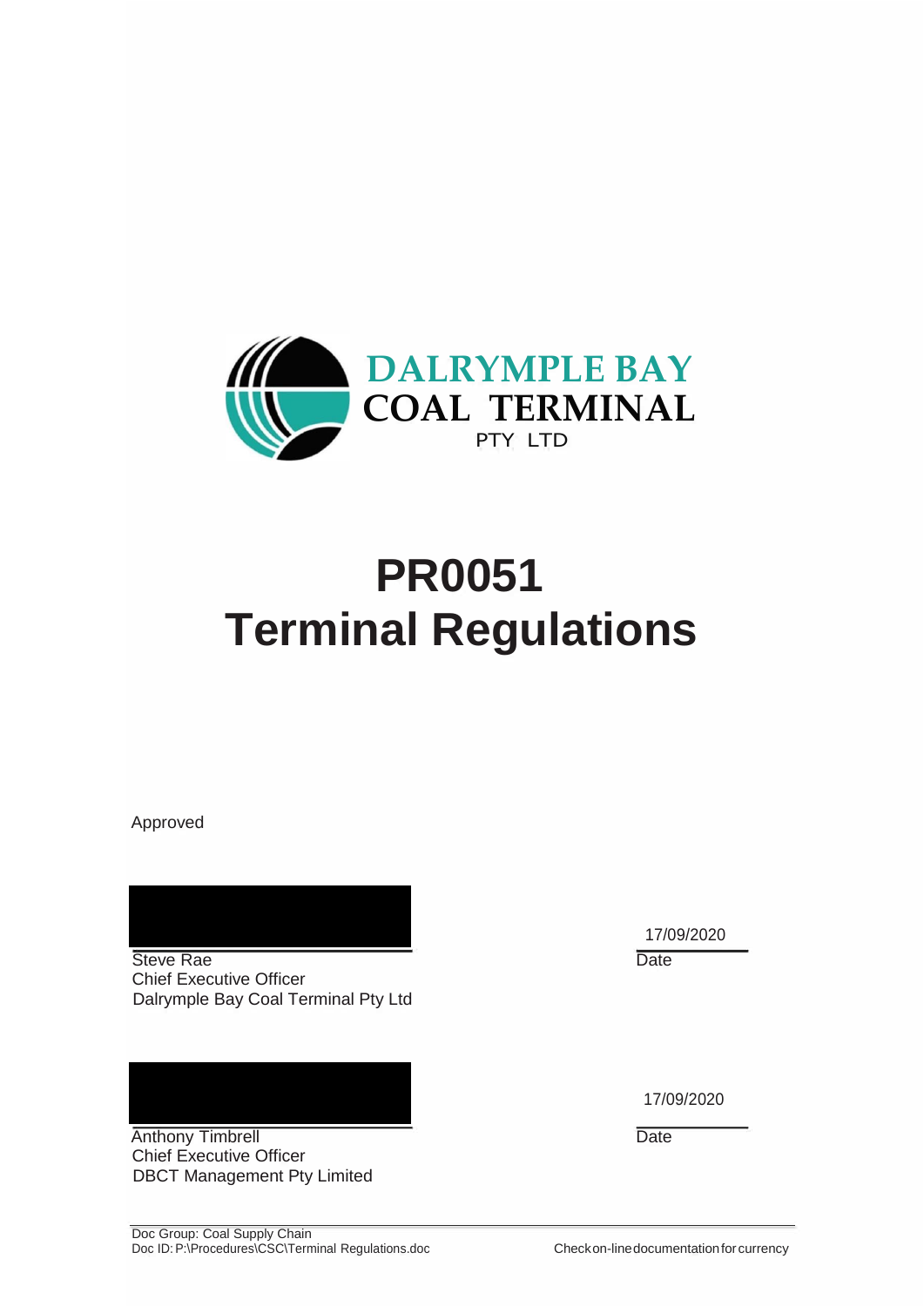DALRYMPLE BAY
COAL TERMINAL
PTY LTD

# PR0051
# Terminal Regulations

Approved

Steve Rae
Chief Executive Officer
Dalrymple Bay Coal Terminal Pty Ltd

17/09/2020
Date

Anthony Timbrell
Chief Executive Officer
DBCT Management Pty Limited

17/09/2020
Date

Doc Group: Coal Supply Chain
Doc ID: P:\Procedures\CSC\Terminal Regulations.doc

Check on-line documentation for currency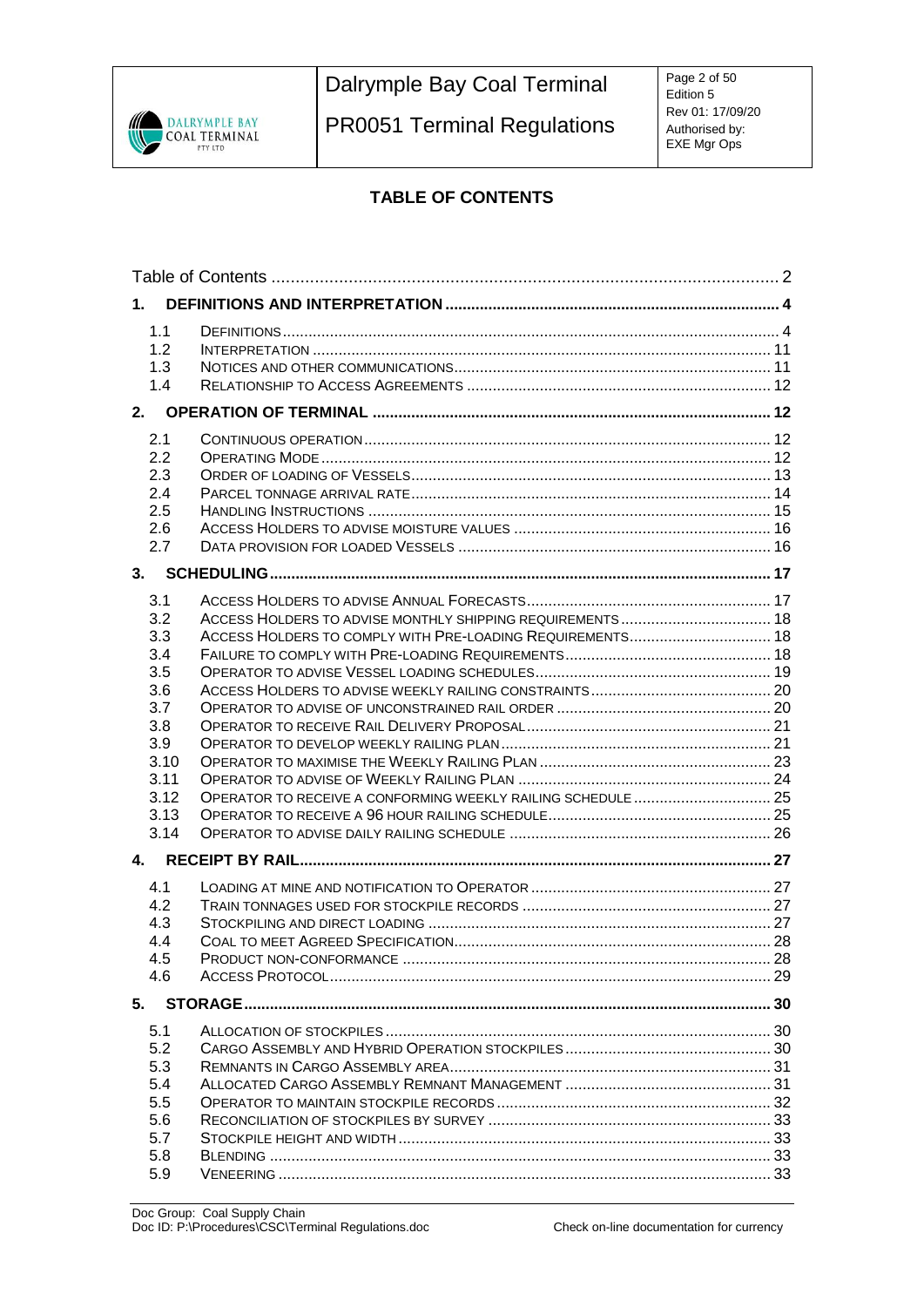**TABLE OF CONTENTS**

Table of Contents ........................................................................................................ 2

**1. DEFINITIONS AND INTERPRETATION ........................................................................ 4**

1.1 DEFINITIONS ......................................................................................................... 4
1.2 INTERPRETATION ................................................................................................. 11
1.3 NOTICES AND OTHER COMMUNICATIONS ............................................................. 11
1.4 RELATIONSHIP TO ACCESS AGREEMENTS ............................................................. 12

**2. OPERATION OF TERMINAL ........................................................................................ 12**

2.1 CONTINUOUS OPERATION ..................................................................................... 12
2.2 OPERATING MODE ................................................................................................ 12
2.3 ORDER OF LOADING OF VESSELS .......................................................................... 13
2.4 PARCEL TONNAGE ARRIVAL RATE ......................................................................... 14
2.5 HANDLING INSTRUCTIONS .................................................................................... 15
2.6 ACCESS HOLDERS TO ADVISE MOISTURE VALUES ................................................. 16
2.7 DATA PROVISION FOR LOADED VESSELS .............................................................. 16

**3. SCHEDULING ........................................................................................................... 17**

3.1 ACCESS HOLDERS TO ADVISE ANNUAL FORECASTS ............................................... 17
3.2 ACCESS HOLDERS TO ADVISE MONTHLY SHIPPING REQUIREMENTS ........................ 18
3.3 ACCESS HOLDERS TO COMPLY WITH PRE-LOADING REQUIREMENTS ....................... 18
3.4 FAILURE TO COMPLY WITH PRE-LOADING REQUIREMENTS ...................................... 18
3.5 OPERATOR TO ADVISE VESSEL LOADING SCHEDULES ............................................ 19
3.6 ACCESS HOLDERS TO ADVISE WEEKLY RAILING CONSTRAINTS .............................. 20
3.7 OPERATOR TO ADVISE OF UNCONSTRAINED RAIL ORDER ....................................... 20
3.8 OPERATOR TO RECEIVE RAIL DELIVERY PROPOSAL ............................................... 21
3.9 OPERATOR TO DEVELOP WEEKLY RAILING PLAN .................................................... 21
3.10 OPERATOR TO MAXIMISE THE WEEKLY RAILING PLAN ............................................ 23
3.11 OPERATOR TO ADVISE OF WEEKLY RAILING PLAN ................................................. 24
3.12 OPERATOR TO RECEIVE A CONFORMING WEEKLY RAILING SCHEDULE ..................... 25
3.13 OPERATOR TO RECEIVE A 96 HOUR RAILING SCHEDULE ......................................... 25
3.14 OPERATOR TO ADVISE DAILY RAILING SCHEDULE .................................................. 26

**4. RECEIPT BY RAIL ..................................................................................................... 27**

4.1 LOADING AT MINE AND NOTIFICATION TO OPERATOR .............................................. 27
4.2 TRAIN TONNAGES USED FOR STOCKPILE RECORDS ................................................ 27
4.3 STOCKPILING AND DIRECT LOADING ...................................................................... 27
4.4 COAL TO MEET AGREED SPECIFICATION ................................................................ 28
4.5 PRODUCT NON-CONFORMANCE ............................................................................. 28
4.6 ACCESS PROTOCOL ................................................................................................ 29

**5. STORAGE .................................................................................................................. 30**

5.1 ALLOCATION OF STOCKPILES ................................................................................. 30
5.2 CARGO ASSEMBLY AND HYBRID OPERATION STOCKPILES ...................................... 30
5.3 REMNANTS IN CARGO ASSEMBLY AREA ................................................................. 31
5.4 ALLOCATED CARGO ASSEMBLY REMNANT MANAGEMENT ...................................... 31
5.5 OPERATOR TO MAINTAIN STOCKPILE RECORDS ..................................................... 32
5.6 RECONCILIATION OF STOCKPILES BY SURVEY ........................................................ 33
5.7 STOCKPILE HEIGHT AND WIDTH ............................................................................. 33
5.8 BLENDING ............................................................................................................. 33
5.9 VENEERING ........................................................................................................... 33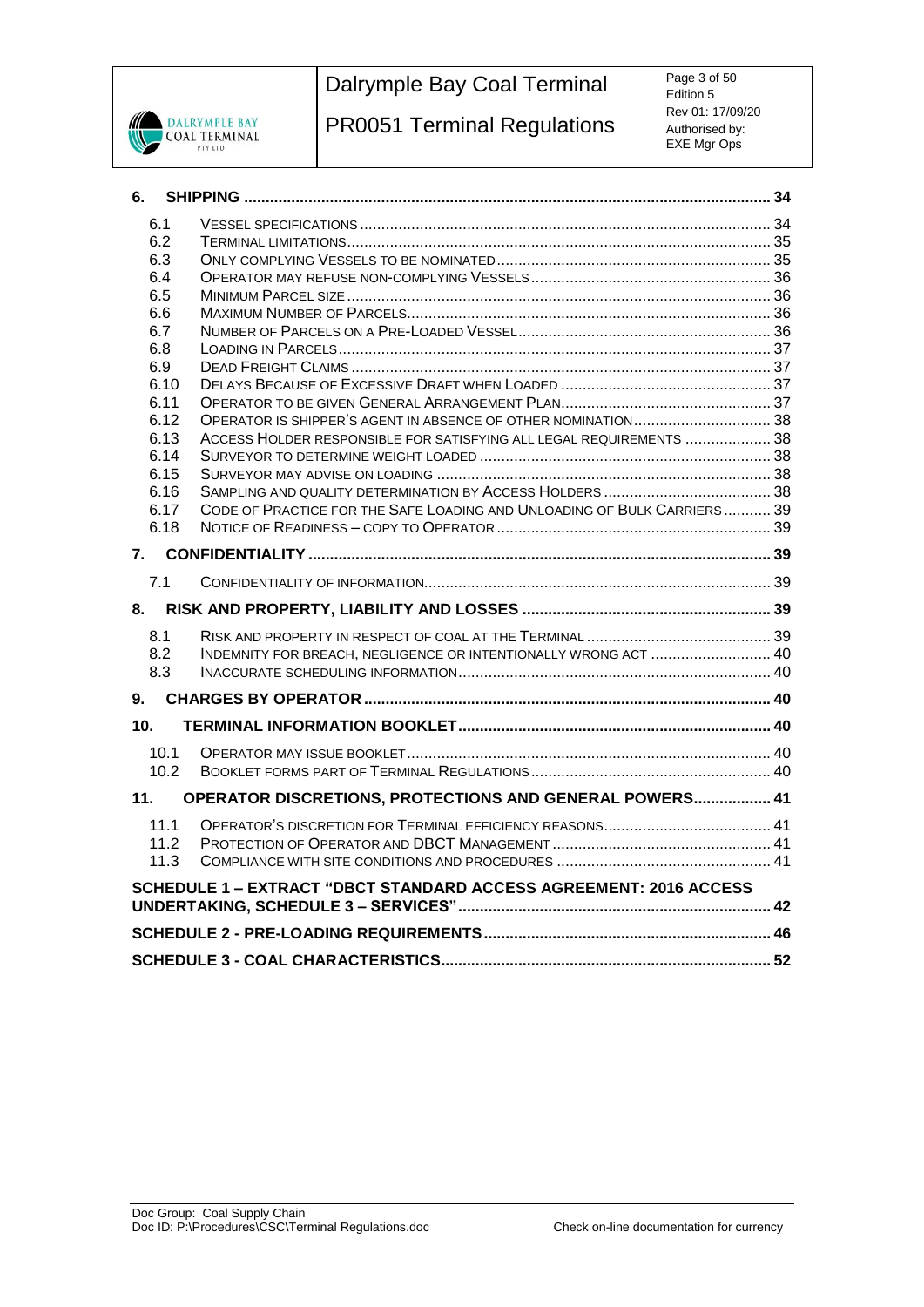| | | |
|---|---|---|
| **6.** | **SHIPPING** | **34** |
| 6.1 | VESSEL SPECIFICATIONS | 34 |
| 6.2 | TERMINAL LIMITATIONS | 35 |
| 6.3 | ONLY COMPLYING VESSELS TO BE NOMINATED | 35 |
| 6.4 | OPERATOR MAY REFUSE NON-COMPLYING VESSELS | 36 |
| 6.5 | MINIMUM PARCEL SIZE | 36 |
| 6.6 | MAXIMUM NUMBER OF PARCELS | 36 |
| 6.7 | NUMBER OF PARCELS ON A PRE-LOADED VESSEL | 36 |
| 6.8 | LOADING IN PARCELS | 37 |
| 6.9 | DEAD FREIGHT CLAIMS | 37 |
| 6.10 | DELAYS BECAUSE OF EXCESSIVE DRAFT WHEN LOADED | 37 |
| 6.11 | OPERATOR TO BE GIVEN GENERAL ARRANGEMENT PLAN | 37 |
| 6.12 | OPERATOR IS SHIPPER'S AGENT IN ABSENCE OF OTHER NOMINATION | 38 |
| 6.13 | ACCESS HOLDER RESPONSIBLE FOR SATISFYING ALL LEGAL REQUIREMENTS | 38 |
| 6.14 | SURVEYOR TO DETERMINE WEIGHT LOADED | 38 |
| 6.15 | SURVEYOR MAY ADVISE ON LOADING | 38 |
| 6.16 | SAMPLING AND QUALITY DETERMINATION BY ACCESS HOLDERS | 38 |
| 6.17 | CODE OF PRACTICE FOR THE SAFE LOADING AND UNLOADING OF BULK CARRIERS | 39 |
| 6.18 | NOTICE OF READINESS – COPY TO OPERATOR | 39 |
| **7.** | **CONFIDENTIALITY** | **39** |
| 7.1 | CONFIDENTIALITY OF INFORMATION | 39 |
| **8.** | **RISK AND PROPERTY, LIABILITY AND LOSSES** | **39** |
| 8.1 | RISK AND PROPERTY IN RESPECT OF COAL AT THE TERMINAL | 39 |
| 8.2 | INDEMNITY FOR BREACH, NEGLIGENCE OR INTENTIONALLY WRONG ACT | 40 |
| 8.3 | INACCURATE SCHEDULING INFORMATION | 40 |
| **9.** | **CHARGES BY OPERATOR** | **40** |
| **10.** | **TERMINAL INFORMATION BOOKLET** | **40** |
| 10.1 | OPERATOR MAY ISSUE BOOKLET | 40 |
| 10.2 | BOOKLET FORMS PART OF TERMINAL REGULATIONS | 40 |
| **11.** | **OPERATOR DISCRETIONS, PROTECTIONS AND GENERAL POWERS** | **41** |
| 11.1 | OPERATOR'S DISCRETION FOR TERMINAL EFFICIENCY REASONS | 41 |
| 11.2 | PROTECTION OF OPERATOR AND DBCT MANAGEMENT | 41 |
| 11.3 | COMPLIANCE WITH SITE CONDITIONS AND PROCEDURES | 41 |
| | **SCHEDULE 1 – EXTRACT "DBCT STANDARD ACCESS AGREEMENT: 2016 ACCESS UNDERTAKING, SCHEDULE 3 – SERVICES"** | **42** |
| | **SCHEDULE 2 - PRE-LOADING REQUIREMENTS** | **46** |
| | **SCHEDULE 3 - COAL CHARACTERISTICS** | **52** |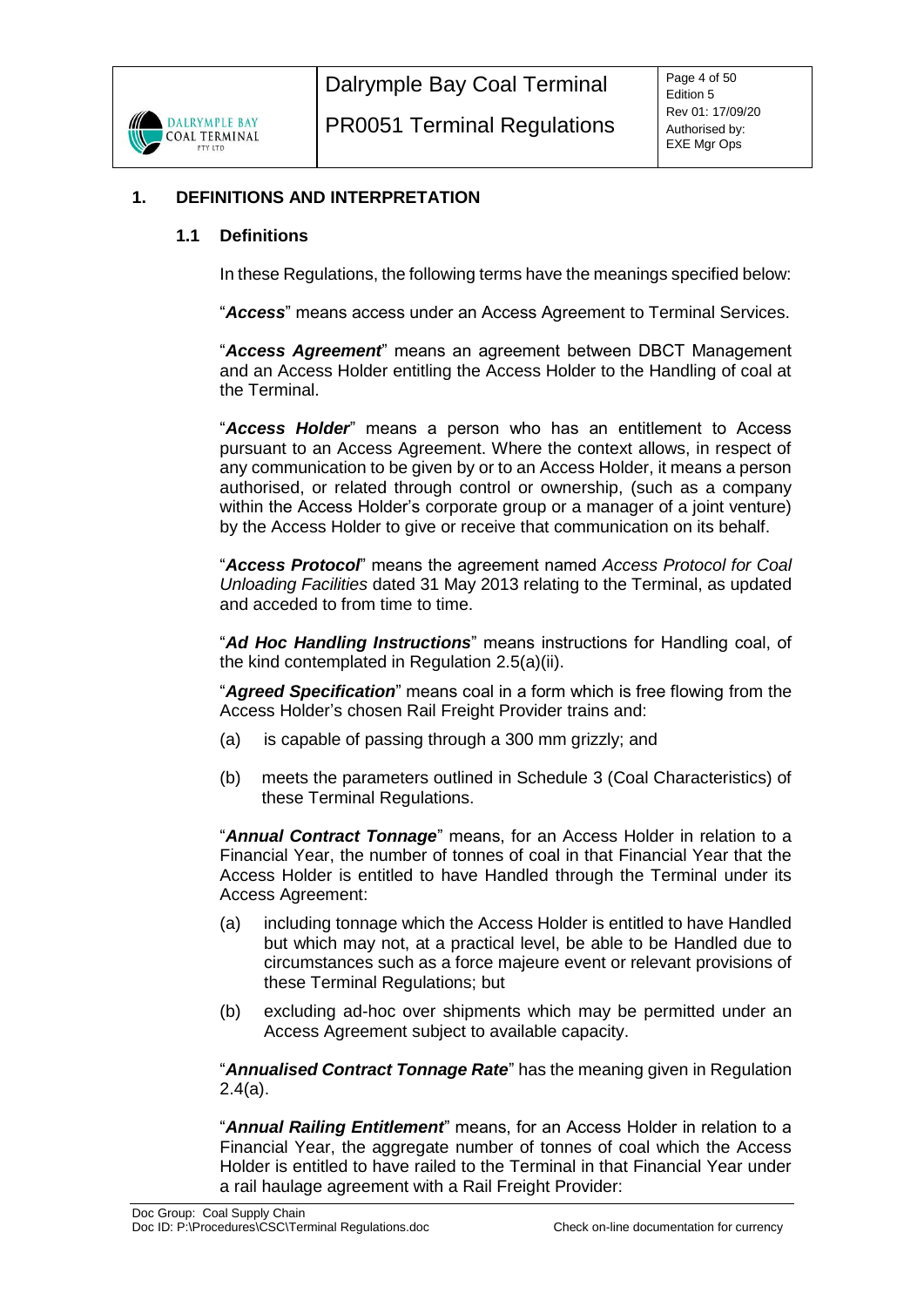# 1. DEFINITIONS AND INTERPRETATION

## 1.1 Definitions

In these Regulations, the following terms have the meanings specified below:

"***Access***" means access under an Access Agreement to Terminal Services.

"***Access Agreement***" means an agreement between DBCT Management and an Access Holder entitling the Access Holder to the Handling of coal at the Terminal.

"***Access Holder***" means a person who has an entitlement to Access pursuant to an Access Agreement. Where the context allows, in respect of any communication to be given by or to an Access Holder, it means a person authorised, or related through control or ownership, (such as a company within the Access Holder's corporate group or a manager of a joint venture) by the Access Holder to give or receive that communication on its behalf.

"***Access Protocol***" means the agreement named *Access Protocol for Coal Unloading Facilities* dated 31 May 2013 relating to the Terminal, as updated and acceded to from time to time.

"***Ad Hoc Handling Instructions***" means instructions for Handling coal, of the kind contemplated in Regulation 2.5(a)(ii).

"***Agreed Specification***" means coal in a form which is free flowing from the Access Holder's chosen Rail Freight Provider trains and:

(a) is capable of passing through a 300 mm grizzly; and

(b) meets the parameters outlined in Schedule 3 (Coal Characteristics) of these Terminal Regulations.

"***Annual Contract Tonnage***" means, for an Access Holder in relation to a Financial Year, the number of tonnes of coal in that Financial Year that the Access Holder is entitled to have Handled through the Terminal under its Access Agreement:

(a) including tonnage which the Access Holder is entitled to have Handled but which may not, at a practical level, be able to be Handled due to circumstances such as a force majeure event or relevant provisions of these Terminal Regulations; but

(b) excluding ad-hoc over shipments which may be permitted under an Access Agreement subject to available capacity.

"***Annualised Contract Tonnage Rate***" has the meaning given in Regulation 2.4(a).

"***Annual Railing Entitlement***" means, for an Access Holder in relation to a Financial Year, the aggregate number of tonnes of coal which the Access Holder is entitled to have railed to the Terminal in that Financial Year under a rail haulage agreement with a Rail Freight Provider: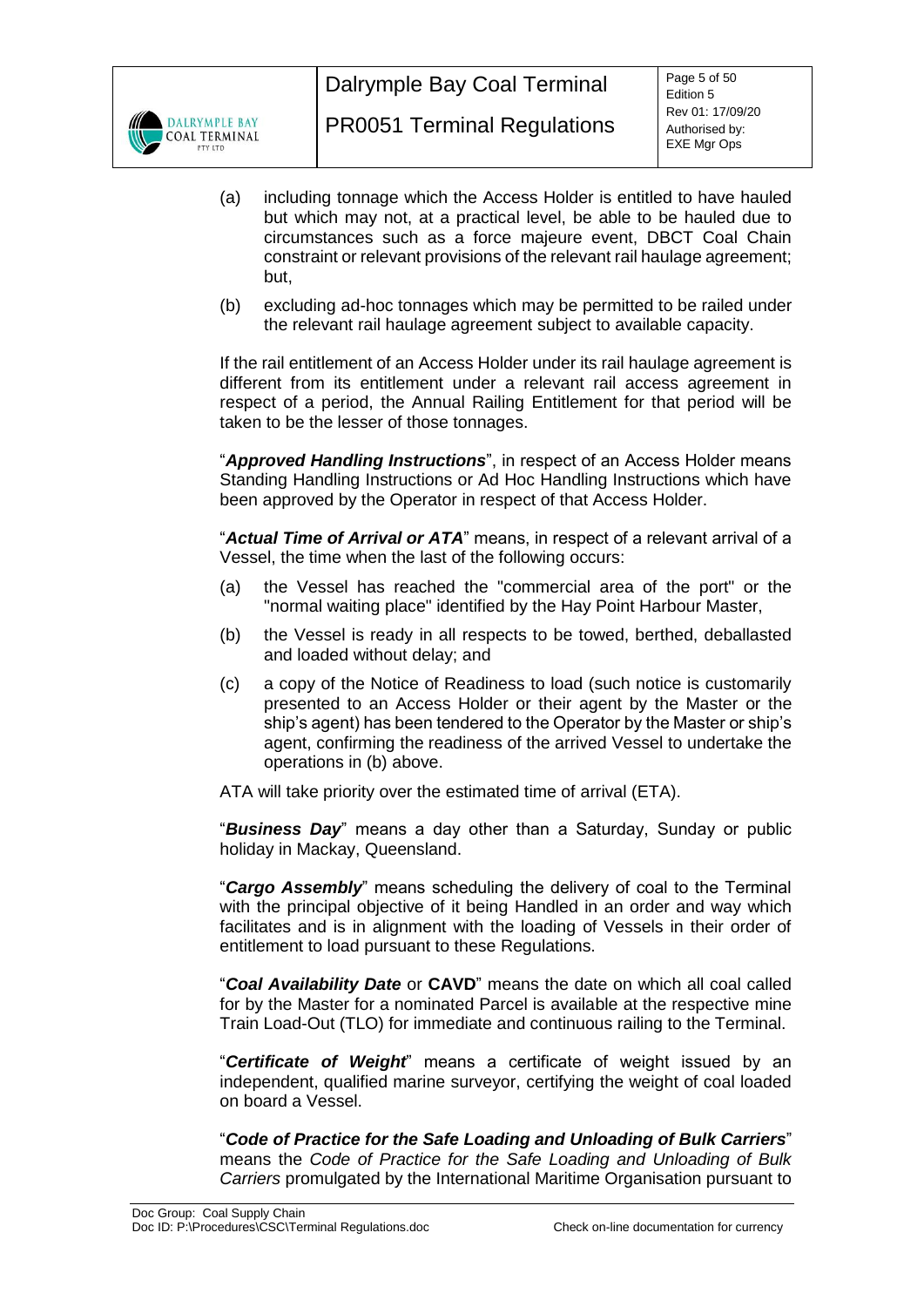(a) including tonnage which the Access Holder is entitled to have hauled but which may not, at a practical level, be able to be hauled due to circumstances such as a force majeure event, DBCT Coal Chain constraint or relevant provisions of the relevant rail haulage agreement; but,

(b) excluding ad-hoc tonnages which may be permitted to be railed under the relevant rail haulage agreement subject to available capacity.

If the rail entitlement of an Access Holder under its rail haulage agreement is different from its entitlement under a relevant rail access agreement in respect of a period, the Annual Railing Entitlement for that period will be taken to be the lesser of those tonnages.

"***Approved Handling Instructions***", in respect of an Access Holder means Standing Handling Instructions or Ad Hoc Handling Instructions which have been approved by the Operator in respect of that Access Holder.

"***Actual Time of Arrival or ATA***" means, in respect of a relevant arrival of a Vessel, the time when the last of the following occurs:

(a) the Vessel has reached the "commercial area of the port" or the "normal waiting place" identified by the Hay Point Harbour Master,

(b) the Vessel is ready in all respects to be towed, berthed, deballasted and loaded without delay; and

(c) a copy of the Notice of Readiness to load (such notice is customarily presented to an Access Holder or their agent by the Master or the ship's agent) has been tendered to the Operator by the Master or ship's agent, confirming the readiness of the arrived Vessel to undertake the operations in (b) above.

ATA will take priority over the estimated time of arrival (ETA).

"***Business Day***" means a day other than a Saturday, Sunday or public holiday in Mackay, Queensland.

"***Cargo Assembly***" means scheduling the delivery of coal to the Terminal with the principal objective of it being Handled in an order and way which facilitates and is in alignment with the loading of Vessels in their order of entitlement to load pursuant to these Regulations.

"***Coal Availability Date*** or **CAVD**" means the date on which all coal called for by the Master for a nominated Parcel is available at the respective mine Train Load-Out (TLO) for immediate and continuous railing to the Terminal.

"***Certificate of Weight***" means a certificate of weight issued by an independent, qualified marine surveyor, certifying the weight of coal loaded on board a Vessel.

"***Code of Practice for the Safe Loading and Unloading of Bulk Carriers***" means the *Code of Practice for the Safe Loading and Unloading of Bulk Carriers* promulgated by the International Maritime Organisation pursuant to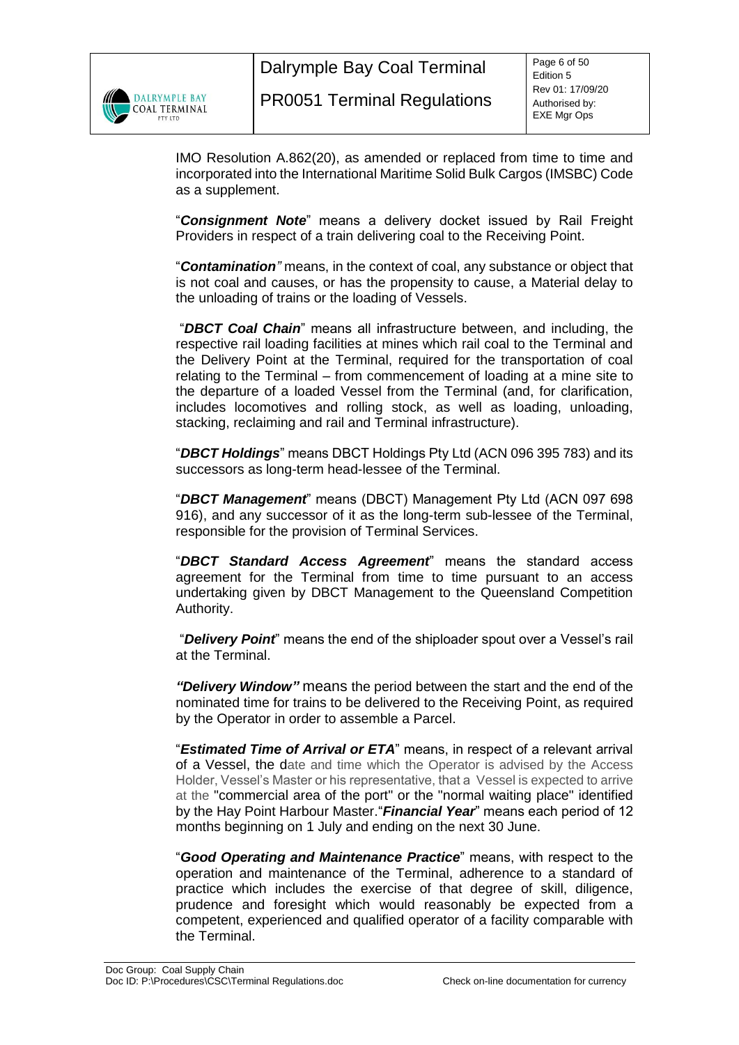IMO Resolution A.862(20), as amended or replaced from time to time and incorporated into the International Maritime Solid Bulk Cargos (IMSBC) Code as a supplement.

"***Consignment Note***" means a delivery docket issued by Rail Freight Providers in respect of a train delivering coal to the Receiving Point.

"***Contamination***" means, in the context of coal, any substance or object that is not coal and causes, or has the propensity to cause, a Material delay to the unloading of trains or the loading of Vessels.

"***DBCT Coal Chain***" means all infrastructure between, and including, the respective rail loading facilities at mines which rail coal to the Terminal and the Delivery Point at the Terminal, required for the transportation of coal relating to the Terminal – from commencement of loading at a mine site to the departure of a loaded Vessel from the Terminal (and, for clarification, includes locomotives and rolling stock, as well as loading, unloading, stacking, reclaiming and rail and Terminal infrastructure).

"***DBCT Holdings***" means DBCT Holdings Pty Ltd (ACN 096 395 783) and its successors as long-term head-lessee of the Terminal.

"***DBCT Management***" means (DBCT) Management Pty Ltd (ACN 097 698 916), and any successor of it as the long-term sub-lessee of the Terminal, responsible for the provision of Terminal Services.

"***DBCT Standard Access Agreement***" means the standard access agreement for the Terminal from time to time pursuant to an access undertaking given by DBCT Management to the Queensland Competition Authority.

"***Delivery Point***" means the end of the shiploader spout over a Vessel's rail at the Terminal.

***"Delivery Window"*** means the period between the start and the end of the nominated time for trains to be delivered to the Receiving Point, as required by the Operator in order to assemble a Parcel.

"***Estimated Time of Arrival or ETA***" means, in respect of a relevant arrival of a Vessel, the date and time which the Operator is advised by the Access Holder, Vessel's Master or his representative, that a Vessel is expected to arrive at the "commercial area of the port" or the "normal waiting place" identified by the Hay Point Harbour Master."***Financial Year***" means each period of 12 months beginning on 1 July and ending on the next 30 June.

"***Good Operating and Maintenance Practice***" means, with respect to the operation and maintenance of the Terminal, adherence to a standard of practice which includes the exercise of that degree of skill, diligence, prudence and foresight which would reasonably be expected from a competent, experienced and qualified operator of a facility comparable with the Terminal.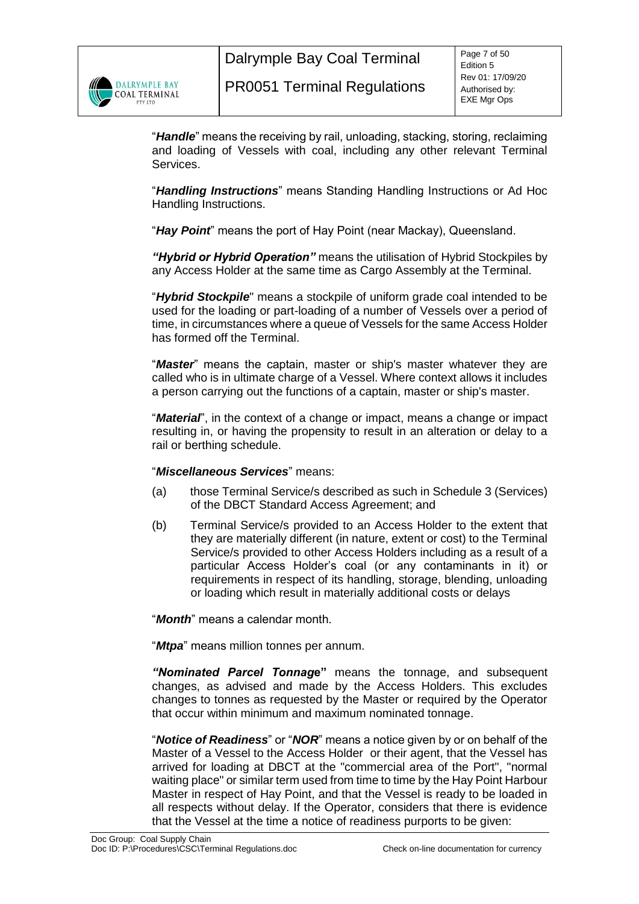"***Handle***" means the receiving by rail, unloading, stacking, storing, reclaiming and loading of Vessels with coal, including any other relevant Terminal Services.

"***Handling Instructions***" means Standing Handling Instructions or Ad Hoc Handling Instructions.

"***Hay Point***" means the port of Hay Point (near Mackay), Queensland.

***"Hybrid or Hybrid Operation"*** means the utilisation of Hybrid Stockpiles by any Access Holder at the same time as Cargo Assembly at the Terminal.

"***Hybrid Stockpile***" means a stockpile of uniform grade coal intended to be used for the loading or part-loading of a number of Vessels over a period of time, in circumstances where a queue of Vessels for the same Access Holder has formed off the Terminal.

"***Master***" means the captain, master or ship's master whatever they are called who is in ultimate charge of a Vessel. Where context allows it includes a person carrying out the functions of a captain, master or ship's master.

"***Material***", in the context of a change or impact, means a change or impact resulting in, or having the propensity to result in an alteration or delay to a rail or berthing schedule.

"***Miscellaneous Services***" means:

(a) those Terminal Service/s described as such in Schedule 3 (Services) of the DBCT Standard Access Agreement; and

(b) Terminal Service/s provided to an Access Holder to the extent that they are materially different (in nature, extent or cost) to the Terminal Service/s provided to other Access Holders including as a result of a particular Access Holder's coal (or any contaminants in it) or requirements in respect of its handling, storage, blending, unloading or loading which result in materially additional costs or delays

"***Month***" means a calendar month.

"***Mtpa***" means million tonnes per annum.

***"Nominated Parcel Tonnage"*** means the tonnage, and subsequent changes, as advised and made by the Access Holders. This excludes changes to tonnes as requested by the Master or required by the Operator that occur within minimum and maximum nominated tonnage.

"***Notice of Readiness***" or "***NOR***" means a notice given by or on behalf of the Master of a Vessel to the Access Holder or their agent, that the Vessel has arrived for loading at DBCT at the "commercial area of the Port", "normal waiting place" or similar term used from time to time by the Hay Point Harbour Master in respect of Hay Point, and that the Vessel is ready to be loaded in all respects without delay. If the Operator, considers that there is evidence that the Vessel at the time a notice of readiness purports to be given: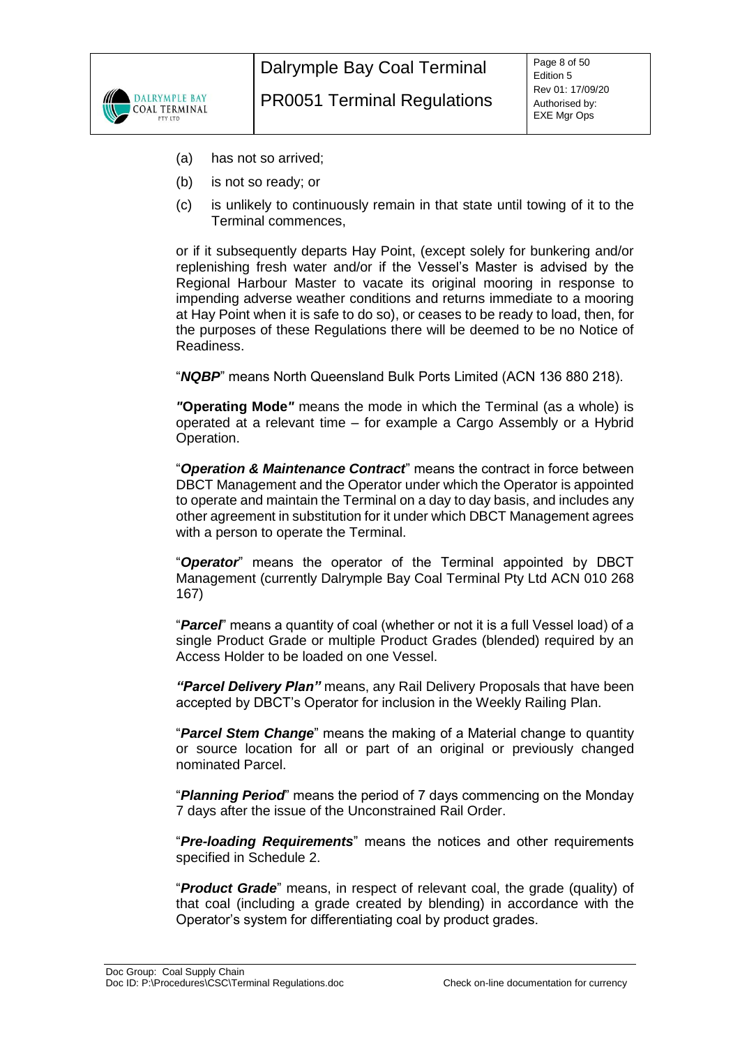(a) has not so arrived;

(b) is not so ready; or

(c) is unlikely to continuously remain in that state until towing of it to the Terminal commences,

or if it subsequently departs Hay Point, (except solely for bunkering and/or replenishing fresh water and/or if the Vessel's Master is advised by the Regional Harbour Master to vacate its original mooring in response to impending adverse weather conditions and returns immediate to a mooring at Hay Point when it is safe to do so), or ceases to be ready to load, then, for the purposes of these Regulations there will be deemed to be no Notice of Readiness.

"***NQBP***" means North Queensland Bulk Ports Limited (ACN 136 880 218).

***"*Operating Mode*"*** means the mode in which the Terminal (as a whole) is operated at a relevant time – for example a Cargo Assembly or a Hybrid Operation.

"***Operation & Maintenance Contract***" means the contract in force between DBCT Management and the Operator under which the Operator is appointed to operate and maintain the Terminal on a day to day basis, and includes any other agreement in substitution for it under which DBCT Management agrees with a person to operate the Terminal.

"***Operator***" means the operator of the Terminal appointed by DBCT Management (currently Dalrymple Bay Coal Terminal Pty Ltd ACN 010 268 167)

"***Parcel***" means a quantity of coal (whether or not it is a full Vessel load) of a single Product Grade or multiple Product Grades (blended) required by an Access Holder to be loaded on one Vessel.

***"Parcel Delivery Plan"*** means, any Rail Delivery Proposals that have been accepted by DBCT's Operator for inclusion in the Weekly Railing Plan.

"***Parcel Stem Change***" means the making of a Material change to quantity or source location for all or part of an original or previously changed nominated Parcel.

"***Planning Period***" means the period of 7 days commencing on the Monday 7 days after the issue of the Unconstrained Rail Order.

"***Pre-loading Requirements***" means the notices and other requirements specified in Schedule 2.

"***Product Grade***" means, in respect of relevant coal, the grade (quality) of that coal (including a grade created by blending) in accordance with the Operator's system for differentiating coal by product grades.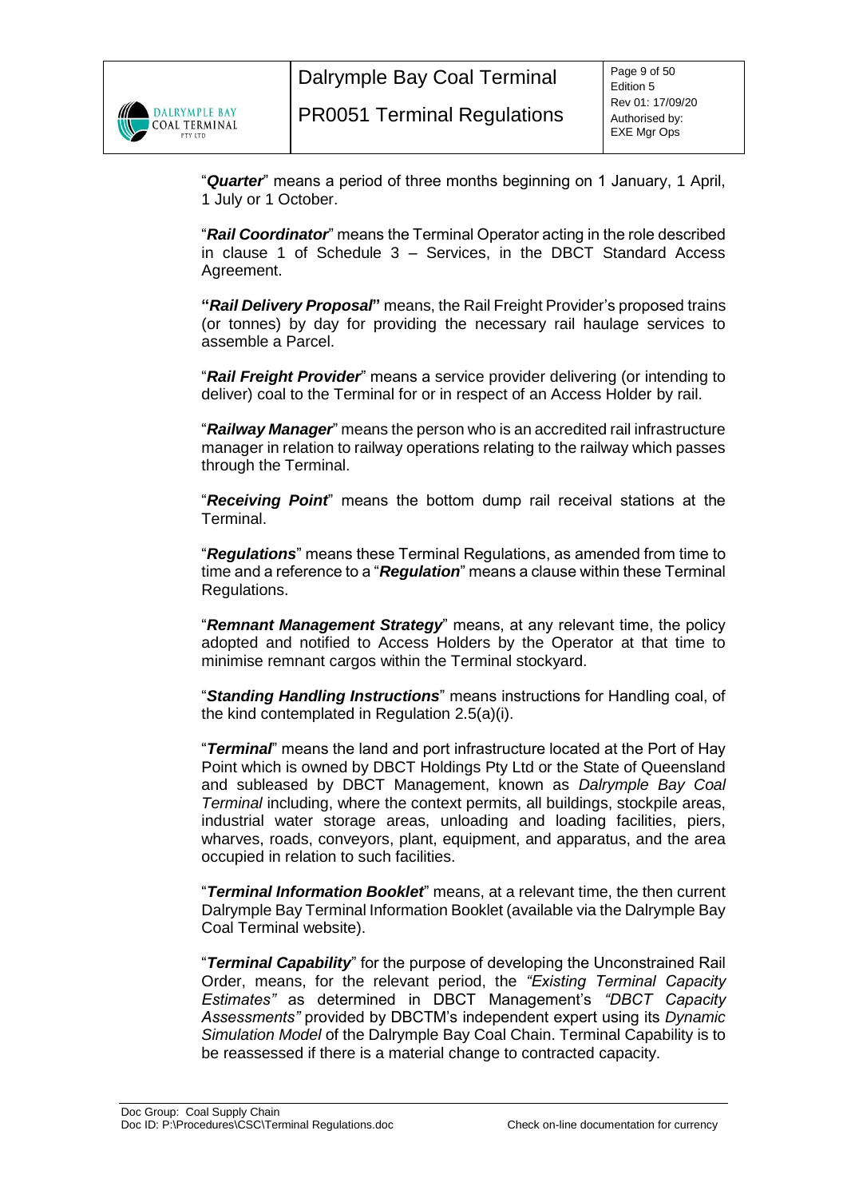"***Quarter***" means a period of three months beginning on 1 January, 1 April, 1 July or 1 October.

"***Rail Coordinator***" means the Terminal Operator acting in the role described in clause 1 of Schedule 3 – Services, in the DBCT Standard Access Agreement.

**"*Rail Delivery Proposal*"** means, the Rail Freight Provider's proposed trains (or tonnes) by day for providing the necessary rail haulage services to assemble a Parcel.

"***Rail Freight Provider***" means a service provider delivering (or intending to deliver) coal to the Terminal for or in respect of an Access Holder by rail.

"***Railway Manager***" means the person who is an accredited rail infrastructure manager in relation to railway operations relating to the railway which passes through the Terminal.

"***Receiving Point***" means the bottom dump rail receival stations at the Terminal.

"***Regulations***" means these Terminal Regulations, as amended from time to time and a reference to a "***Regulation***" means a clause within these Terminal Regulations.

"***Remnant Management Strategy***" means, at any relevant time, the policy adopted and notified to Access Holders by the Operator at that time to minimise remnant cargos within the Terminal stockyard.

"***Standing Handling Instructions***" means instructions for Handling coal, of the kind contemplated in Regulation 2.5(a)(i).

"***Terminal***" means the land and port infrastructure located at the Port of Hay Point which is owned by DBCT Holdings Pty Ltd or the State of Queensland and subleased by DBCT Management, known as *Dalrymple Bay Coal Terminal* including, where the context permits, all buildings, stockpile areas, industrial water storage areas, unloading and loading facilities, piers, wharves, roads, conveyors, plant, equipment, and apparatus, and the area occupied in relation to such facilities.

"***Terminal Information Booklet***" means, at a relevant time, the then current Dalrymple Bay Terminal Information Booklet (available via the Dalrymple Bay Coal Terminal website).

"***Terminal Capability***" for the purpose of developing the Unconstrained Rail Order, means, for the relevant period, the *"Existing Terminal Capacity Estimates"* as determined in DBCT Management's *"DBCT Capacity Assessments"* provided by DBCTM's independent expert using its *Dynamic Simulation Model* of the Dalrymple Bay Coal Chain. Terminal Capability is to be reassessed if there is a material change to contracted capacity.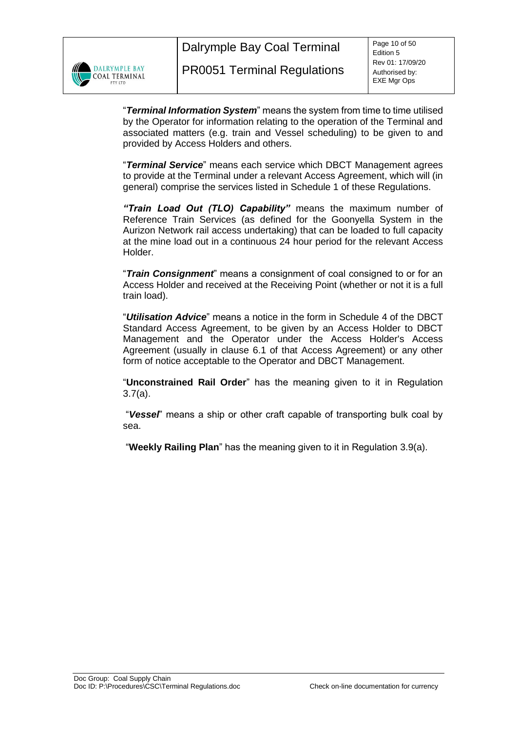"***Terminal Information System***" means the system from time to time utilised by the Operator for information relating to the operation of the Terminal and associated matters (e.g. train and Vessel scheduling) to be given to and provided by Access Holders and others.

"***Terminal Service***" means each service which DBCT Management agrees to provide at the Terminal under a relevant Access Agreement, which will (in general) comprise the services listed in Schedule 1 of these Regulations.

***"Train Load Out (TLO) Capability"*** means the maximum number of Reference Train Services (as defined for the Goonyella System in the Aurizon Network rail access undertaking) that can be loaded to full capacity at the mine load out in a continuous 24 hour period for the relevant Access Holder.

"***Train Consignment***" means a consignment of coal consigned to or for an Access Holder and received at the Receiving Point (whether or not it is a full train load).

"***Utilisation Advice***" means a notice in the form in Schedule 4 of the DBCT Standard Access Agreement, to be given by an Access Holder to DBCT Management and the Operator under the Access Holder's Access Agreement (usually in clause 6.1 of that Access Agreement) or any other form of notice acceptable to the Operator and DBCT Management.

"**Unconstrained Rail Order**" has the meaning given to it in Regulation 3.7(a).

"***Vessel***" means a ship or other craft capable of transporting bulk coal by sea.

"**Weekly Railing Plan**" has the meaning given to it in Regulation 3.9(a).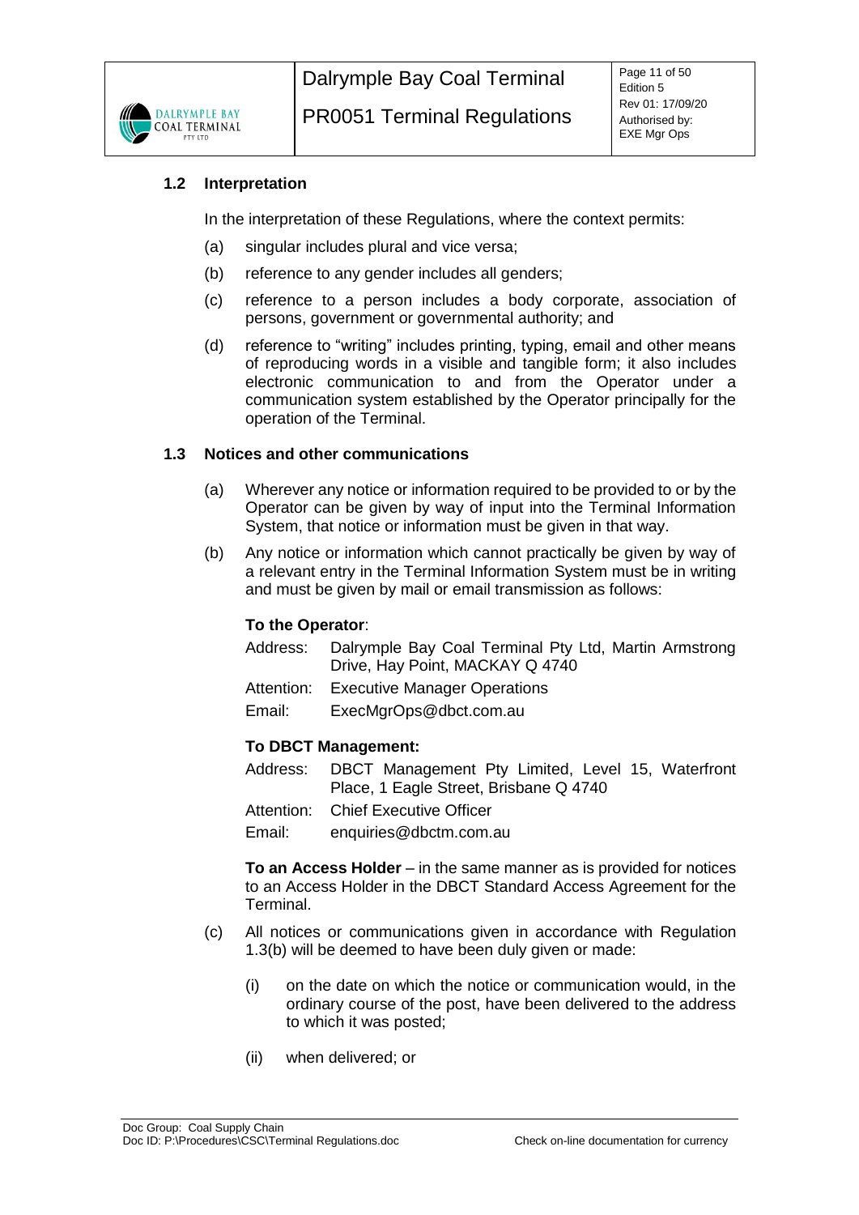### 1.2 Interpretation

In the interpretation of these Regulations, where the context permits:

(a) singular includes plural and vice versa;

(b) reference to any gender includes all genders;

(c) reference to a person includes a body corporate, association of persons, government or governmental authority; and

(d) reference to "writing" includes printing, typing, email and other means of reproducing words in a visible and tangible form; it also includes electronic communication to and from the Operator under a communication system established by the Operator principally for the operation of the Terminal.

### 1.3 Notices and other communications

(a) Wherever any notice or information required to be provided to or by the Operator can be given by way of input into the Terminal Information System, that notice or information must be given in that way.

(b) Any notice or information which cannot practically be given by way of a relevant entry in the Terminal Information System must be in writing and must be given by mail or email transmission as follows:

**To the Operator**:

Address: Dalrymple Bay Coal Terminal Pty Ltd, Martin Armstrong Drive, Hay Point, MACKAY Q 4740

Attention: Executive Manager Operations

Email: ExecMgrOps@dbct.com.au

**To DBCT Management:**

Address: DBCT Management Pty Limited, Level 15, Waterfront Place, 1 Eagle Street, Brisbane Q 4740

Attention: Chief Executive Officer

Email: enquiries@dbctm.com.au

**To an Access Holder** – in the same manner as is provided for notices to an Access Holder in the DBCT Standard Access Agreement for the Terminal.

(c) All notices or communications given in accordance with Regulation 1.3(b) will be deemed to have been duly given or made:

(i) on the date on which the notice or communication would, in the ordinary course of the post, have been delivered to the address to which it was posted;

(ii) when delivered; or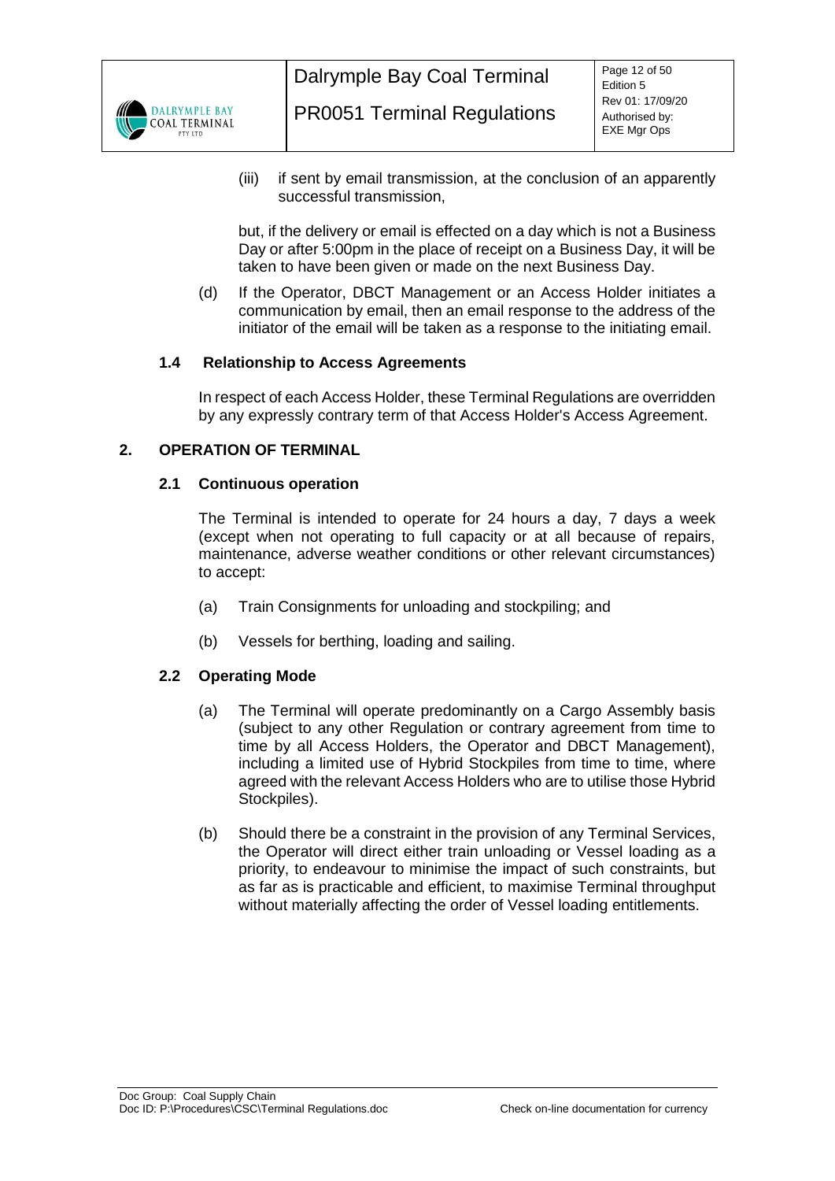(iii) if sent by email transmission, at the conclusion of an apparently successful transmission,

but, if the delivery or email is effected on a day which is not a Business Day or after 5:00pm in the place of receipt on a Business Day, it will be taken to have been given or made on the next Business Day.

(d) If the Operator, DBCT Management or an Access Holder initiates a communication by email, then an email response to the address of the initiator of the email will be taken as a response to the initiating email.

### 1.4 Relationship to Access Agreements

In respect of each Access Holder, these Terminal Regulations are overridden by any expressly contrary term of that Access Holder's Access Agreement.

## 2. OPERATION OF TERMINAL

### 2.1 Continuous operation

The Terminal is intended to operate for 24 hours a day, 7 days a week (except when not operating to full capacity or at all because of repairs, maintenance, adverse weather conditions or other relevant circumstances) to accept:

(a) Train Consignments for unloading and stockpiling; and

(b) Vessels for berthing, loading and sailing.

### 2.2 Operating Mode

(a) The Terminal will operate predominantly on a Cargo Assembly basis (subject to any other Regulation or contrary agreement from time to time by all Access Holders, the Operator and DBCT Management), including a limited use of Hybrid Stockpiles from time to time, where agreed with the relevant Access Holders who are to utilise those Hybrid Stockpiles).

(b) Should there be a constraint in the provision of any Terminal Services, the Operator will direct either train unloading or Vessel loading as a priority, to endeavour to minimise the impact of such constraints, but as far as is practicable and efficient, to maximise Terminal throughput without materially affecting the order of Vessel loading entitlements.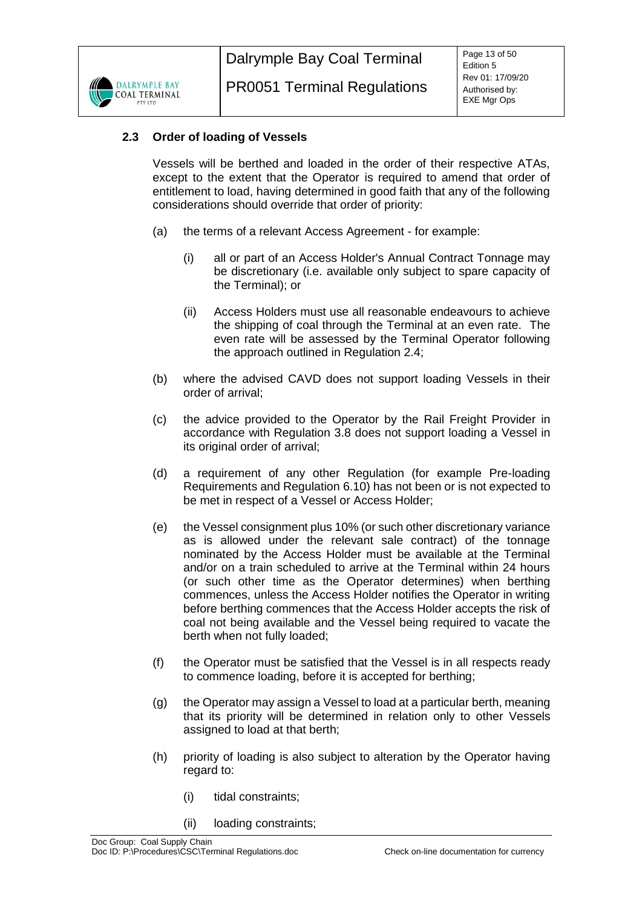### 2.3 Order of loading of Vessels

Vessels will be berthed and loaded in the order of their respective ATAs, except to the extent that the Operator is required to amend that order of entitlement to load, having determined in good faith that any of the following considerations should override that order of priority:

(a) the terms of a relevant Access Agreement - for example:

  (i) all or part of an Access Holder's Annual Contract Tonnage may be discretionary (i.e. available only subject to spare capacity of the Terminal); or

  (ii) Access Holders must use all reasonable endeavours to achieve the shipping of coal through the Terminal at an even rate. The even rate will be assessed by the Terminal Operator following the approach outlined in Regulation 2.4;

(b) where the advised CAVD does not support loading Vessels in their order of arrival;

(c) the advice provided to the Operator by the Rail Freight Provider in accordance with Regulation 3.8 does not support loading a Vessel in its original order of arrival;

(d) a requirement of any other Regulation (for example Pre-loading Requirements and Regulation 6.10) has not been or is not expected to be met in respect of a Vessel or Access Holder;

(e) the Vessel consignment plus 10% (or such other discretionary variance as is allowed under the relevant sale contract) of the tonnage nominated by the Access Holder must be available at the Terminal and/or on a train scheduled to arrive at the Terminal within 24 hours (or such other time as the Operator determines) when berthing commences, unless the Access Holder notifies the Operator in writing before berthing commences that the Access Holder accepts the risk of coal not being available and the Vessel being required to vacate the berth when not fully loaded;

(f) the Operator must be satisfied that the Vessel is in all respects ready to commence loading, before it is accepted for berthing;

(g) the Operator may assign a Vessel to load at a particular berth, meaning that its priority will be determined in relation only to other Vessels assigned to load at that berth;

(h) priority of loading is also subject to alteration by the Operator having regard to:

  (i) tidal constraints;

  (ii) loading constraints;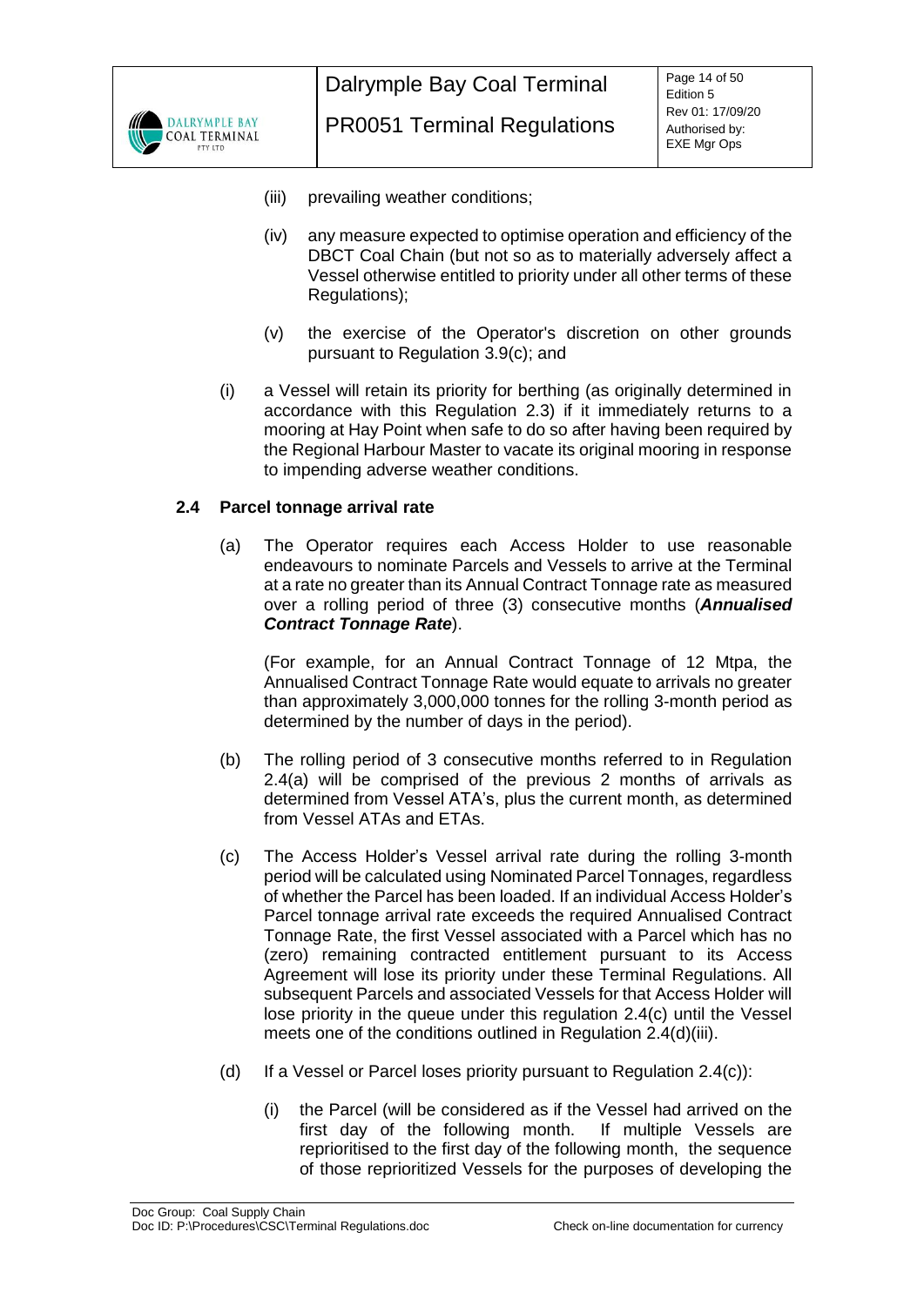(iii) prevailing weather conditions;

(iv) any measure expected to optimise operation and efficiency of the DBCT Coal Chain (but not so as to materially adversely affect a Vessel otherwise entitled to priority under all other terms of these Regulations);

(v) the exercise of the Operator's discretion on other grounds pursuant to Regulation 3.9(c); and

(i) a Vessel will retain its priority for berthing (as originally determined in accordance with this Regulation 2.3) if it immediately returns to a mooring at Hay Point when safe to do so after having been required by the Regional Harbour Master to vacate its original mooring in response to impending adverse weather conditions.

### 2.4 Parcel tonnage arrival rate

(a) The Operator requires each Access Holder to use reasonable endeavours to nominate Parcels and Vessels to arrive at the Terminal at a rate no greater than its Annual Contract Tonnage rate as measured over a rolling period of three (3) consecutive months (***Annualised Contract Tonnage Rate***).

(For example, for an Annual Contract Tonnage of 12 Mtpa, the Annualised Contract Tonnage Rate would equate to arrivals no greater than approximately 3,000,000 tonnes for the rolling 3-month period as determined by the number of days in the period).

(b) The rolling period of 3 consecutive months referred to in Regulation 2.4(a) will be comprised of the previous 2 months of arrivals as determined from Vessel ATA's, plus the current month, as determined from Vessel ATAs and ETAs.

(c) The Access Holder's Vessel arrival rate during the rolling 3-month period will be calculated using Nominated Parcel Tonnages, regardless of whether the Parcel has been loaded. If an individual Access Holder's Parcel tonnage arrival rate exceeds the required Annualised Contract Tonnage Rate, the first Vessel associated with a Parcel which has no (zero) remaining contracted entitlement pursuant to its Access Agreement will lose its priority under these Terminal Regulations. All subsequent Parcels and associated Vessels for that Access Holder will lose priority in the queue under this regulation 2.4(c) until the Vessel meets one of the conditions outlined in Regulation 2.4(d)(iii).

(d) If a Vessel or Parcel loses priority pursuant to Regulation 2.4(c)):

(i) the Parcel (will be considered as if the Vessel had arrived on the first day of the following month. If multiple Vessels are reprioritised to the first day of the following month, the sequence of those reprioritized Vessels for the purposes of developing the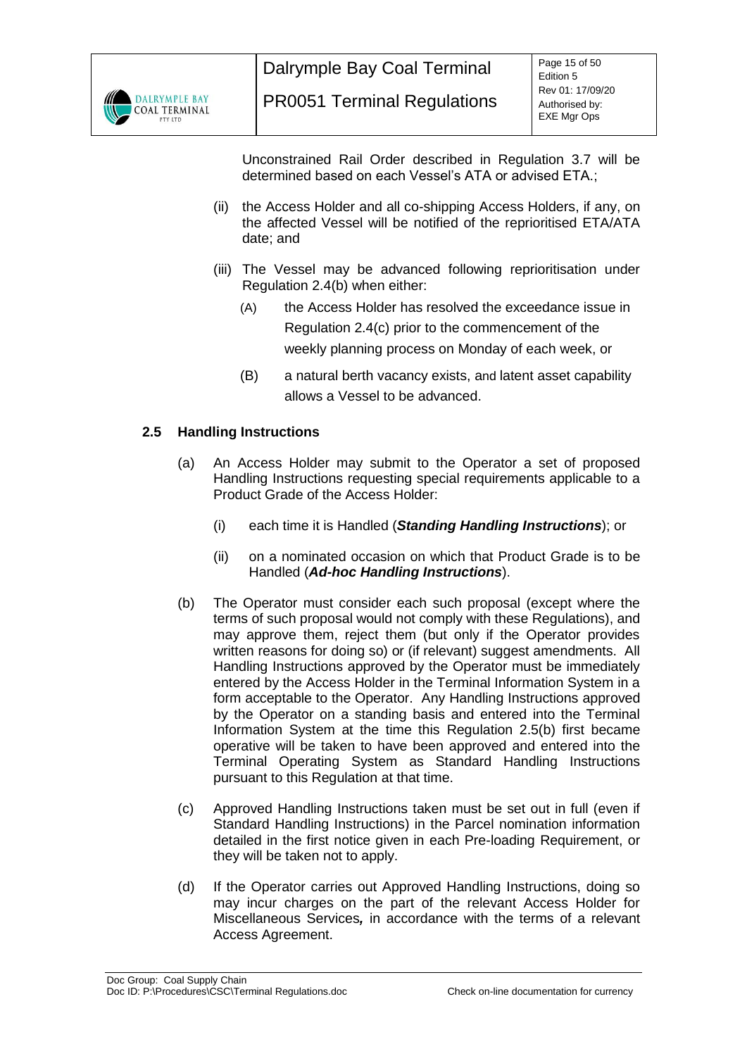Unconstrained Rail Order described in Regulation 3.7 will be determined based on each Vessel's ATA or advised ETA.;

(ii) the Access Holder and all co-shipping Access Holders, if any, on the affected Vessel will be notified of the reprioritised ETA/ATA date; and

(iii) The Vessel may be advanced following reprioritisation under Regulation 2.4(b) when either:

(A) the Access Holder has resolved the exceedance issue in Regulation 2.4(c) prior to the commencement of the weekly planning process on Monday of each week, or

(B) a natural berth vacancy exists, and latent asset capability allows a Vessel to be advanced.

### 2.5 Handling Instructions

(a) An Access Holder may submit to the Operator a set of proposed Handling Instructions requesting special requirements applicable to a Product Grade of the Access Holder:

(i) each time it is Handled (***Standing Handling Instructions***); or

(ii) on a nominated occasion on which that Product Grade is to be Handled (***Ad-hoc Handling Instructions***).

(b) The Operator must consider each such proposal (except where the terms of such proposal would not comply with these Regulations), and may approve them, reject them (but only if the Operator provides written reasons for doing so) or (if relevant) suggest amendments. All Handling Instructions approved by the Operator must be immediately entered by the Access Holder in the Terminal Information System in a form acceptable to the Operator. Any Handling Instructions approved by the Operator on a standing basis and entered into the Terminal Information System at the time this Regulation 2.5(b) first became operative will be taken to have been approved and entered into the Terminal Operating System as Standard Handling Instructions pursuant to this Regulation at that time.

(c) Approved Handling Instructions taken must be set out in full (even if Standard Handling Instructions) in the Parcel nomination information detailed in the first notice given in each Pre-loading Requirement, or they will be taken not to apply.

(d) If the Operator carries out Approved Handling Instructions, doing so may incur charges on the part of the relevant Access Holder for Miscellaneous Services***,*** in accordance with the terms of a relevant Access Agreement.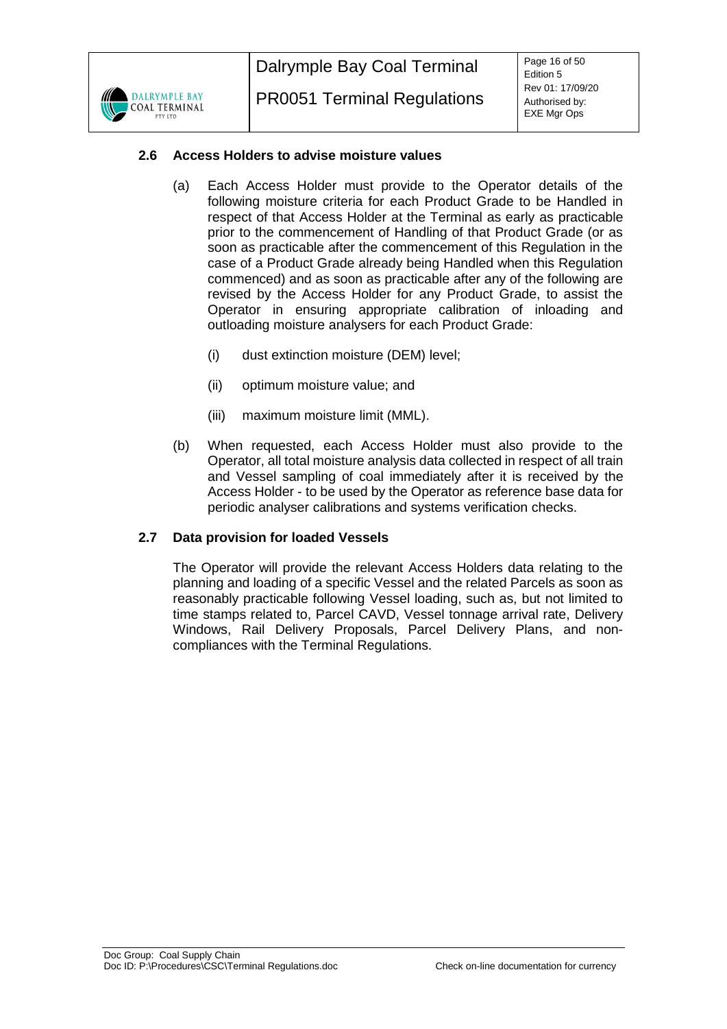### 2.6 Access Holders to advise moisture values

(a) Each Access Holder must provide to the Operator details of the following moisture criteria for each Product Grade to be Handled in respect of that Access Holder at the Terminal as early as practicable prior to the commencement of Handling of that Product Grade (or as soon as practicable after the commencement of this Regulation in the case of a Product Grade already being Handled when this Regulation commenced) and as soon as practicable after any of the following are revised by the Access Holder for any Product Grade, to assist the Operator in ensuring appropriate calibration of inloading and outloading moisture analysers for each Product Grade:

(i) dust extinction moisture (DEM) level;

(ii) optimum moisture value; and

(iii) maximum moisture limit (MML).

(b) When requested, each Access Holder must also provide to the Operator, all total moisture analysis data collected in respect of all train and Vessel sampling of coal immediately after it is received by the Access Holder - to be used by the Operator as reference base data for periodic analyser calibrations and systems verification checks.

### 2.7 Data provision for loaded Vessels

The Operator will provide the relevant Access Holders data relating to the planning and loading of a specific Vessel and the related Parcels as soon as reasonably practicable following Vessel loading, such as, but not limited to time stamps related to, Parcel CAVD, Vessel tonnage arrival rate, Delivery Windows, Rail Delivery Proposals, Parcel Delivery Plans, and non-compliances with the Terminal Regulations.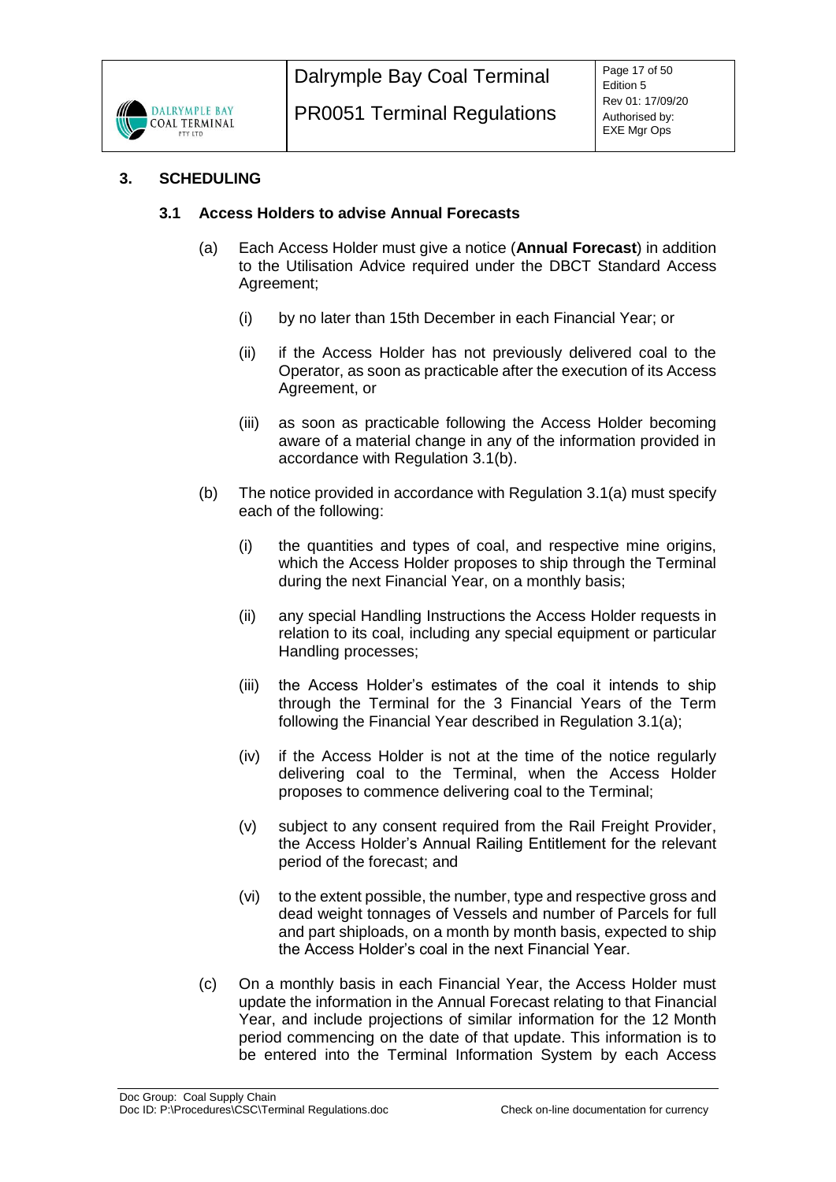## 3. SCHEDULING

### 3.1 Access Holders to advise Annual Forecasts

(a) Each Access Holder must give a notice (**Annual Forecast**) in addition to the Utilisation Advice required under the DBCT Standard Access Agreement;

   (i) by no later than 15th December in each Financial Year; or

   (ii) if the Access Holder has not previously delivered coal to the Operator, as soon as practicable after the execution of its Access Agreement, or

   (iii) as soon as practicable following the Access Holder becoming aware of a material change in any of the information provided in accordance with Regulation 3.1(b).

(b) The notice provided in accordance with Regulation 3.1(a) must specify each of the following:

   (i) the quantities and types of coal, and respective mine origins, which the Access Holder proposes to ship through the Terminal during the next Financial Year, on a monthly basis;

   (ii) any special Handling Instructions the Access Holder requests in relation to its coal, including any special equipment or particular Handling processes;

   (iii) the Access Holder's estimates of the coal it intends to ship through the Terminal for the 3 Financial Years of the Term following the Financial Year described in Regulation 3.1(a);

   (iv) if the Access Holder is not at the time of the notice regularly delivering coal to the Terminal, when the Access Holder proposes to commence delivering coal to the Terminal;

   (v) subject to any consent required from the Rail Freight Provider, the Access Holder's Annual Railing Entitlement for the relevant period of the forecast; and

   (vi) to the extent possible, the number, type and respective gross and dead weight tonnages of Vessels and number of Parcels for full and part shiploads, on a month by month basis, expected to ship the Access Holder's coal in the next Financial Year.

(c) On a monthly basis in each Financial Year, the Access Holder must update the information in the Annual Forecast relating to that Financial Year, and include projections of similar information for the 12 Month period commencing on the date of that update. This information is to be entered into the Terminal Information System by each Access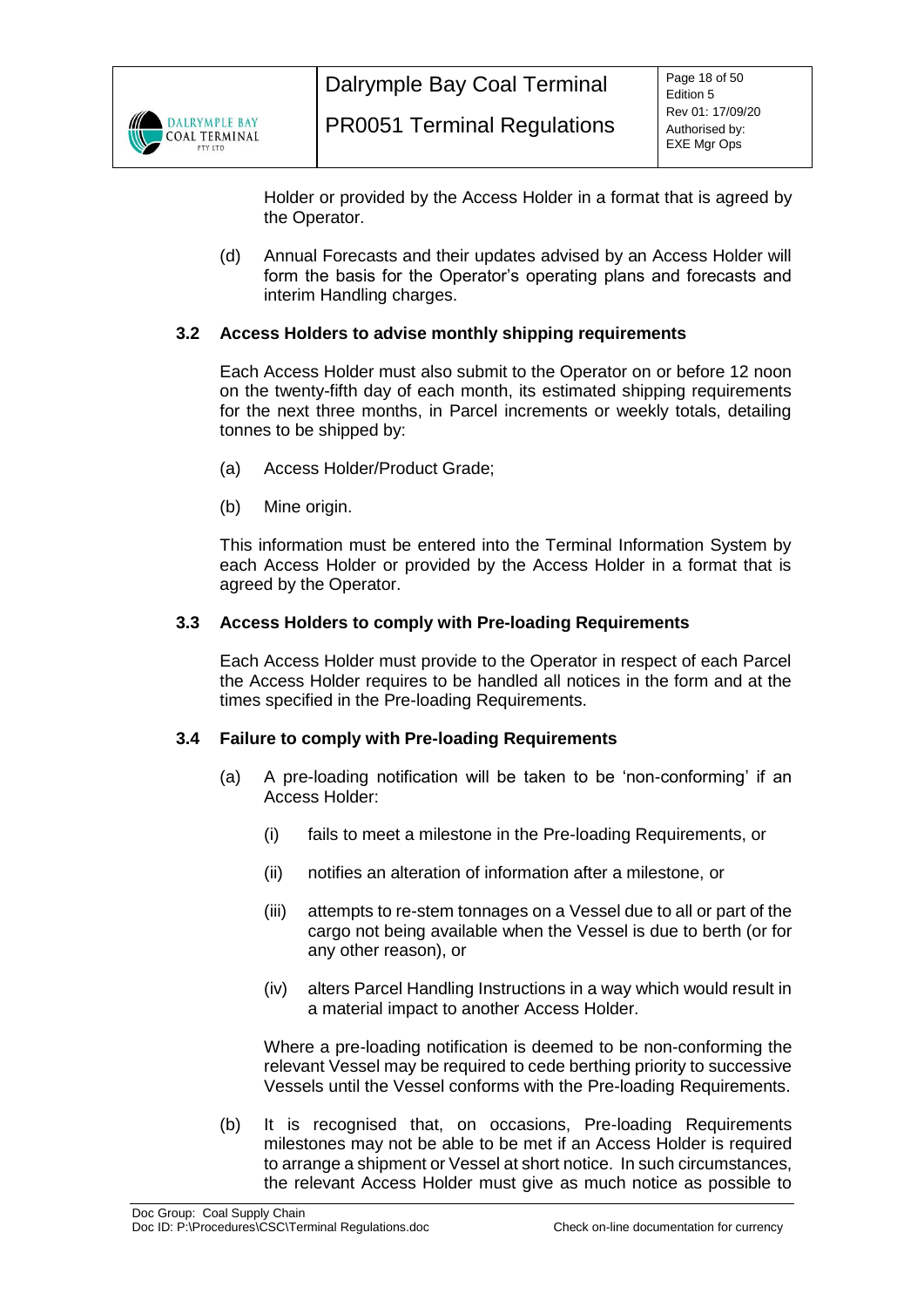Holder or provided by the Access Holder in a format that is agreed by the Operator.

(d) Annual Forecasts and their updates advised by an Access Holder will form the basis for the Operator's operating plans and forecasts and interim Handling charges.

### 3.2 Access Holders to advise monthly shipping requirements

Each Access Holder must also submit to the Operator on or before 12 noon on the twenty-fifth day of each month, its estimated shipping requirements for the next three months, in Parcel increments or weekly totals, detailing tonnes to be shipped by:

(a) Access Holder/Product Grade;

(b) Mine origin.

This information must be entered into the Terminal Information System by each Access Holder or provided by the Access Holder in a format that is agreed by the Operator.

### 3.3 Access Holders to comply with Pre-loading Requirements

Each Access Holder must provide to the Operator in respect of each Parcel the Access Holder requires to be handled all notices in the form and at the times specified in the Pre-loading Requirements.

### 3.4 Failure to comply with Pre-loading Requirements

(a) A pre-loading notification will be taken to be 'non-conforming' if an Access Holder:

(i) fails to meet a milestone in the Pre-loading Requirements, or

(ii) notifies an alteration of information after a milestone, or

(iii) attempts to re-stem tonnages on a Vessel due to all or part of the cargo not being available when the Vessel is due to berth (or for any other reason), or

(iv) alters Parcel Handling Instructions in a way which would result in a material impact to another Access Holder.

Where a pre-loading notification is deemed to be non-conforming the relevant Vessel may be required to cede berthing priority to successive Vessels until the Vessel conforms with the Pre-loading Requirements.

(b) It is recognised that, on occasions, Pre-loading Requirements milestones may not be able to be met if an Access Holder is required to arrange a shipment or Vessel at short notice. In such circumstances, the relevant Access Holder must give as much notice as possible to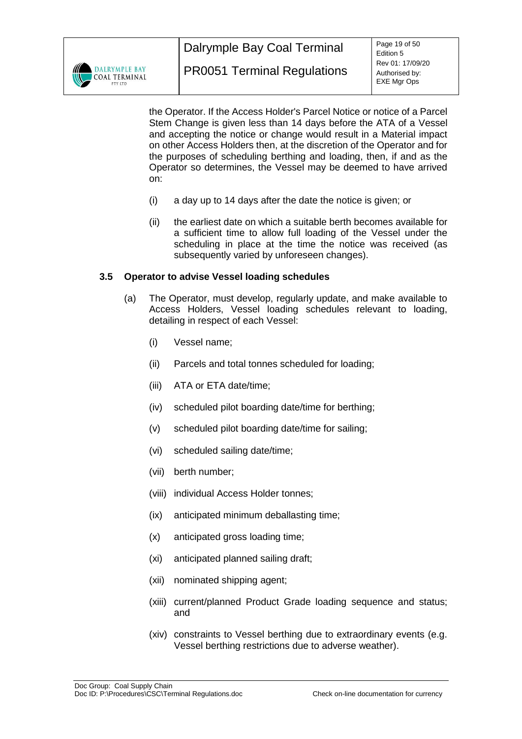the Operator. If the Access Holder's Parcel Notice or notice of a Parcel Stem Change is given less than 14 days before the ATA of a Vessel and accepting the notice or change would result in a Material impact on other Access Holders then, at the discretion of the Operator and for the purposes of scheduling berthing and loading, then, if and as the Operator so determines, the Vessel may be deemed to have arrived on:

(i) a day up to 14 days after the date the notice is given; or

(ii) the earliest date on which a suitable berth becomes available for a sufficient time to allow full loading of the Vessel under the scheduling in place at the time the notice was received (as subsequently varied by unforeseen changes).

### 3.5 Operator to advise Vessel loading schedules

(a) The Operator, must develop, regularly update, and make available to Access Holders, Vessel loading schedules relevant to loading, detailing in respect of each Vessel:

(i) Vessel name;

(ii) Parcels and total tonnes scheduled for loading;

(iii) ATA or ETA date/time;

(iv) scheduled pilot boarding date/time for berthing;

(v) scheduled pilot boarding date/time for sailing;

(vi) scheduled sailing date/time;

(vii) berth number;

(viii) individual Access Holder tonnes;

(ix) anticipated minimum deballasting time;

(x) anticipated gross loading time;

(xi) anticipated planned sailing draft;

(xii) nominated shipping agent;

(xiii) current/planned Product Grade loading sequence and status; and

(xiv) constraints to Vessel berthing due to extraordinary events (e.g. Vessel berthing restrictions due to adverse weather).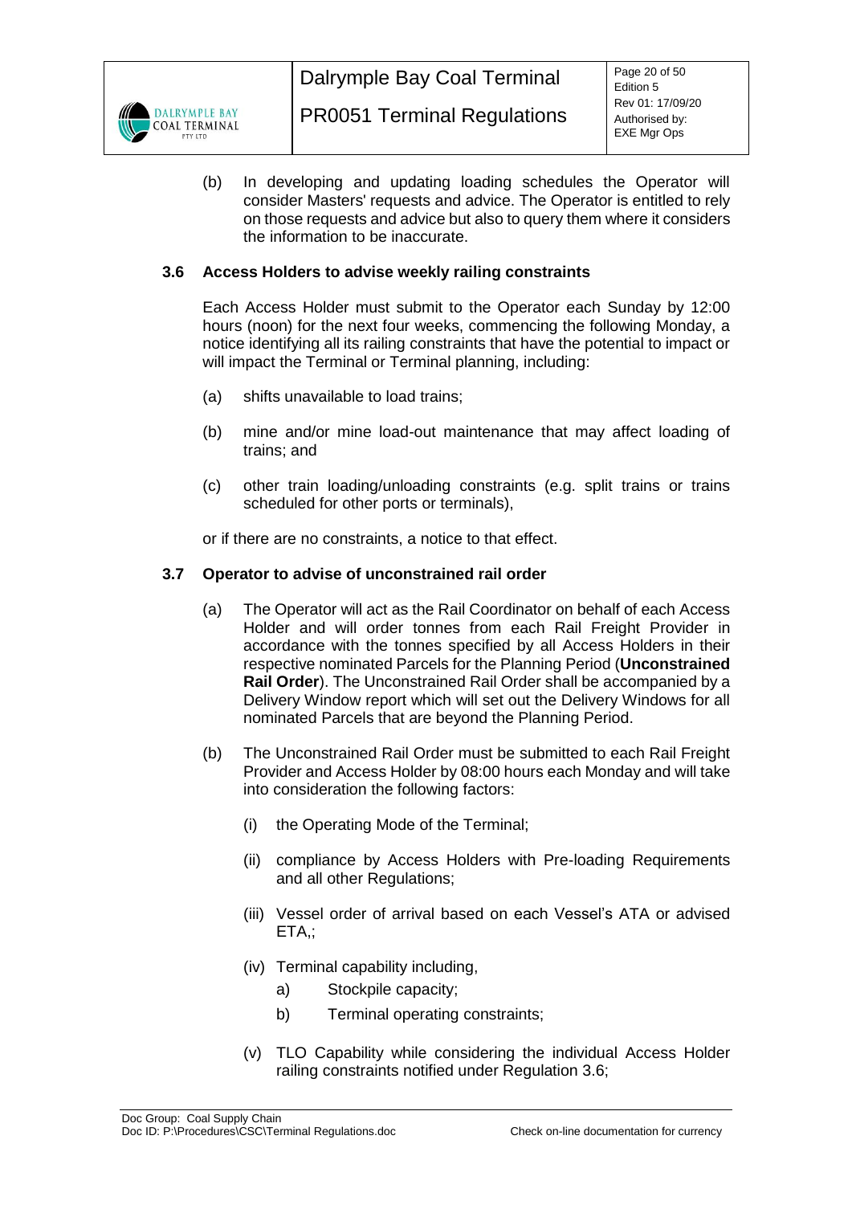(b) In developing and updating loading schedules the Operator will consider Masters' requests and advice. The Operator is entitled to rely on those requests and advice but also to query them where it considers the information to be inaccurate.

### 3.6 Access Holders to advise weekly railing constraints

Each Access Holder must submit to the Operator each Sunday by 12:00 hours (noon) for the next four weeks, commencing the following Monday, a notice identifying all its railing constraints that have the potential to impact or will impact the Terminal or Terminal planning, including:

(a) shifts unavailable to load trains;

(b) mine and/or mine load-out maintenance that may affect loading of trains; and

(c) other train loading/unloading constraints (e.g. split trains or trains scheduled for other ports or terminals),

or if there are no constraints, a notice to that effect.

### 3.7 Operator to advise of unconstrained rail order

(a) The Operator will act as the Rail Coordinator on behalf of each Access Holder and will order tonnes from each Rail Freight Provider in accordance with the tonnes specified by all Access Holders in their respective nominated Parcels for the Planning Period (**Unconstrained Rail Order**). The Unconstrained Rail Order shall be accompanied by a Delivery Window report which will set out the Delivery Windows for all nominated Parcels that are beyond the Planning Period.

(b) The Unconstrained Rail Order must be submitted to each Rail Freight Provider and Access Holder by 08:00 hours each Monday and will take into consideration the following factors:

(i) the Operating Mode of the Terminal;

(ii) compliance by Access Holders with Pre-loading Requirements and all other Regulations;

(iii) Vessel order of arrival based on each Vessel's ATA or advised ETA,;

(iv) Terminal capability including,

a) Stockpile capacity;

b) Terminal operating constraints;

(v) TLO Capability while considering the individual Access Holder railing constraints notified under Regulation 3.6;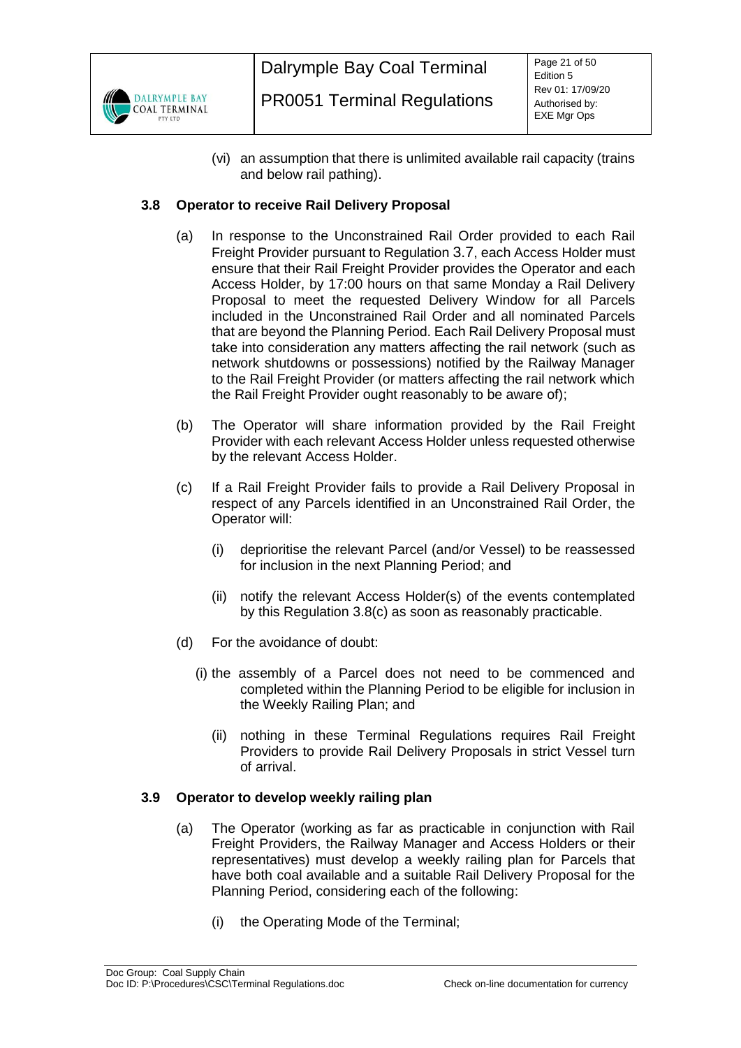(vi) an assumption that there is unlimited available rail capacity (trains and below rail pathing).

### 3.8 Operator to receive Rail Delivery Proposal

(a) In response to the Unconstrained Rail Order provided to each Rail Freight Provider pursuant to Regulation 3.7, each Access Holder must ensure that their Rail Freight Provider provides the Operator and each Access Holder, by 17:00 hours on that same Monday a Rail Delivery Proposal to meet the requested Delivery Window for all Parcels included in the Unconstrained Rail Order and all nominated Parcels that are beyond the Planning Period. Each Rail Delivery Proposal must take into consideration any matters affecting the rail network (such as network shutdowns or possessions) notified by the Railway Manager to the Rail Freight Provider (or matters affecting the rail network which the Rail Freight Provider ought reasonably to be aware of);

(b) The Operator will share information provided by the Rail Freight Provider with each relevant Access Holder unless requested otherwise by the relevant Access Holder.

(c) If a Rail Freight Provider fails to provide a Rail Delivery Proposal in respect of any Parcels identified in an Unconstrained Rail Order, the Operator will:

(i) deprioritise the relevant Parcel (and/or Vessel) to be reassessed for inclusion in the next Planning Period; and

(ii) notify the relevant Access Holder(s) of the events contemplated by this Regulation 3.8(c) as soon as reasonably practicable.

(d) For the avoidance of doubt:

(i) the assembly of a Parcel does not need to be commenced and completed within the Planning Period to be eligible for inclusion in the Weekly Railing Plan; and

(ii) nothing in these Terminal Regulations requires Rail Freight Providers to provide Rail Delivery Proposals in strict Vessel turn of arrival.

### 3.9 Operator to develop weekly railing plan

(a) The Operator (working as far as practicable in conjunction with Rail Freight Providers, the Railway Manager and Access Holders or their representatives) must develop a weekly railing plan for Parcels that have both coal available and a suitable Rail Delivery Proposal for the Planning Period, considering each of the following:

(i) the Operating Mode of the Terminal;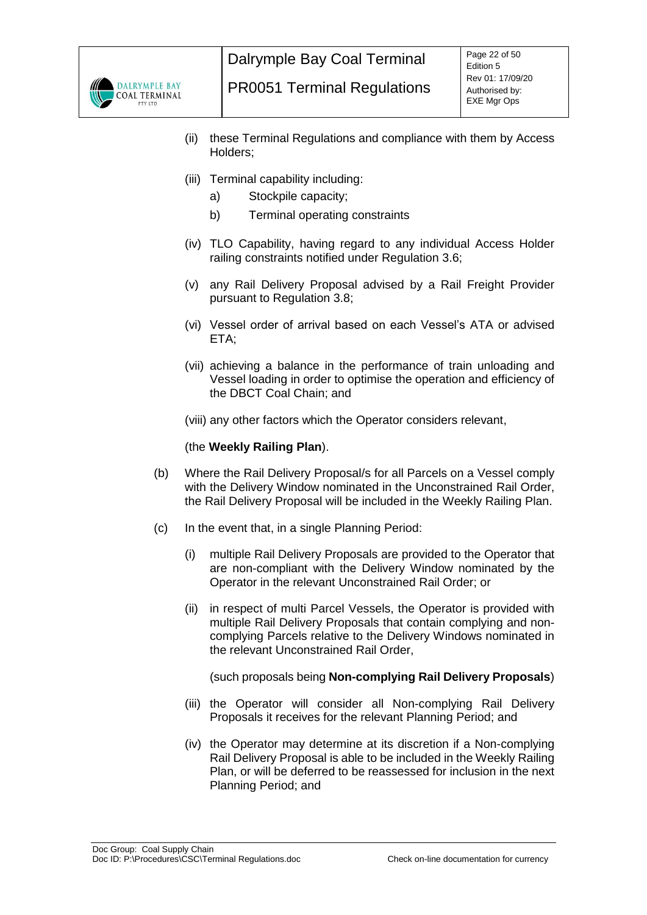(ii) these Terminal Regulations and compliance with them by Access Holders;

(iii) Terminal capability including:

a) Stockpile capacity;

b) Terminal operating constraints

(iv) TLO Capability, having regard to any individual Access Holder railing constraints notified under Regulation 3.6;

(v) any Rail Delivery Proposal advised by a Rail Freight Provider pursuant to Regulation 3.8;

(vi) Vessel order of arrival based on each Vessel's ATA or advised ETA;

(vii) achieving a balance in the performance of train unloading and Vessel loading in order to optimise the operation and efficiency of the DBCT Coal Chain; and

(viii) any other factors which the Operator considers relevant,

(the **Weekly Railing Plan**).

(b) Where the Rail Delivery Proposal/s for all Parcels on a Vessel comply with the Delivery Window nominated in the Unconstrained Rail Order, the Rail Delivery Proposal will be included in the Weekly Railing Plan.

(c) In the event that, in a single Planning Period:

(i) multiple Rail Delivery Proposals are provided to the Operator that are non-compliant with the Delivery Window nominated by the Operator in the relevant Unconstrained Rail Order; or

(ii) in respect of multi Parcel Vessels, the Operator is provided with multiple Rail Delivery Proposals that contain complying and non-complying Parcels relative to the Delivery Windows nominated in the relevant Unconstrained Rail Order,

(such proposals being **Non-complying Rail Delivery Proposals**)

(iii) the Operator will consider all Non-complying Rail Delivery Proposals it receives for the relevant Planning Period; and

(iv) the Operator may determine at its discretion if a Non-complying Rail Delivery Proposal is able to be included in the Weekly Railing Plan, or will be deferred to be reassessed for inclusion in the next Planning Period; and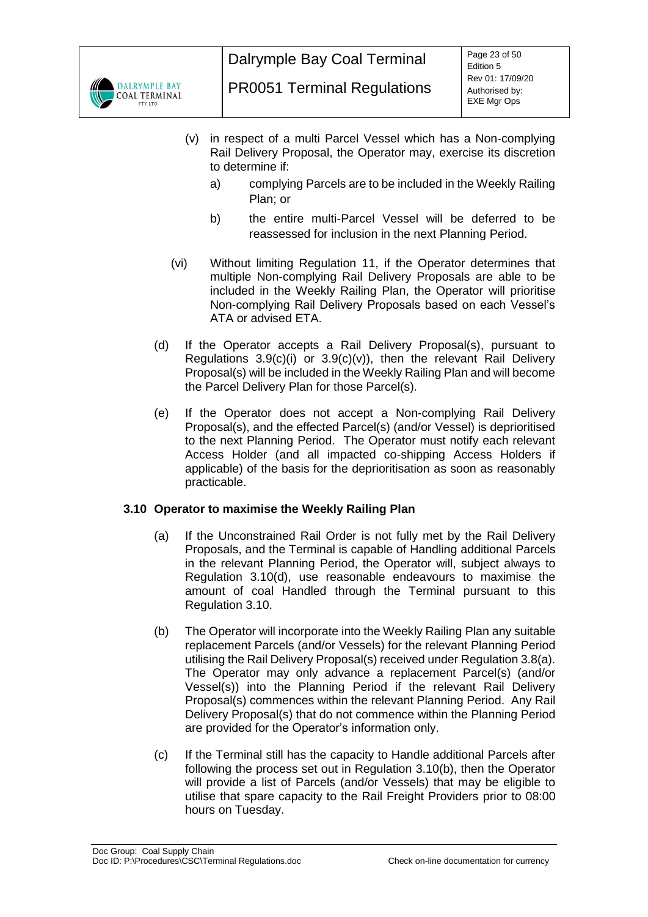(v) in respect of a multi Parcel Vessel which has a Non-complying Rail Delivery Proposal, the Operator may, exercise its discretion to determine if:

a) complying Parcels are to be included in the Weekly Railing Plan; or

b) the entire multi-Parcel Vessel will be deferred to be reassessed for inclusion in the next Planning Period.

(vi) Without limiting Regulation 11, if the Operator determines that multiple Non-complying Rail Delivery Proposals are able to be included in the Weekly Railing Plan, the Operator will prioritise Non-complying Rail Delivery Proposals based on each Vessel's ATA or advised ETA.

(d) If the Operator accepts a Rail Delivery Proposal(s), pursuant to Regulations 3.9(c)(i) or 3.9(c)(v)), then the relevant Rail Delivery Proposal(s) will be included in the Weekly Railing Plan and will become the Parcel Delivery Plan for those Parcel(s).

(e) If the Operator does not accept a Non-complying Rail Delivery Proposal(s), and the effected Parcel(s) (and/or Vessel) is deprioritised to the next Planning Period. The Operator must notify each relevant Access Holder (and all impacted co-shipping Access Holders if applicable) of the basis for the deprioritisation as soon as reasonably practicable.

### 3.10 Operator to maximise the Weekly Railing Plan

(a) If the Unconstrained Rail Order is not fully met by the Rail Delivery Proposals, and the Terminal is capable of Handling additional Parcels in the relevant Planning Period, the Operator will, subject always to Regulation 3.10(d), use reasonable endeavours to maximise the amount of coal Handled through the Terminal pursuant to this Regulation 3.10.

(b) The Operator will incorporate into the Weekly Railing Plan any suitable replacement Parcels (and/or Vessels) for the relevant Planning Period utilising the Rail Delivery Proposal(s) received under Regulation 3.8(a). The Operator may only advance a replacement Parcel(s) (and/or Vessel(s)) into the Planning Period if the relevant Rail Delivery Proposal(s) commences within the relevant Planning Period. Any Rail Delivery Proposal(s) that do not commence within the Planning Period are provided for the Operator's information only.

(c) If the Terminal still has the capacity to Handle additional Parcels after following the process set out in Regulation 3.10(b), then the Operator will provide a list of Parcels (and/or Vessels) that may be eligible to utilise that spare capacity to the Rail Freight Providers prior to 08:00 hours on Tuesday.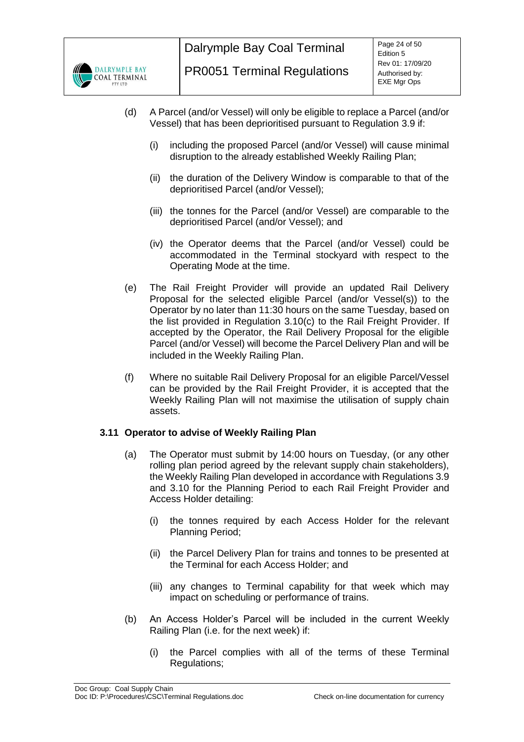(d) A Parcel (and/or Vessel) will only be eligible to replace a Parcel (and/or Vessel) that has been deprioritised pursuant to Regulation 3.9 if:

   (i) including the proposed Parcel (and/or Vessel) will cause minimal disruption to the already established Weekly Railing Plan;

   (ii) the duration of the Delivery Window is comparable to that of the deprioritised Parcel (and/or Vessel);

   (iii) the tonnes for the Parcel (and/or Vessel) are comparable to the deprioritised Parcel (and/or Vessel); and

   (iv) the Operator deems that the Parcel (and/or Vessel) could be accommodated in the Terminal stockyard with respect to the Operating Mode at the time.

(e) The Rail Freight Provider will provide an updated Rail Delivery Proposal for the selected eligible Parcel (and/or Vessel(s)) to the Operator by no later than 11:30 hours on the same Tuesday, based on the list provided in Regulation 3.10(c) to the Rail Freight Provider. If accepted by the Operator, the Rail Delivery Proposal for the eligible Parcel (and/or Vessel) will become the Parcel Delivery Plan and will be included in the Weekly Railing Plan.

(f) Where no suitable Rail Delivery Proposal for an eligible Parcel/Vessel can be provided by the Rail Freight Provider, it is accepted that the Weekly Railing Plan will not maximise the utilisation of supply chain assets.

### 3.11 Operator to advise of Weekly Railing Plan

(a) The Operator must submit by 14:00 hours on Tuesday, (or any other rolling plan period agreed by the relevant supply chain stakeholders), the Weekly Railing Plan developed in accordance with Regulations 3.9 and 3.10 for the Planning Period to each Rail Freight Provider and Access Holder detailing:

   (i) the tonnes required by each Access Holder for the relevant Planning Period;

   (ii) the Parcel Delivery Plan for trains and tonnes to be presented at the Terminal for each Access Holder; and

   (iii) any changes to Terminal capability for that week which may impact on scheduling or performance of trains.

(b) An Access Holder's Parcel will be included in the current Weekly Railing Plan (i.e. for the next week) if:

   (i) the Parcel complies with all of the terms of these Terminal Regulations;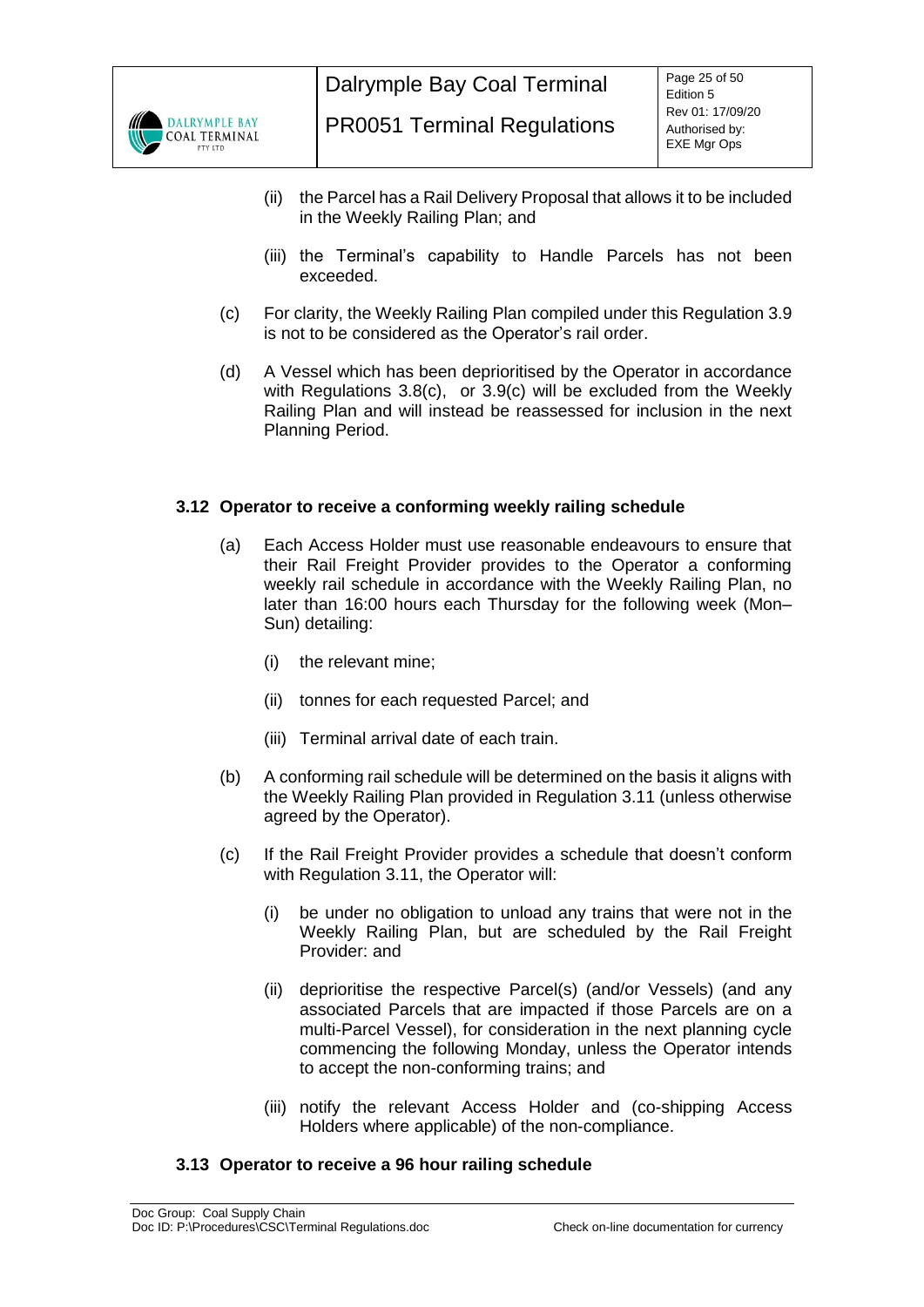(ii) the Parcel has a Rail Delivery Proposal that allows it to be included in the Weekly Railing Plan; and

(iii) the Terminal's capability to Handle Parcels has not been exceeded.

(c) For clarity, the Weekly Railing Plan compiled under this Regulation 3.9 is not to be considered as the Operator's rail order.

(d) A Vessel which has been deprioritised by the Operator in accordance with Regulations 3.8(c), or 3.9(c) will be excluded from the Weekly Railing Plan and will instead be reassessed for inclusion in the next Planning Period.

### 3.12 Operator to receive a conforming weekly railing schedule

(a) Each Access Holder must use reasonable endeavours to ensure that their Rail Freight Provider provides to the Operator a conforming weekly rail schedule in accordance with the Weekly Railing Plan, no later than 16:00 hours each Thursday for the following week (Mon–Sun) detailing:

(i) the relevant mine;

(ii) tonnes for each requested Parcel; and

(iii) Terminal arrival date of each train.

(b) A conforming rail schedule will be determined on the basis it aligns with the Weekly Railing Plan provided in Regulation 3.11 (unless otherwise agreed by the Operator).

(c) If the Rail Freight Provider provides a schedule that doesn't conform with Regulation 3.11, the Operator will:

(i) be under no obligation to unload any trains that were not in the Weekly Railing Plan, but are scheduled by the Rail Freight Provider: and

(ii) deprioritise the respective Parcel(s) (and/or Vessels) (and any associated Parcels that are impacted if those Parcels are on a multi-Parcel Vessel), for consideration in the next planning cycle commencing the following Monday, unless the Operator intends to accept the non-conforming trains; and

(iii) notify the relevant Access Holder and (co-shipping Access Holders where applicable) of the non-compliance.

### 3.13 Operator to receive a 96 hour railing schedule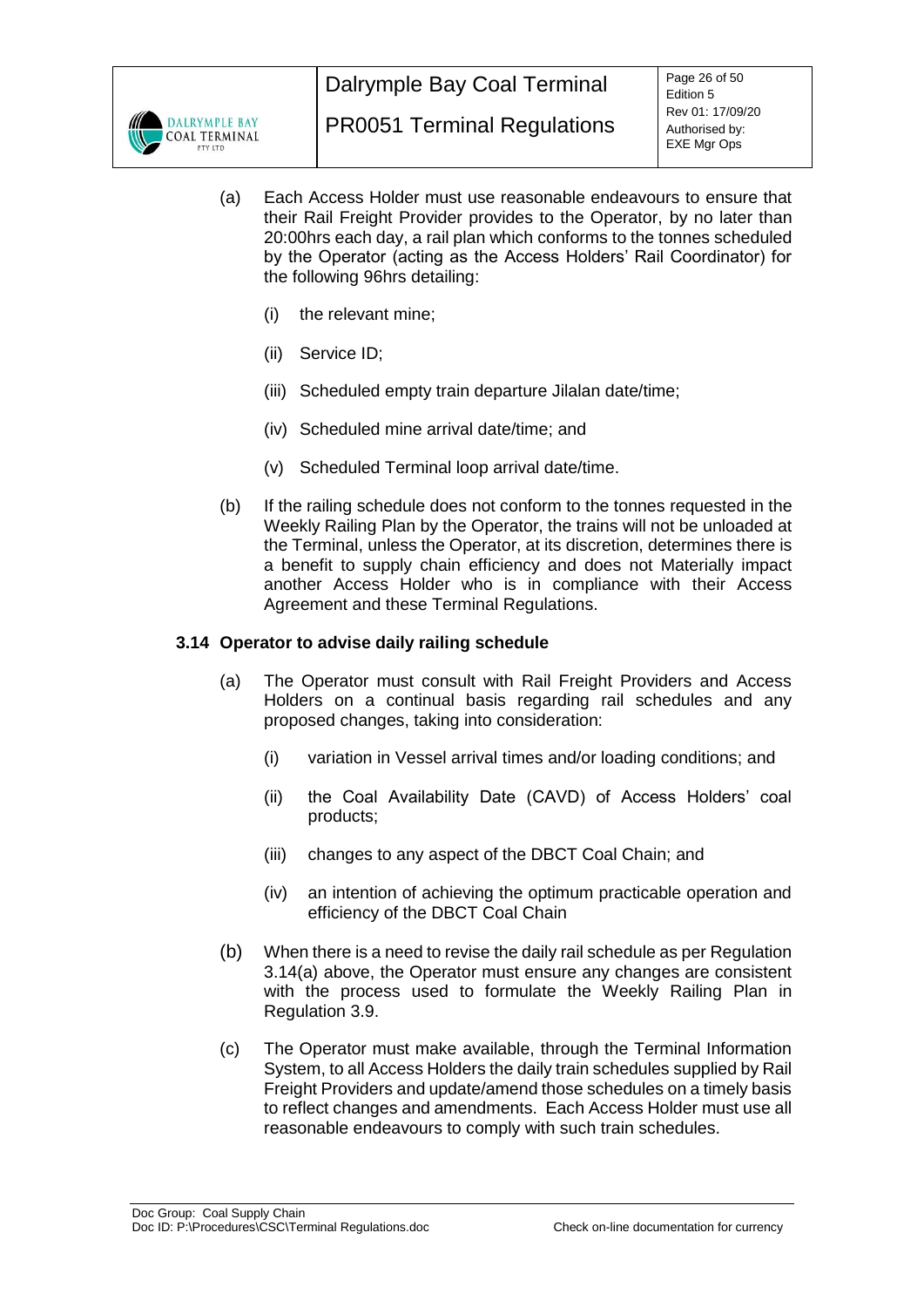(a) Each Access Holder must use reasonable endeavours to ensure that their Rail Freight Provider provides to the Operator, by no later than 20:00hrs each day, a rail plan which conforms to the tonnes scheduled by the Operator (acting as the Access Holders' Rail Coordinator) for the following 96hrs detailing:

   (i) the relevant mine;

   (ii) Service ID;

   (iii) Scheduled empty train departure Jilalan date/time;

   (iv) Scheduled mine arrival date/time; and

   (v) Scheduled Terminal loop arrival date/time.

(b) If the railing schedule does not conform to the tonnes requested in the Weekly Railing Plan by the Operator, the trains will not be unloaded at the Terminal, unless the Operator, at its discretion, determines there is a benefit to supply chain efficiency and does not Materially impact another Access Holder who is in compliance with their Access Agreement and these Terminal Regulations.

### 3.14 Operator to advise daily railing schedule

(a) The Operator must consult with Rail Freight Providers and Access Holders on a continual basis regarding rail schedules and any proposed changes, taking into consideration:

   (i) variation in Vessel arrival times and/or loading conditions; and

   (ii) the Coal Availability Date (CAVD) of Access Holders' coal products;

   (iii) changes to any aspect of the DBCT Coal Chain; and

   (iv) an intention of achieving the optimum practicable operation and efficiency of the DBCT Coal Chain

(b) When there is a need to revise the daily rail schedule as per Regulation 3.14(a) above, the Operator must ensure any changes are consistent with the process used to formulate the Weekly Railing Plan in Regulation 3.9.

(c) The Operator must make available, through the Terminal Information System, to all Access Holders the daily train schedules supplied by Rail Freight Providers and update/amend those schedules on a timely basis to reflect changes and amendments. Each Access Holder must use all reasonable endeavours to comply with such train schedules.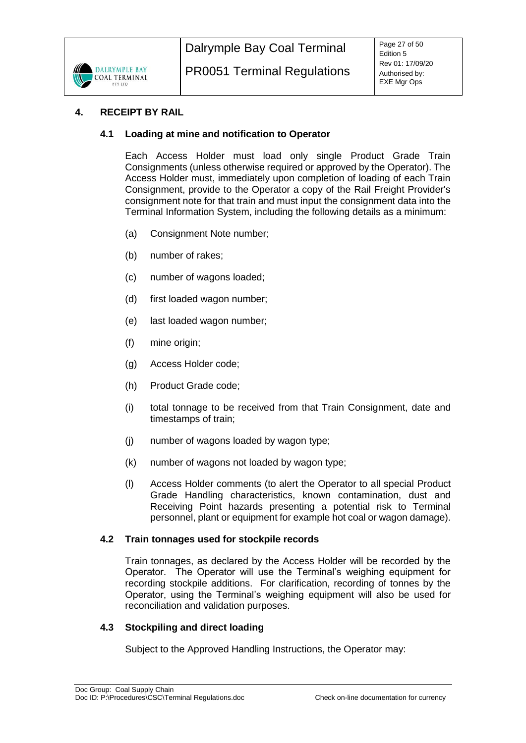## 4. RECEIPT BY RAIL

### 4.1 Loading at mine and notification to Operator

Each Access Holder must load only single Product Grade Train Consignments (unless otherwise required or approved by the Operator). The Access Holder must, immediately upon completion of loading of each Train Consignment, provide to the Operator a copy of the Rail Freight Provider's consignment note for that train and must input the consignment data into the Terminal Information System, including the following details as a minimum:

(a) Consignment Note number;

(b) number of rakes;

(c) number of wagons loaded;

(d) first loaded wagon number;

(e) last loaded wagon number;

(f) mine origin;

(g) Access Holder code;

(h) Product Grade code;

(i) total tonnage to be received from that Train Consignment, date and timestamps of train;

(j) number of wagons loaded by wagon type;

(k) number of wagons not loaded by wagon type;

(l) Access Holder comments (to alert the Operator to all special Product Grade Handling characteristics, known contamination, dust and Receiving Point hazards presenting a potential risk to Terminal personnel, plant or equipment for example hot coal or wagon damage).

### 4.2 Train tonnages used for stockpile records

Train tonnages, as declared by the Access Holder will be recorded by the Operator. The Operator will use the Terminal's weighing equipment for recording stockpile additions. For clarification, recording of tonnes by the Operator, using the Terminal's weighing equipment will also be used for reconciliation and validation purposes.

### 4.3 Stockpiling and direct loading

Subject to the Approved Handling Instructions, the Operator may: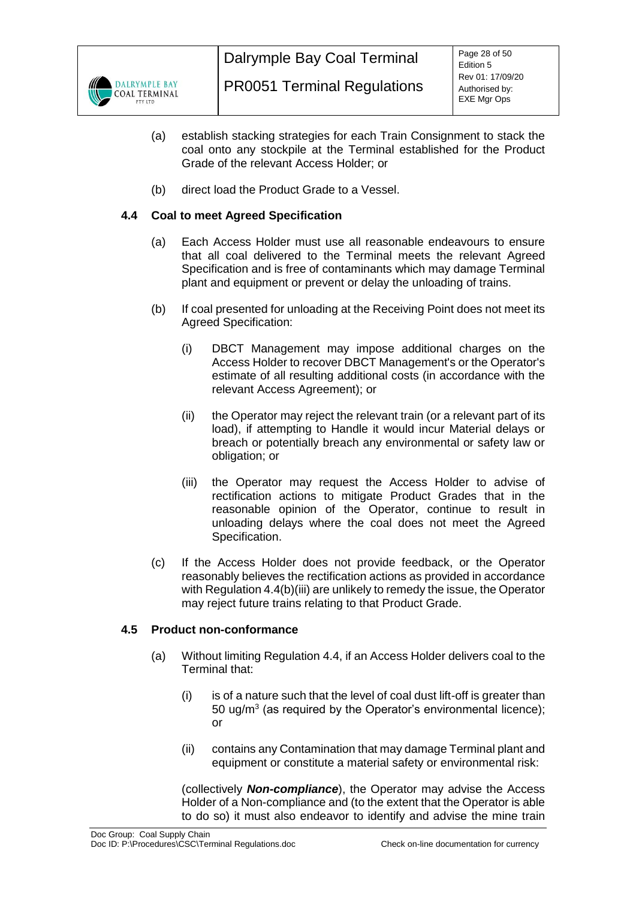(a) establish stacking strategies for each Train Consignment to stack the coal onto any stockpile at the Terminal established for the Product Grade of the relevant Access Holder; or

(b) direct load the Product Grade to a Vessel.

### 4.4 Coal to meet Agreed Specification

(a) Each Access Holder must use all reasonable endeavours to ensure that all coal delivered to the Terminal meets the relevant Agreed Specification and is free of contaminants which may damage Terminal plant and equipment or prevent or delay the unloading of trains.

(b) If coal presented for unloading at the Receiving Point does not meet its Agreed Specification:

  (i) DBCT Management may impose additional charges on the Access Holder to recover DBCT Management's or the Operator's estimate of all resulting additional costs (in accordance with the relevant Access Agreement); or

  (ii) the Operator may reject the relevant train (or a relevant part of its load), if attempting to Handle it would incur Material delays or breach or potentially breach any environmental or safety law or obligation; or

  (iii) the Operator may request the Access Holder to advise of rectification actions to mitigate Product Grades that in the reasonable opinion of the Operator, continue to result in unloading delays where the coal does not meet the Agreed Specification.

(c) If the Access Holder does not provide feedback, or the Operator reasonably believes the rectification actions as provided in accordance with Regulation 4.4(b)(iii) are unlikely to remedy the issue, the Operator may reject future trains relating to that Product Grade.

### 4.5 Product non-conformance

(a) Without limiting Regulation 4.4, if an Access Holder delivers coal to the Terminal that:

  (i) is of a nature such that the level of coal dust lift-off is greater than 50 ug/$m^3$ (as required by the Operator's environmental licence); or

  (ii) contains any Contamination that may damage Terminal plant and equipment or constitute a material safety or environmental risk:

  (collectively ***Non-compliance***), the Operator may advise the Access Holder of a Non-compliance and (to the extent that the Operator is able to do so) it must also endeavor to identify and advise the mine train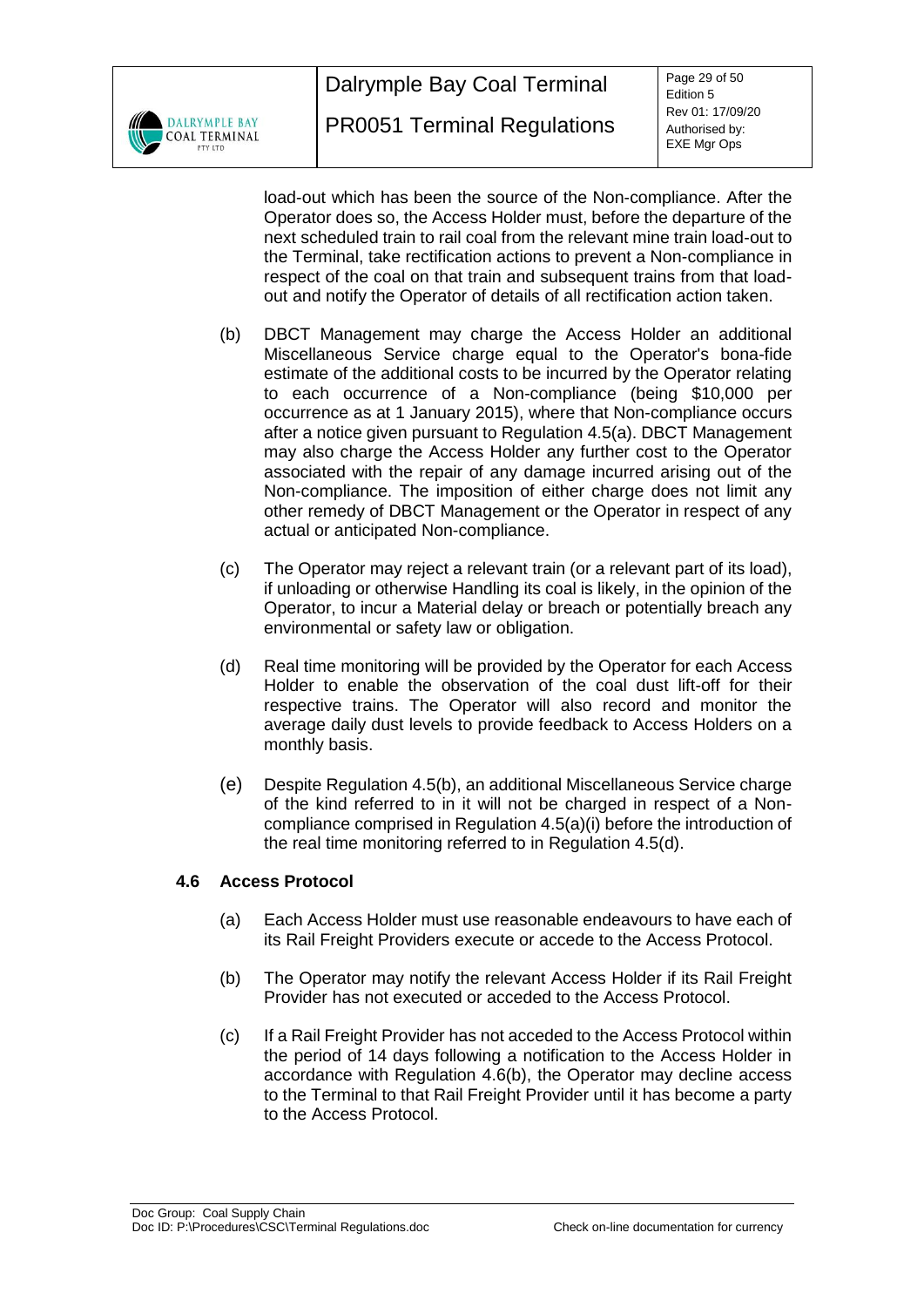load-out which has been the source of the Non-compliance. After the Operator does so, the Access Holder must, before the departure of the next scheduled train to rail coal from the relevant mine train load-out to the Terminal, take rectification actions to prevent a Non-compliance in respect of the coal on that train and subsequent trains from that load-out and notify the Operator of details of all rectification action taken.

(b) DBCT Management may charge the Access Holder an additional Miscellaneous Service charge equal to the Operator's bona-fide estimate of the additional costs to be incurred by the Operator relating to each occurrence of a Non-compliance (being $10,000 per occurrence as at 1 January 2015), where that Non-compliance occurs after a notice given pursuant to Regulation 4.5(a). DBCT Management may also charge the Access Holder any further cost to the Operator associated with the repair of any damage incurred arising out of the Non-compliance. The imposition of either charge does not limit any other remedy of DBCT Management or the Operator in respect of any actual or anticipated Non-compliance.

(c) The Operator may reject a relevant train (or a relevant part of its load), if unloading or otherwise Handling its coal is likely, in the opinion of the Operator, to incur a Material delay or breach or potentially breach any environmental or safety law or obligation.

(d) Real time monitoring will be provided by the Operator for each Access Holder to enable the observation of the coal dust lift-off for their respective trains. The Operator will also record and monitor the average daily dust levels to provide feedback to Access Holders on a monthly basis.

(e) Despite Regulation 4.5(b), an additional Miscellaneous Service charge of the kind referred to in it will not be charged in respect of a Non-compliance comprised in Regulation 4.5(a)(i) before the introduction of the real time monitoring referred to in Regulation 4.5(d).

### 4.6 Access Protocol

(a) Each Access Holder must use reasonable endeavours to have each of its Rail Freight Providers execute or accede to the Access Protocol.

(b) The Operator may notify the relevant Access Holder if its Rail Freight Provider has not executed or acceded to the Access Protocol.

(c) If a Rail Freight Provider has not acceded to the Access Protocol within the period of 14 days following a notification to the Access Holder in accordance with Regulation 4.6(b), the Operator may decline access to the Terminal to that Rail Freight Provider until it has become a party to the Access Protocol.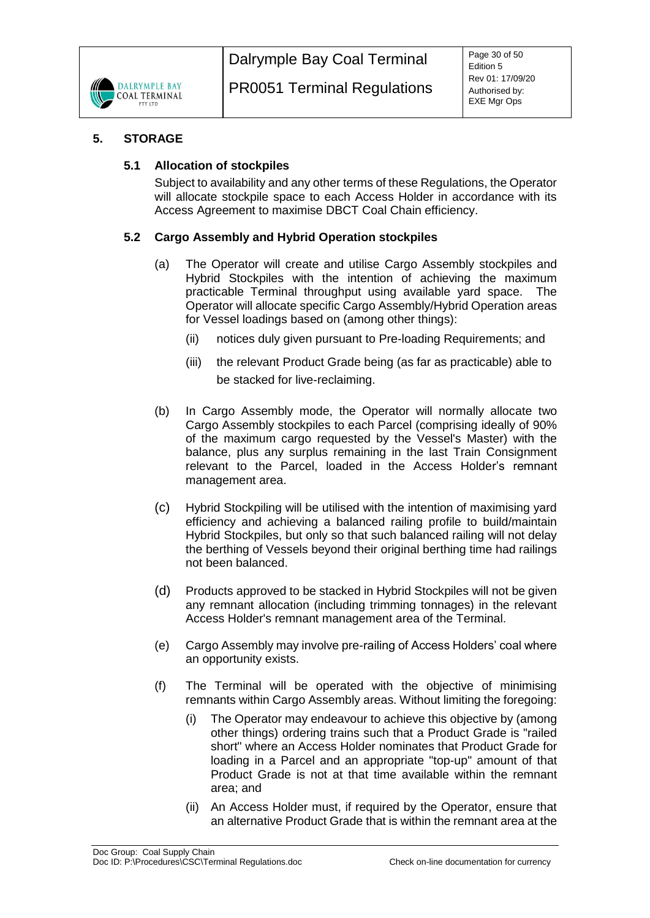## 5. STORAGE

### 5.1 Allocation of stockpiles

Subject to availability and any other terms of these Regulations, the Operator will allocate stockpile space to each Access Holder in accordance with its Access Agreement to maximise DBCT Coal Chain efficiency.

### 5.2 Cargo Assembly and Hybrid Operation stockpiles

(a) The Operator will create and utilise Cargo Assembly stockpiles and Hybrid Stockpiles with the intention of achieving the maximum practicable Terminal throughput using available yard space. The Operator will allocate specific Cargo Assembly/Hybrid Operation areas for Vessel loadings based on (among other things):

  (ii) notices duly given pursuant to Pre-loading Requirements; and

  (iii) the relevant Product Grade being (as far as practicable) able to be stacked for live-reclaiming.

(b) In Cargo Assembly mode, the Operator will normally allocate two Cargo Assembly stockpiles to each Parcel (comprising ideally of 90% of the maximum cargo requested by the Vessel's Master) with the balance, plus any surplus remaining in the last Train Consignment relevant to the Parcel, loaded in the Access Holder's remnant management area.

(c) Hybrid Stockpiling will be utilised with the intention of maximising yard efficiency and achieving a balanced railing profile to build/maintain Hybrid Stockpiles, but only so that such balanced railing will not delay the berthing of Vessels beyond their original berthing time had railings not been balanced.

(d) Products approved to be stacked in Hybrid Stockpiles will not be given any remnant allocation (including trimming tonnages) in the relevant Access Holder's remnant management area of the Terminal.

(e) Cargo Assembly may involve pre-railing of Access Holders' coal where an opportunity exists.

(f) The Terminal will be operated with the objective of minimising remnants within Cargo Assembly areas. Without limiting the foregoing:

  (i) The Operator may endeavour to achieve this objective by (among other things) ordering trains such that a Product Grade is "railed short" where an Access Holder nominates that Product Grade for loading in a Parcel and an appropriate "top-up" amount of that Product Grade is not at that time available within the remnant area; and

  (ii) An Access Holder must, if required by the Operator, ensure that an alternative Product Grade that is within the remnant area at the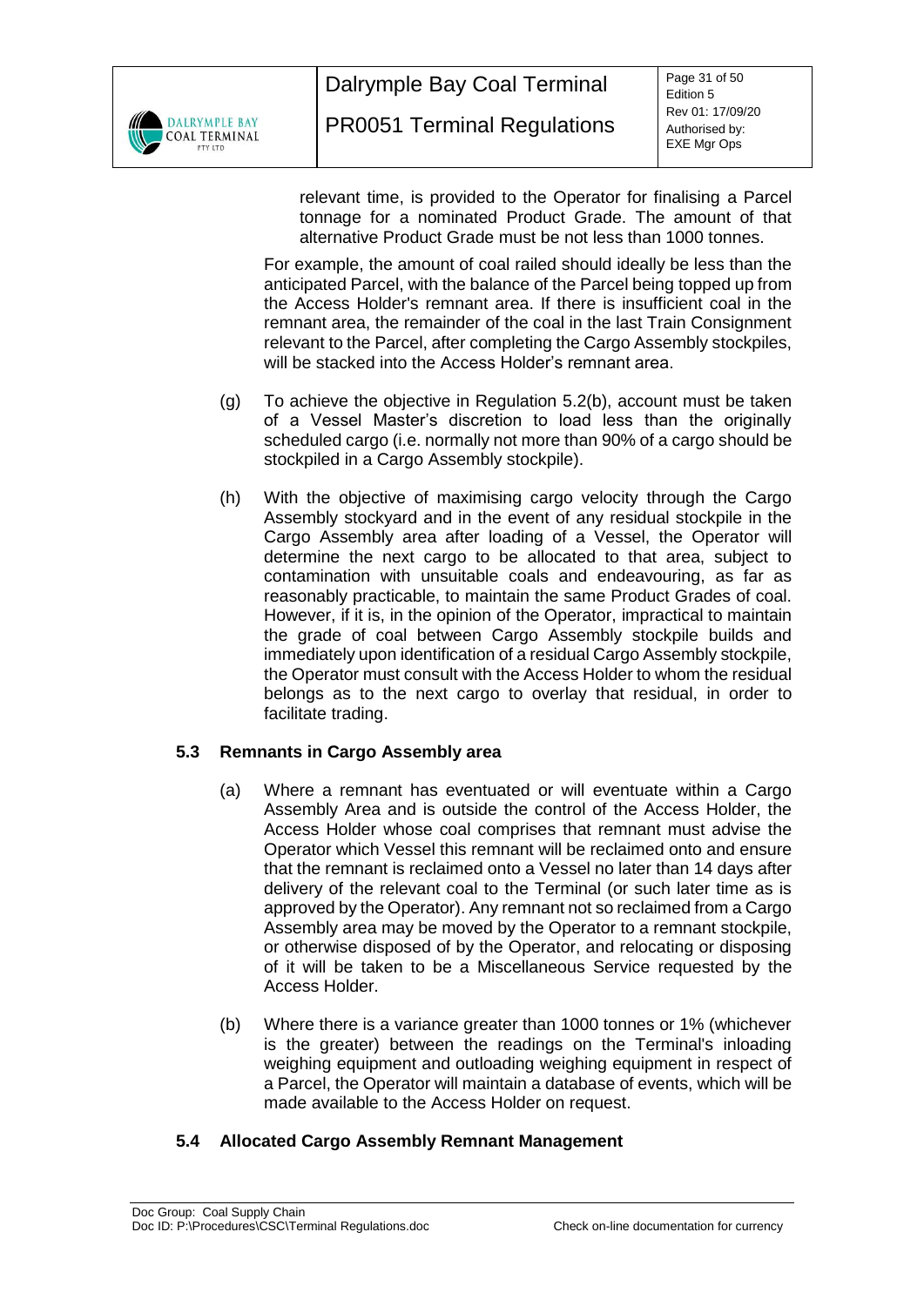relevant time, is provided to the Operator for finalising a Parcel tonnage for a nominated Product Grade. The amount of that alternative Product Grade must be not less than 1000 tonnes.

For example, the amount of coal railed should ideally be less than the anticipated Parcel, with the balance of the Parcel being topped up from the Access Holder's remnant area. If there is insufficient coal in the remnant area, the remainder of the coal in the last Train Consignment relevant to the Parcel, after completing the Cargo Assembly stockpiles, will be stacked into the Access Holder's remnant area.

(g) To achieve the objective in Regulation 5.2(b), account must be taken of a Vessel Master's discretion to load less than the originally scheduled cargo (i.e. normally not more than 90% of a cargo should be stockpiled in a Cargo Assembly stockpile).

(h) With the objective of maximising cargo velocity through the Cargo Assembly stockyard and in the event of any residual stockpile in the Cargo Assembly area after loading of a Vessel, the Operator will determine the next cargo to be allocated to that area, subject to contamination with unsuitable coals and endeavouring, as far as reasonably practicable, to maintain the same Product Grades of coal. However, if it is, in the opinion of the Operator, impractical to maintain the grade of coal between Cargo Assembly stockpile builds and immediately upon identification of a residual Cargo Assembly stockpile, the Operator must consult with the Access Holder to whom the residual belongs as to the next cargo to overlay that residual, in order to facilitate trading.

### 5.3 Remnants in Cargo Assembly area

(a) Where a remnant has eventuated or will eventuate within a Cargo Assembly Area and is outside the control of the Access Holder, the Access Holder whose coal comprises that remnant must advise the Operator which Vessel this remnant will be reclaimed onto and ensure that the remnant is reclaimed onto a Vessel no later than 14 days after delivery of the relevant coal to the Terminal (or such later time as is approved by the Operator). Any remnant not so reclaimed from a Cargo Assembly area may be moved by the Operator to a remnant stockpile, or otherwise disposed of by the Operator, and relocating or disposing of it will be taken to be a Miscellaneous Service requested by the Access Holder.

(b) Where there is a variance greater than 1000 tonnes or 1% (whichever is the greater) between the readings on the Terminal's inloading weighing equipment and outloading weighing equipment in respect of a Parcel, the Operator will maintain a database of events, which will be made available to the Access Holder on request.

### 5.4 Allocated Cargo Assembly Remnant Management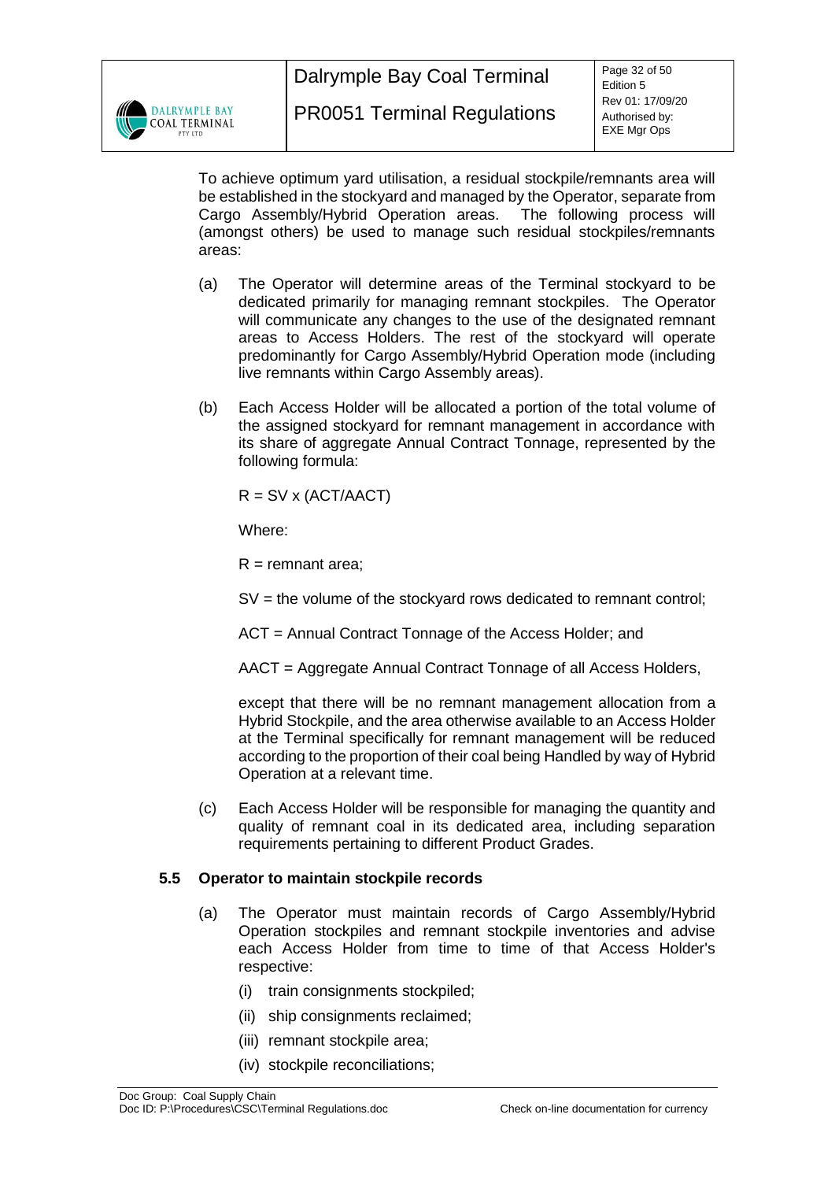To achieve optimum yard utilisation, a residual stockpile/remnants area will be established in the stockyard and managed by the Operator, separate from Cargo Assembly/Hybrid Operation areas. The following process will (amongst others) be used to manage such residual stockpiles/remnants areas:

(a) The Operator will determine areas of the Terminal stockyard to be dedicated primarily for managing remnant stockpiles. The Operator will communicate any changes to the use of the designated remnant areas to Access Holders. The rest of the stockyard will operate predominantly for Cargo Assembly/Hybrid Operation mode (including live remnants within Cargo Assembly areas).

(b) Each Access Holder will be allocated a portion of the total volume of the assigned stockyard for remnant management in accordance with its share of aggregate Annual Contract Tonnage, represented by the following formula:

$$R = SV \times (ACT/AACT)$$

Where:

R = remnant area;

SV = the volume of the stockyard rows dedicated to remnant control;

ACT = Annual Contract Tonnage of the Access Holder; and

AACT = Aggregate Annual Contract Tonnage of all Access Holders,

except that there will be no remnant management allocation from a Hybrid Stockpile, and the area otherwise available to an Access Holder at the Terminal specifically for remnant management will be reduced according to the proportion of their coal being Handled by way of Hybrid Operation at a relevant time.

(c) Each Access Holder will be responsible for managing the quantity and quality of remnant coal in its dedicated area, including separation requirements pertaining to different Product Grades.

### 5.5 Operator to maintain stockpile records

(a) The Operator must maintain records of Cargo Assembly/Hybrid Operation stockpiles and remnant stockpile inventories and advise each Access Holder from time to time of that Access Holder's respective:

(i) train consignments stockpiled;

(ii) ship consignments reclaimed;

(iii) remnant stockpile area;

(iv) stockpile reconciliations;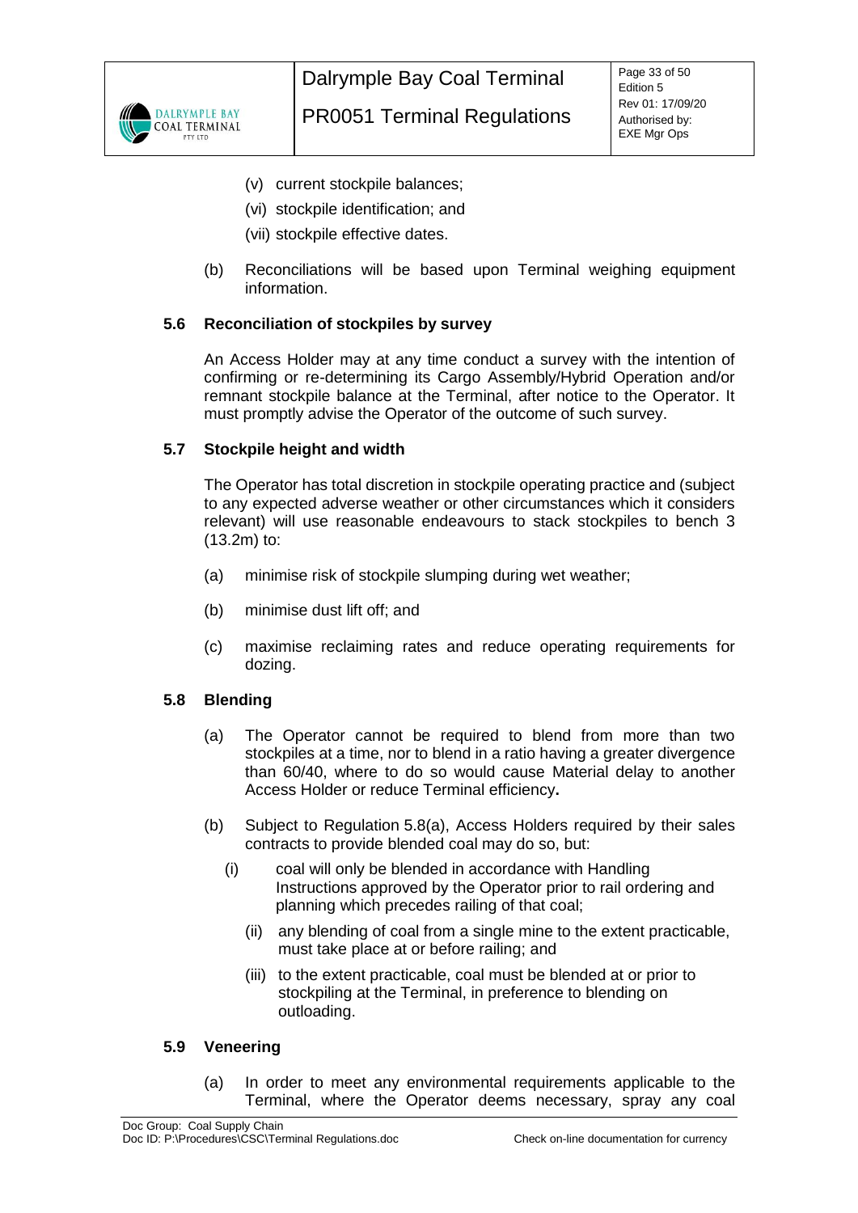(v) current stockpile balances;

(vi) stockpile identification; and

(vii) stockpile effective dates.

(b) Reconciliations will be based upon Terminal weighing equipment information.

### 5.6 Reconciliation of stockpiles by survey

An Access Holder may at any time conduct a survey with the intention of confirming or re-determining its Cargo Assembly/Hybrid Operation and/or remnant stockpile balance at the Terminal, after notice to the Operator. It must promptly advise the Operator of the outcome of such survey.

### 5.7 Stockpile height and width

The Operator has total discretion in stockpile operating practice and (subject to any expected adverse weather or other circumstances which it considers relevant) will use reasonable endeavours to stack stockpiles to bench 3 (13.2m) to:

(a) minimise risk of stockpile slumping during wet weather;

(b) minimise dust lift off; and

(c) maximise reclaiming rates and reduce operating requirements for dozing.

### 5.8 Blending

(a) The Operator cannot be required to blend from more than two stockpiles at a time, nor to blend in a ratio having a greater divergence than 60/40, where to do so would cause Material delay to another Access Holder or reduce Terminal efficiency**.**

(b) Subject to Regulation 5.8(a), Access Holders required by their sales contracts to provide blended coal may do so, but:

(i) coal will only be blended in accordance with Handling Instructions approved by the Operator prior to rail ordering and planning which precedes railing of that coal;

(ii) any blending of coal from a single mine to the extent practicable, must take place at or before railing; and

(iii) to the extent practicable, coal must be blended at or prior to stockpiling at the Terminal, in preference to blending on outloading.

### 5.9 Veneering

(a) In order to meet any environmental requirements applicable to the Terminal, where the Operator deems necessary, spray any coal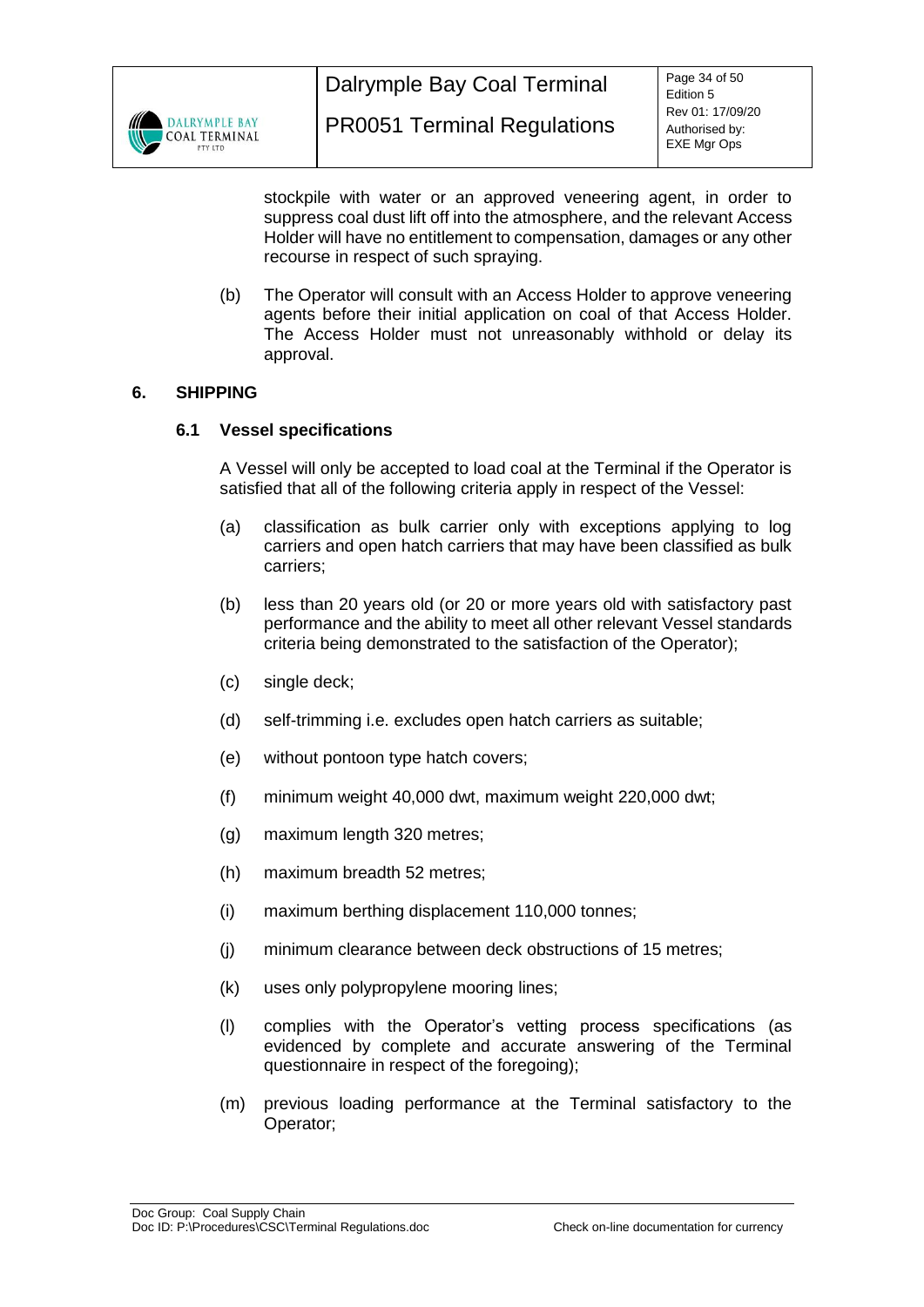stockpile with water or an approved veneering agent, in order to suppress coal dust lift off into the atmosphere, and the relevant Access Holder will have no entitlement to compensation, damages or any other recourse in respect of such spraying.

(b) The Operator will consult with an Access Holder to approve veneering agents before their initial application on coal of that Access Holder. The Access Holder must not unreasonably withhold or delay its approval.

## 6. SHIPPING

### 6.1 Vessel specifications

A Vessel will only be accepted to load coal at the Terminal if the Operator is satisfied that all of the following criteria apply in respect of the Vessel:

(a) classification as bulk carrier only with exceptions applying to log carriers and open hatch carriers that may have been classified as bulk carriers;

(b) less than 20 years old (or 20 or more years old with satisfactory past performance and the ability to meet all other relevant Vessel standards criteria being demonstrated to the satisfaction of the Operator);

(c) single deck;

(d) self-trimming i.e. excludes open hatch carriers as suitable;

(e) without pontoon type hatch covers;

(f) minimum weight 40,000 dwt, maximum weight 220,000 dwt;

(g) maximum length 320 metres;

(h) maximum breadth 52 metres;

(i) maximum berthing displacement 110,000 tonnes;

(j) minimum clearance between deck obstructions of 15 metres;

(k) uses only polypropylene mooring lines;

(l) complies with the Operator's vetting process specifications (as evidenced by complete and accurate answering of the Terminal questionnaire in respect of the foregoing);

(m) previous loading performance at the Terminal satisfactory to the Operator;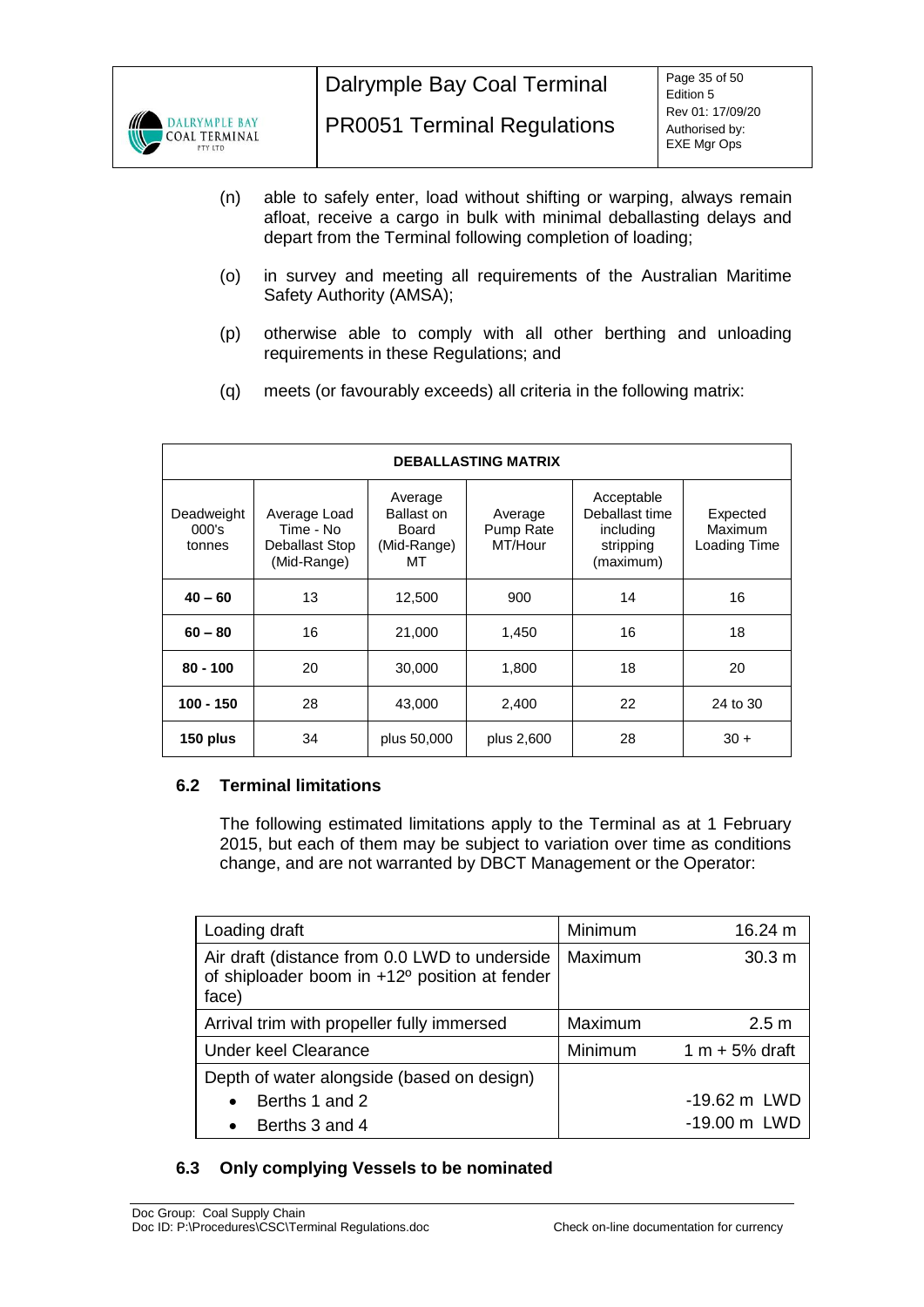(n) able to safely enter, load without shifting or warping, always remain afloat, receive a cargo in bulk with minimal deballasting delays and depart from the Terminal following completion of loading;

(o) in survey and meeting all requirements of the Australian Maritime Safety Authority (AMSA);

(p) otherwise able to comply with all other berthing and unloading requirements in these Regulations; and

(q) meets (or favourably exceeds) all criteria in the following matrix:

| DEBALLASTING MATRIX | | | | | |
|---|---|---|---|---|---|
| Deadweight 000's tonnes | Average Load Time - No Deballast Stop (Mid-Range) | Average Ballast on Board (Mid-Range) MT | Average Pump Rate MT/Hour | Acceptable Deballast time including stripping (maximum) | Expected Maximum Loading Time |
| **40 – 60** | 13 | 12,500 | 900 | 14 | 16 |
| **60 – 80** | 16 | 21,000 | 1,450 | 16 | 18 |
| **80 - 100** | 20 | 30,000 | 1,800 | 18 | 20 |
| **100 - 150** | 28 | 43,000 | 2,400 | 22 | 24 to 30 |
| **150 plus** | 34 | plus 50,000 | plus 2,600 | 28 | 30 + |

## 6.2 Terminal limitations

The following estimated limitations apply to the Terminal as at 1 February 2015, but each of them may be subject to variation over time as conditions change, and are not warranted by DBCT Management or the Operator:

| | | |
|---|---|---|
| Loading draft | Minimum | 16.24 m |
| Air draft (distance from 0.0 LWD to underside of shiploader boom in +12º position at fender face) | Maximum | 30.3 m |
| Arrival trim with propeller fully immersed | Maximum | 2.5 m |
| Under keel Clearance | Minimum | 1 m + 5% draft |
| Depth of water alongside (based on design)<br>• Berths 1 and 2<br>• Berths 3 and 4 | | <br>-19.62 m LWD<br>-19.00 m LWD |

## 6.3 Only complying Vessels to be nominated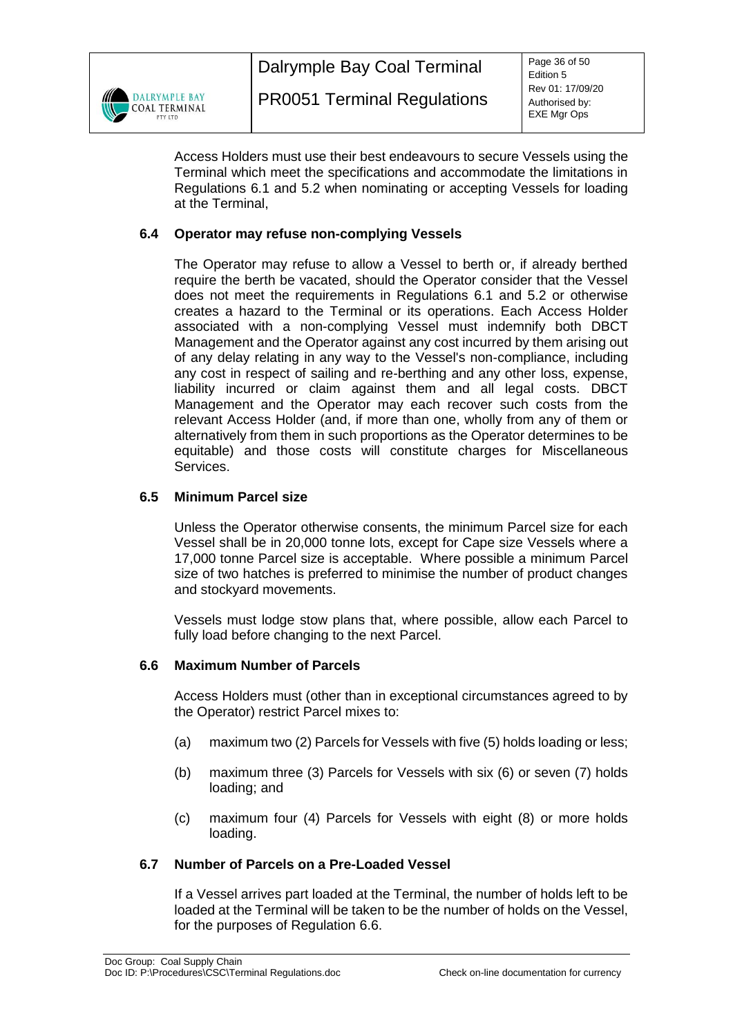Access Holders must use their best endeavours to secure Vessels using the Terminal which meet the specifications and accommodate the limitations in Regulations 6.1 and 5.2 when nominating or accepting Vessels for loading at the Terminal,

### 6.4 Operator may refuse non-complying Vessels

The Operator may refuse to allow a Vessel to berth or, if already berthed require the berth be vacated, should the Operator consider that the Vessel does not meet the requirements in Regulations 6.1 and 5.2 or otherwise creates a hazard to the Terminal or its operations. Each Access Holder associated with a non-complying Vessel must indemnify both DBCT Management and the Operator against any cost incurred by them arising out of any delay relating in any way to the Vessel's non-compliance, including any cost in respect of sailing and re-berthing and any other loss, expense, liability incurred or claim against them and all legal costs. DBCT Management and the Operator may each recover such costs from the relevant Access Holder (and, if more than one, wholly from any of them or alternatively from them in such proportions as the Operator determines to be equitable) and those costs will constitute charges for Miscellaneous Services.

### 6.5 Minimum Parcel size

Unless the Operator otherwise consents, the minimum Parcel size for each Vessel shall be in 20,000 tonne lots, except for Cape size Vessels where a 17,000 tonne Parcel size is acceptable. Where possible a minimum Parcel size of two hatches is preferred to minimise the number of product changes and stockyard movements.

Vessels must lodge stow plans that, where possible, allow each Parcel to fully load before changing to the next Parcel.

### 6.6 Maximum Number of Parcels

Access Holders must (other than in exceptional circumstances agreed to by the Operator) restrict Parcel mixes to:

(a) maximum two (2) Parcels for Vessels with five (5) holds loading or less;

(b) maximum three (3) Parcels for Vessels with six (6) or seven (7) holds loading; and

(c) maximum four (4) Parcels for Vessels with eight (8) or more holds loading.

### 6.7 Number of Parcels on a Pre-Loaded Vessel

If a Vessel arrives part loaded at the Terminal, the number of holds left to be loaded at the Terminal will be taken to be the number of holds on the Vessel, for the purposes of Regulation 6.6.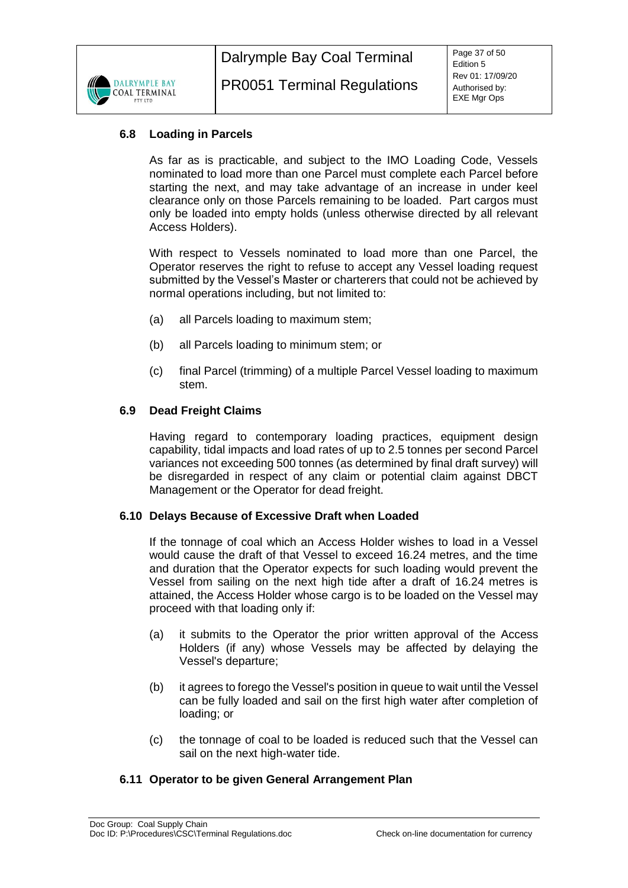### 6.8 Loading in Parcels

As far as is practicable, and subject to the IMO Loading Code, Vessels nominated to load more than one Parcel must complete each Parcel before starting the next, and may take advantage of an increase in under keel clearance only on those Parcels remaining to be loaded. Part cargos must only be loaded into empty holds (unless otherwise directed by all relevant Access Holders).

With respect to Vessels nominated to load more than one Parcel, the Operator reserves the right to refuse to accept any Vessel loading request submitted by the Vessel's Master or charterers that could not be achieved by normal operations including, but not limited to:

(a) all Parcels loading to maximum stem;

(b) all Parcels loading to minimum stem; or

(c) final Parcel (trimming) of a multiple Parcel Vessel loading to maximum stem.

### 6.9 Dead Freight Claims

Having regard to contemporary loading practices, equipment design capability, tidal impacts and load rates of up to 2.5 tonnes per second Parcel variances not exceeding 500 tonnes (as determined by final draft survey) will be disregarded in respect of any claim or potential claim against DBCT Management or the Operator for dead freight.

### 6.10 Delays Because of Excessive Draft when Loaded

If the tonnage of coal which an Access Holder wishes to load in a Vessel would cause the draft of that Vessel to exceed 16.24 metres, and the time and duration that the Operator expects for such loading would prevent the Vessel from sailing on the next high tide after a draft of 16.24 metres is attained, the Access Holder whose cargo is to be loaded on the Vessel may proceed with that loading only if:

(a) it submits to the Operator the prior written approval of the Access Holders (if any) whose Vessels may be affected by delaying the Vessel's departure;

(b) it agrees to forego the Vessel's position in queue to wait until the Vessel can be fully loaded and sail on the first high water after completion of loading; or

(c) the tonnage of coal to be loaded is reduced such that the Vessel can sail on the next high-water tide.

### 6.11 Operator to be given General Arrangement Plan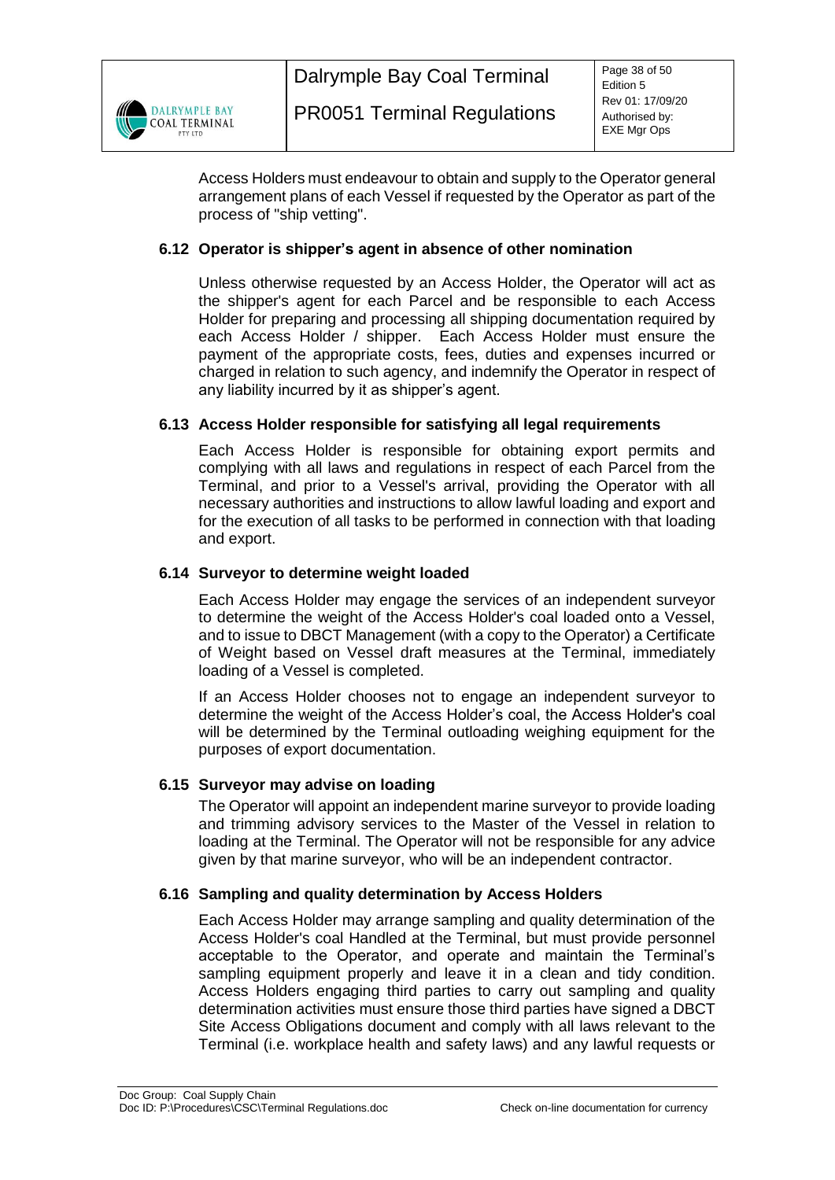Access Holders must endeavour to obtain and supply to the Operator general arrangement plans of each Vessel if requested by the Operator as part of the process of "ship vetting".

### 6.12 Operator is shipper's agent in absence of other nomination

Unless otherwise requested by an Access Holder, the Operator will act as the shipper's agent for each Parcel and be responsible to each Access Holder for preparing and processing all shipping documentation required by each Access Holder / shipper. Each Access Holder must ensure the payment of the appropriate costs, fees, duties and expenses incurred or charged in relation to such agency, and indemnify the Operator in respect of any liability incurred by it as shipper's agent.

### 6.13 Access Holder responsible for satisfying all legal requirements

Each Access Holder is responsible for obtaining export permits and complying with all laws and regulations in respect of each Parcel from the Terminal, and prior to a Vessel's arrival, providing the Operator with all necessary authorities and instructions to allow lawful loading and export and for the execution of all tasks to be performed in connection with that loading and export.

### 6.14 Surveyor to determine weight loaded

Each Access Holder may engage the services of an independent surveyor to determine the weight of the Access Holder's coal loaded onto a Vessel, and to issue to DBCT Management (with a copy to the Operator) a Certificate of Weight based on Vessel draft measures at the Terminal, immediately loading of a Vessel is completed.

If an Access Holder chooses not to engage an independent surveyor to determine the weight of the Access Holder's coal, the Access Holder's coal will be determined by the Terminal outloading weighing equipment for the purposes of export documentation.

### 6.15 Surveyor may advise on loading

The Operator will appoint an independent marine surveyor to provide loading and trimming advisory services to the Master of the Vessel in relation to loading at the Terminal. The Operator will not be responsible for any advice given by that marine surveyor, who will be an independent contractor.

### 6.16 Sampling and quality determination by Access Holders

Each Access Holder may arrange sampling and quality determination of the Access Holder's coal Handled at the Terminal, but must provide personnel acceptable to the Operator, and operate and maintain the Terminal's sampling equipment properly and leave it in a clean and tidy condition. Access Holders engaging third parties to carry out sampling and quality determination activities must ensure those third parties have signed a DBCT Site Access Obligations document and comply with all laws relevant to the Terminal (i.e. workplace health and safety laws) and any lawful requests or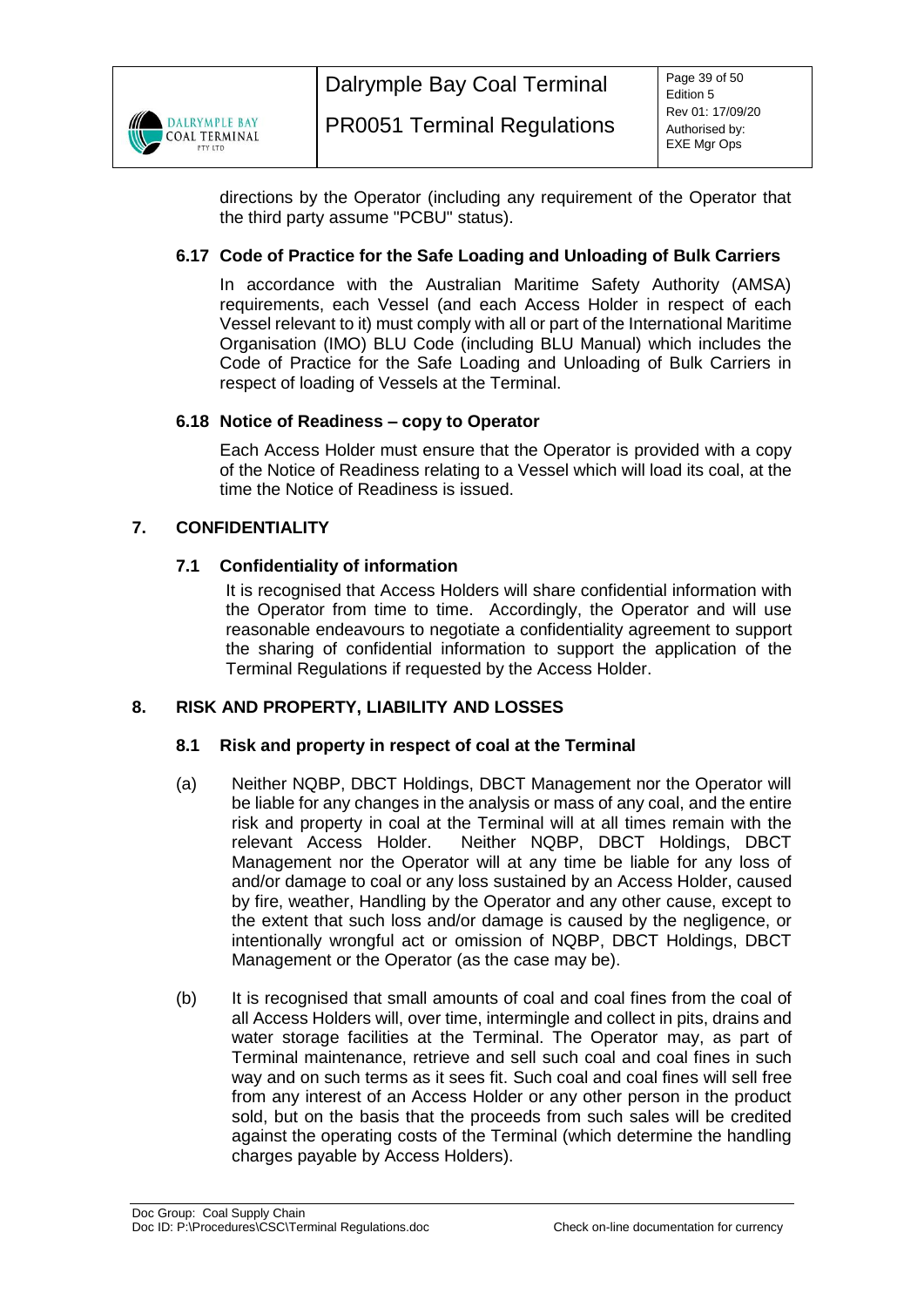directions by the Operator (including any requirement of the Operator that the third party assume "PCBU" status).

### 6.17 Code of Practice for the Safe Loading and Unloading of Bulk Carriers

In accordance with the Australian Maritime Safety Authority (AMSA) requirements, each Vessel (and each Access Holder in respect of each Vessel relevant to it) must comply with all or part of the International Maritime Organisation (IMO) BLU Code (including BLU Manual) which includes the Code of Practice for the Safe Loading and Unloading of Bulk Carriers in respect of loading of Vessels at the Terminal.

### 6.18 Notice of Readiness – copy to Operator

Each Access Holder must ensure that the Operator is provided with a copy of the Notice of Readiness relating to a Vessel which will load its coal, at the time the Notice of Readiness is issued.

## 7. CONFIDENTIALITY

### 7.1 Confidentiality of information

It is recognised that Access Holders will share confidential information with the Operator from time to time. Accordingly, the Operator and will use reasonable endeavours to negotiate a confidentiality agreement to support the sharing of confidential information to support the application of the Terminal Regulations if requested by the Access Holder.

## 8. RISK AND PROPERTY, LIABILITY AND LOSSES

### 8.1 Risk and property in respect of coal at the Terminal

(a) Neither NQBP, DBCT Holdings, DBCT Management nor the Operator will be liable for any changes in the analysis or mass of any coal, and the entire risk and property in coal at the Terminal will at all times remain with the relevant Access Holder. Neither NQBP, DBCT Holdings, DBCT Management nor the Operator will at any time be liable for any loss of and/or damage to coal or any loss sustained by an Access Holder, caused by fire, weather, Handling by the Operator and any other cause, except to the extent that such loss and/or damage is caused by the negligence, or intentionally wrongful act or omission of NQBP, DBCT Holdings, DBCT Management or the Operator (as the case may be).

(b) It is recognised that small amounts of coal and coal fines from the coal of all Access Holders will, over time, intermingle and collect in pits, drains and water storage facilities at the Terminal. The Operator may, as part of Terminal maintenance, retrieve and sell such coal and coal fines in such way and on such terms as it sees fit. Such coal and coal fines will sell free from any interest of an Access Holder or any other person in the product sold, but on the basis that the proceeds from such sales will be credited against the operating costs of the Terminal (which determine the handling charges payable by Access Holders).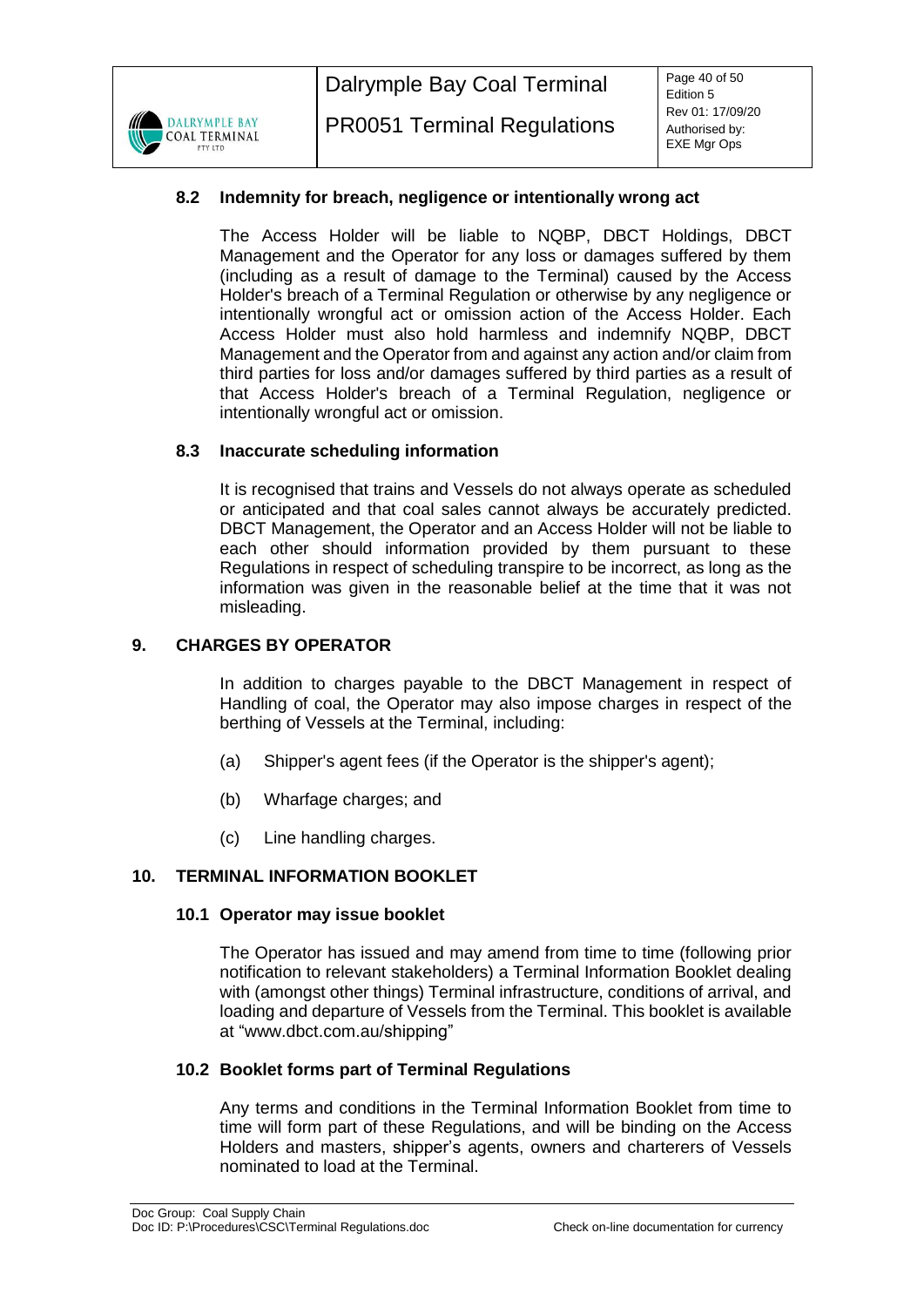### 8.2 Indemnity for breach, negligence or intentionally wrong act

The Access Holder will be liable to NQBP, DBCT Holdings, DBCT Management and the Operator for any loss or damages suffered by them (including as a result of damage to the Terminal) caused by the Access Holder's breach of a Terminal Regulation or otherwise by any negligence or intentionally wrongful act or omission action of the Access Holder. Each Access Holder must also hold harmless and indemnify NQBP, DBCT Management and the Operator from and against any action and/or claim from third parties for loss and/or damages suffered by third parties as a result of that Access Holder's breach of a Terminal Regulation, negligence or intentionally wrongful act or omission.

### 8.3 Inaccurate scheduling information

It is recognised that trains and Vessels do not always operate as scheduled or anticipated and that coal sales cannot always be accurately predicted. DBCT Management, the Operator and an Access Holder will not be liable to each other should information provided by them pursuant to these Regulations in respect of scheduling transpire to be incorrect, as long as the information was given in the reasonable belief at the time that it was not misleading.

## 9. CHARGES BY OPERATOR

In addition to charges payable to the DBCT Management in respect of Handling of coal, the Operator may also impose charges in respect of the berthing of Vessels at the Terminal, including:

(a) Shipper's agent fees (if the Operator is the shipper's agent);

(b) Wharfage charges; and

(c) Line handling charges.

## 10. TERMINAL INFORMATION BOOKLET

### 10.1 Operator may issue booklet

The Operator has issued and may amend from time to time (following prior notification to relevant stakeholders) a Terminal Information Booklet dealing with (amongst other things) Terminal infrastructure, conditions of arrival, and loading and departure of Vessels from the Terminal. This booklet is available at "www.dbct.com.au/shipping"

### 10.2 Booklet forms part of Terminal Regulations

Any terms and conditions in the Terminal Information Booklet from time to time will form part of these Regulations, and will be binding on the Access Holders and masters, shipper's agents, owners and charterers of Vessels nominated to load at the Terminal.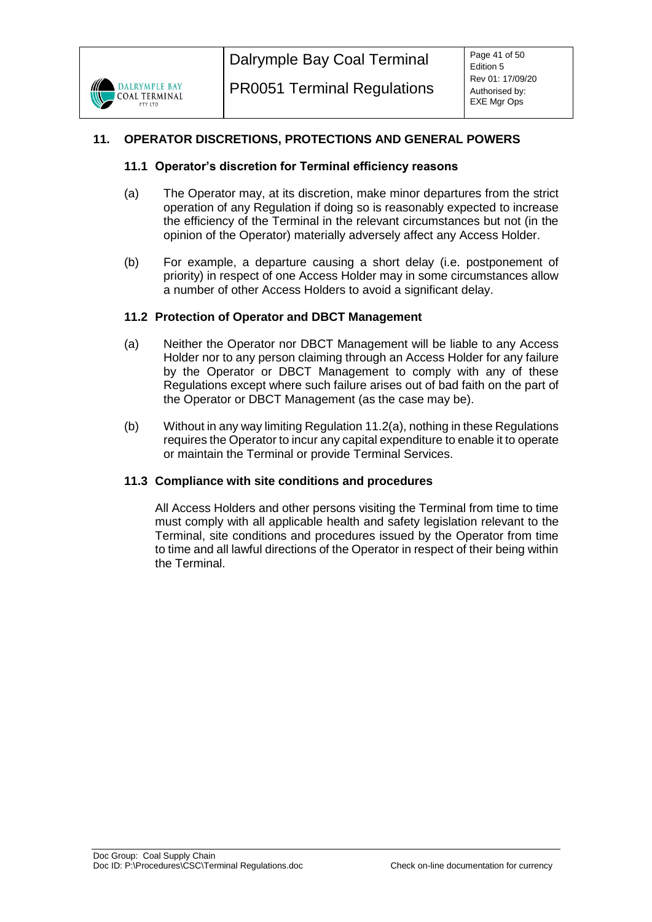## 11. OPERATOR DISCRETIONS, PROTECTIONS AND GENERAL POWERS

### 11.1 Operator's discretion for Terminal efficiency reasons

(a) The Operator may, at its discretion, make minor departures from the strict operation of any Regulation if doing so is reasonably expected to increase the efficiency of the Terminal in the relevant circumstances but not (in the opinion of the Operator) materially adversely affect any Access Holder.

(b) For example, a departure causing a short delay (i.e. postponement of priority) in respect of one Access Holder may in some circumstances allow a number of other Access Holders to avoid a significant delay.

### 11.2 Protection of Operator and DBCT Management

(a) Neither the Operator nor DBCT Management will be liable to any Access Holder nor to any person claiming through an Access Holder for any failure by the Operator or DBCT Management to comply with any of these Regulations except where such failure arises out of bad faith on the part of the Operator or DBCT Management (as the case may be).

(b) Without in any way limiting Regulation 11.2(a), nothing in these Regulations requires the Operator to incur any capital expenditure to enable it to operate or maintain the Terminal or provide Terminal Services.

### 11.3 Compliance with site conditions and procedures

All Access Holders and other persons visiting the Terminal from time to time must comply with all applicable health and safety legislation relevant to the Terminal, site conditions and procedures issued by the Operator from time to time and all lawful directions of the Operator in respect of their being within the Terminal.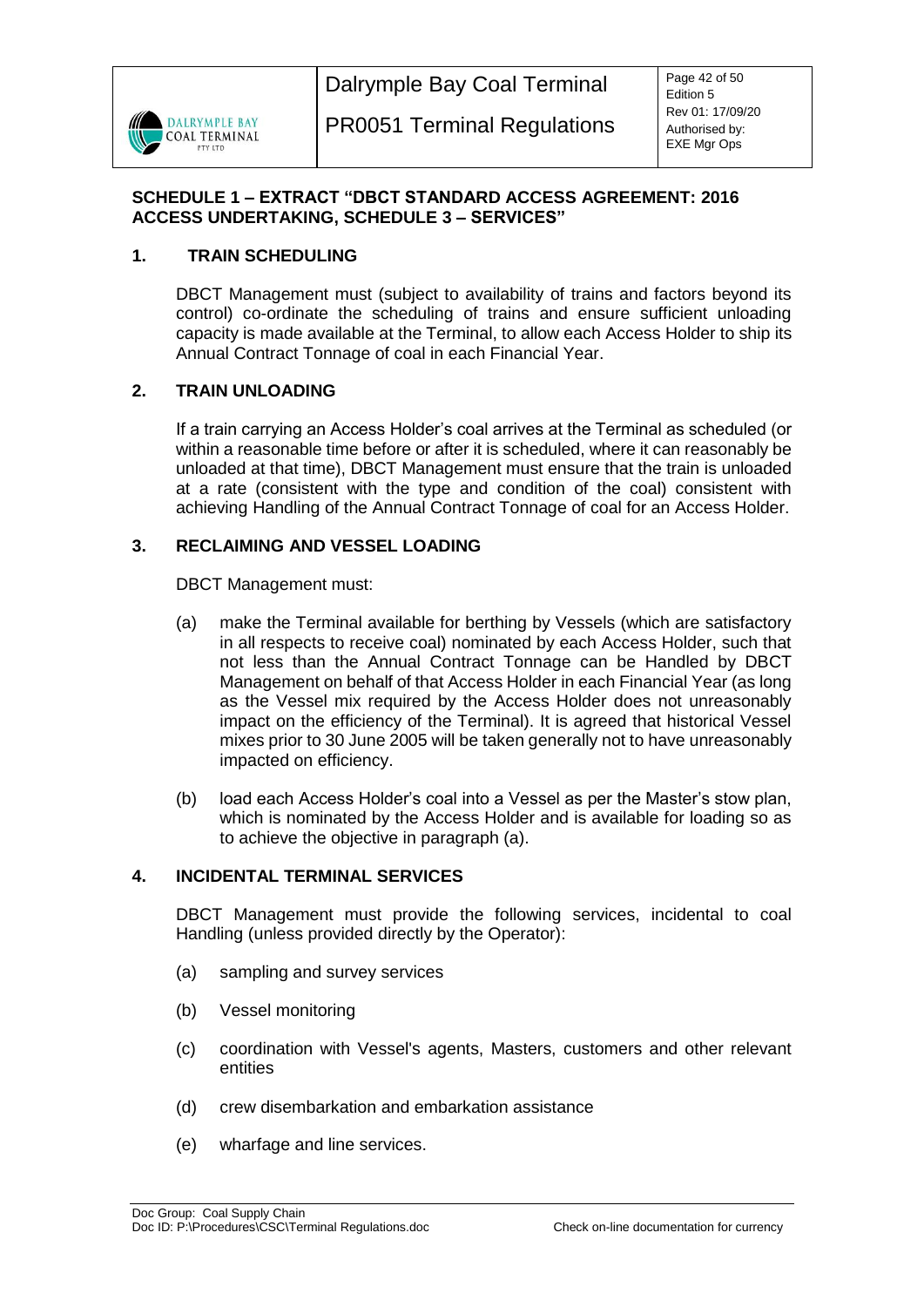**SCHEDULE 1 – EXTRACT "DBCT STANDARD ACCESS AGREEMENT: 2016 ACCESS UNDERTAKING, SCHEDULE 3 – SERVICES"**

## 1. TRAIN SCHEDULING

DBCT Management must (subject to availability of trains and factors beyond its control) co-ordinate the scheduling of trains and ensure sufficient unloading capacity is made available at the Terminal, to allow each Access Holder to ship its Annual Contract Tonnage of coal in each Financial Year.

## 2. TRAIN UNLOADING

If a train carrying an Access Holder's coal arrives at the Terminal as scheduled (or within a reasonable time before or after it is scheduled, where it can reasonably be unloaded at that time), DBCT Management must ensure that the train is unloaded at a rate (consistent with the type and condition of the coal) consistent with achieving Handling of the Annual Contract Tonnage of coal for an Access Holder.

## 3. RECLAIMING AND VESSEL LOADING

DBCT Management must:

(a) make the Terminal available for berthing by Vessels (which are satisfactory in all respects to receive coal) nominated by each Access Holder, such that not less than the Annual Contract Tonnage can be Handled by DBCT Management on behalf of that Access Holder in each Financial Year (as long as the Vessel mix required by the Access Holder does not unreasonably impact on the efficiency of the Terminal). It is agreed that historical Vessel mixes prior to 30 June 2005 will be taken generally not to have unreasonably impacted on efficiency.

(b) load each Access Holder's coal into a Vessel as per the Master's stow plan, which is nominated by the Access Holder and is available for loading so as to achieve the objective in paragraph (a).

## 4. INCIDENTAL TERMINAL SERVICES

DBCT Management must provide the following services, incidental to coal Handling (unless provided directly by the Operator):

(a) sampling and survey services

(b) Vessel monitoring

(c) coordination with Vessel's agents, Masters, customers and other relevant entities

(d) crew disembarkation and embarkation assistance

(e) wharfage and line services.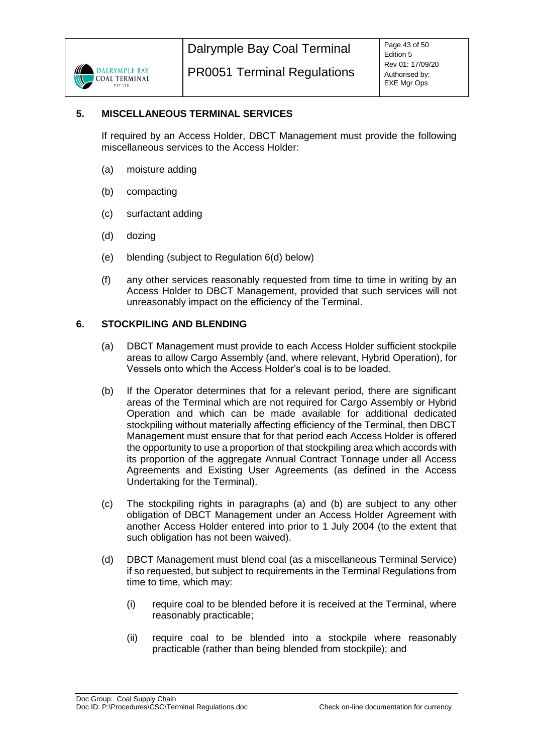## 5. MISCELLANEOUS TERMINAL SERVICES

If required by an Access Holder, DBCT Management must provide the following miscellaneous services to the Access Holder:

(a) moisture adding

(b) compacting

(c) surfactant adding

(d) dozing

(e) blending (subject to Regulation 6(d) below)

(f) any other services reasonably requested from time to time in writing by an Access Holder to DBCT Management, provided that such services will not unreasonably impact on the efficiency of the Terminal.

## 6. STOCKPILING AND BLENDING

(a) DBCT Management must provide to each Access Holder sufficient stockpile areas to allow Cargo Assembly (and, where relevant, Hybrid Operation), for Vessels onto which the Access Holder's coal is to be loaded.

(b) If the Operator determines that for a relevant period, there are significant areas of the Terminal which are not required for Cargo Assembly or Hybrid Operation and which can be made available for additional dedicated stockpiling without materially affecting efficiency of the Terminal, then DBCT Management must ensure that for that period each Access Holder is offered the opportunity to use a proportion of that stockpiling area which accords with its proportion of the aggregate Annual Contract Tonnage under all Access Agreements and Existing User Agreements (as defined in the Access Undertaking for the Terminal).

(c) The stockpiling rights in paragraphs (a) and (b) are subject to any other obligation of DBCT Management under an Access Holder Agreement with another Access Holder entered into prior to 1 July 2004 (to the extent that such obligation has not been waived).

(d) DBCT Management must blend coal (as a miscellaneous Terminal Service) if so requested, but subject to requirements in the Terminal Regulations from time to time, which may:

   (i) require coal to be blended before it is received at the Terminal, where reasonably practicable;

   (ii) require coal to be blended into a stockpile where reasonably practicable (rather than being blended from stockpile); and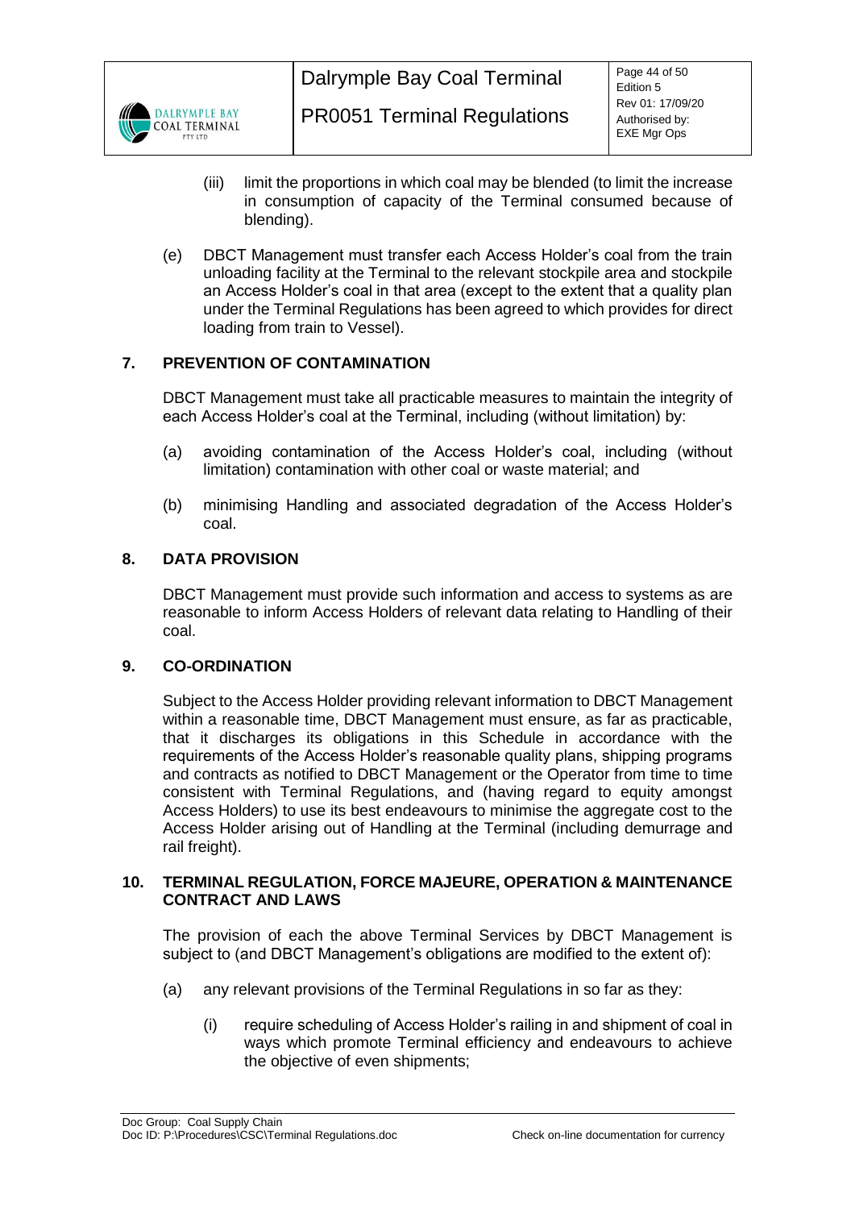(iii) limit the proportions in which coal may be blended (to limit the increase in consumption of capacity of the Terminal consumed because of blending).

(e) DBCT Management must transfer each Access Holder's coal from the train unloading facility at the Terminal to the relevant stockpile area and stockpile an Access Holder's coal in that area (except to the extent that a quality plan under the Terminal Regulations has been agreed to which provides for direct loading from train to Vessel).

## 7. PREVENTION OF CONTAMINATION

DBCT Management must take all practicable measures to maintain the integrity of each Access Holder's coal at the Terminal, including (without limitation) by:

(a) avoiding contamination of the Access Holder's coal, including (without limitation) contamination with other coal or waste material; and

(b) minimising Handling and associated degradation of the Access Holder's coal.

## 8. DATA PROVISION

DBCT Management must provide such information and access to systems as are reasonable to inform Access Holders of relevant data relating to Handling of their coal.

## 9. CO-ORDINATION

Subject to the Access Holder providing relevant information to DBCT Management within a reasonable time, DBCT Management must ensure, as far as practicable, that it discharges its obligations in this Schedule in accordance with the requirements of the Access Holder's reasonable quality plans, shipping programs and contracts as notified to DBCT Management or the Operator from time to time consistent with Terminal Regulations, and (having regard to equity amongst Access Holders) to use its best endeavours to minimise the aggregate cost to the Access Holder arising out of Handling at the Terminal (including demurrage and rail freight).

## 10. TERMINAL REGULATION, FORCE MAJEURE, OPERATION & MAINTENANCE CONTRACT AND LAWS

The provision of each the above Terminal Services by DBCT Management is subject to (and DBCT Management's obligations are modified to the extent of):

(a) any relevant provisions of the Terminal Regulations in so far as they:

(i) require scheduling of Access Holder's railing in and shipment of coal in ways which promote Terminal efficiency and endeavours to achieve the objective of even shipments;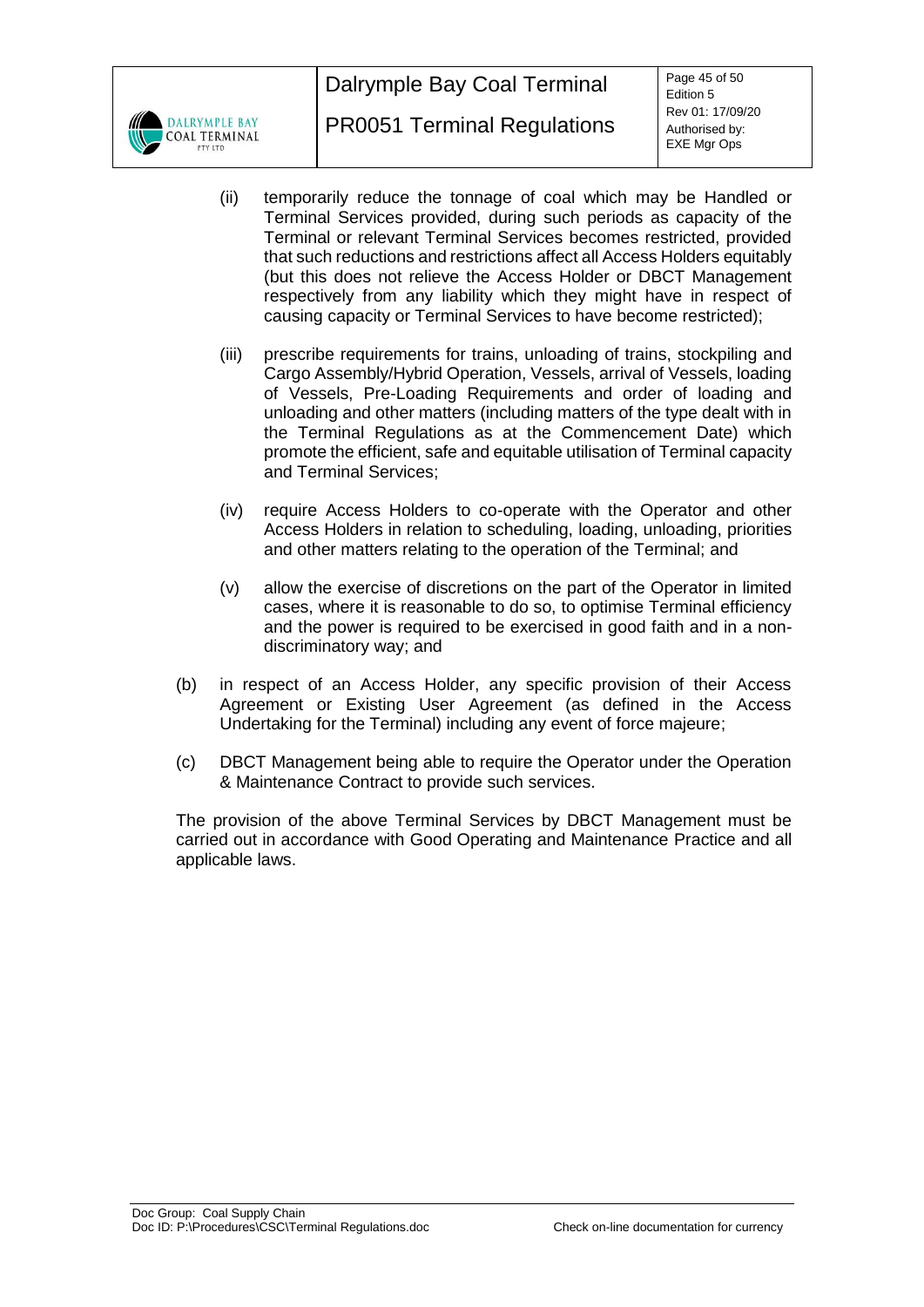(ii) temporarily reduce the tonnage of coal which may be Handled or Terminal Services provided, during such periods as capacity of the Terminal or relevant Terminal Services becomes restricted, provided that such reductions and restrictions affect all Access Holders equitably (but this does not relieve the Access Holder or DBCT Management respectively from any liability which they might have in respect of causing capacity or Terminal Services to have become restricted);

(iii) prescribe requirements for trains, unloading of trains, stockpiling and Cargo Assembly/Hybrid Operation, Vessels, arrival of Vessels, loading of Vessels, Pre-Loading Requirements and order of loading and unloading and other matters (including matters of the type dealt with in the Terminal Regulations as at the Commencement Date) which promote the efficient, safe and equitable utilisation of Terminal capacity and Terminal Services;

(iv) require Access Holders to co-operate with the Operator and other Access Holders in relation to scheduling, loading, unloading, priorities and other matters relating to the operation of the Terminal; and

(v) allow the exercise of discretions on the part of the Operator in limited cases, where it is reasonable to do so, to optimise Terminal efficiency and the power is required to be exercised in good faith and in a non-discriminatory way; and

(b) in respect of an Access Holder, any specific provision of their Access Agreement or Existing User Agreement (as defined in the Access Undertaking for the Terminal) including any event of force majeure;

(c) DBCT Management being able to require the Operator under the Operation & Maintenance Contract to provide such services.

The provision of the above Terminal Services by DBCT Management must be carried out in accordance with Good Operating and Maintenance Practice and all applicable laws.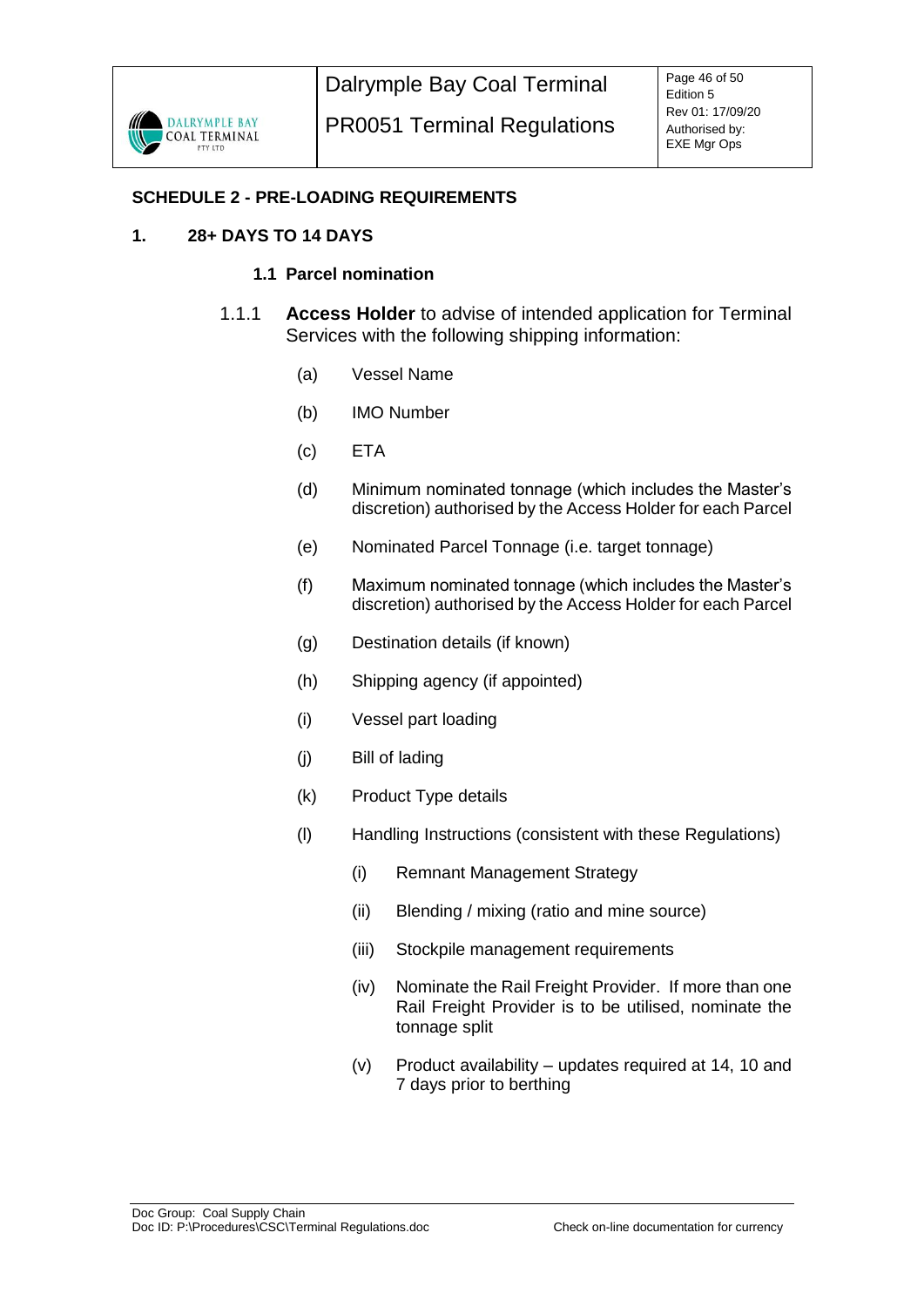## SCHEDULE 2 - PRE-LOADING REQUIREMENTS

### 1. 28+ DAYS TO 14 DAYS

#### 1.1 Parcel nomination

1.1.1 **Access Holder** to advise of intended application for Terminal Services with the following shipping information:

(a) Vessel Name

(b) IMO Number

(c) ETA

(d) Minimum nominated tonnage (which includes the Master's discretion) authorised by the Access Holder for each Parcel

(e) Nominated Parcel Tonnage (i.e. target tonnage)

(f) Maximum nominated tonnage (which includes the Master's discretion) authorised by the Access Holder for each Parcel

(g) Destination details (if known)

(h) Shipping agency (if appointed)

(i) Vessel part loading

(j) Bill of lading

(k) Product Type details

(l) Handling Instructions (consistent with these Regulations)

(i) Remnant Management Strategy

(ii) Blending / mixing (ratio and mine source)

(iii) Stockpile management requirements

(iv) Nominate the Rail Freight Provider. If more than one Rail Freight Provider is to be utilised, nominate the tonnage split

(v) Product availability – updates required at 14, 10 and 7 days prior to berthing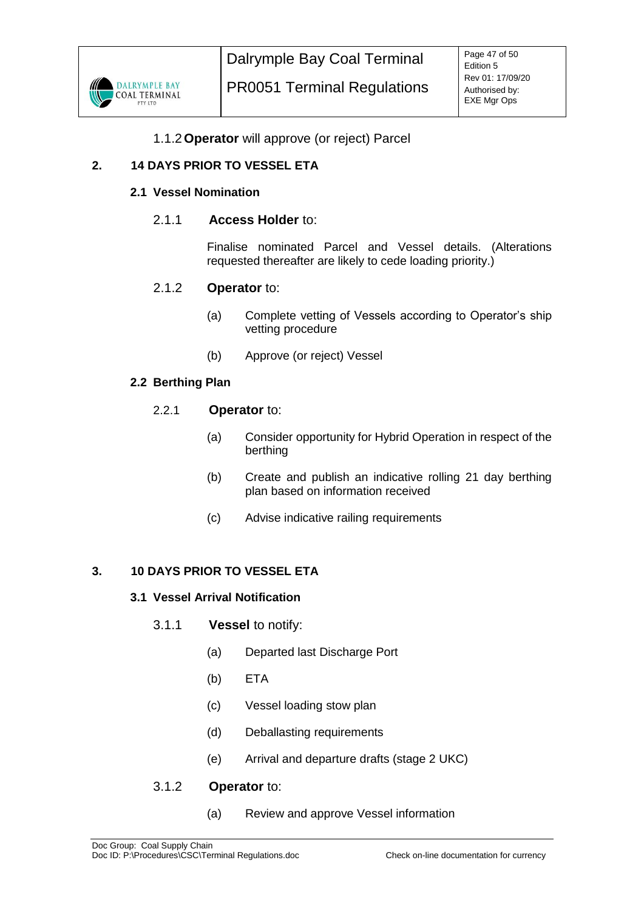1.1.2 **Operator** will approve (or reject) Parcel

## 2. 14 DAYS PRIOR TO VESSEL ETA

### 2.1 Vessel Nomination

2.1.1 **Access Holder** to:

Finalise nominated Parcel and Vessel details. (Alterations requested thereafter are likely to cede loading priority.)

2.1.2 **Operator** to:

(a) Complete vetting of Vessels according to Operator's ship vetting procedure

(b) Approve (or reject) Vessel

### 2.2 Berthing Plan

2.2.1 **Operator** to:

(a) Consider opportunity for Hybrid Operation in respect of the berthing

(b) Create and publish an indicative rolling 21 day berthing plan based on information received

(c) Advise indicative railing requirements

## 3. 10 DAYS PRIOR TO VESSEL ETA

### 3.1 Vessel Arrival Notification

3.1.1 **Vessel** to notify:

(a) Departed last Discharge Port

(b) ETA

(c) Vessel loading stow plan

(d) Deballasting requirements

(e) Arrival and departure drafts (stage 2 UKC)

3.1.2 **Operator** to:

(a) Review and approve Vessel information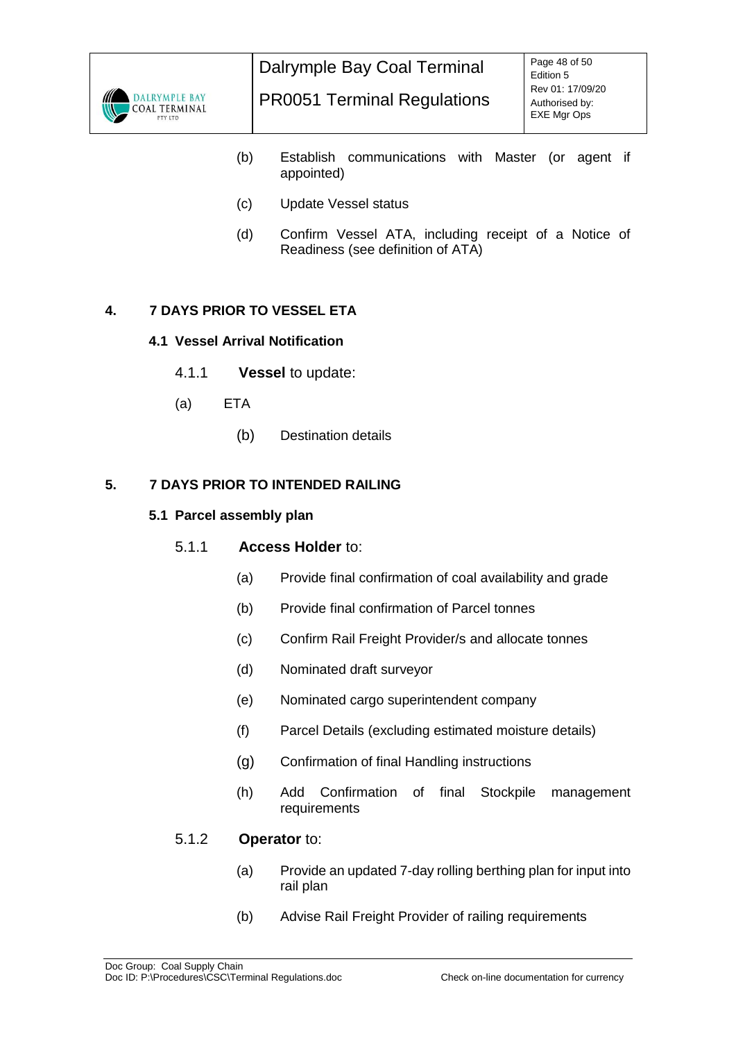(b) Establish communications with Master (or agent if appointed)

(c) Update Vessel status

(d) Confirm Vessel ATA, including receipt of a Notice of Readiness (see definition of ATA)

## 4. 7 DAYS PRIOR TO VESSEL ETA

### 4.1 Vessel Arrival Notification

4.1.1 **Vessel** to update:

(a) ETA

(b) Destination details

## 5. 7 DAYS PRIOR TO INTENDED RAILING

### 5.1 Parcel assembly plan

5.1.1 **Access Holder** to:

(a) Provide final confirmation of coal availability and grade

(b) Provide final confirmation of Parcel tonnes

(c) Confirm Rail Freight Provider/s and allocate tonnes

(d) Nominated draft surveyor

(e) Nominated cargo superintendent company

(f) Parcel Details (excluding estimated moisture details)

(g) Confirmation of final Handling instructions

(h) Add Confirmation of final Stockpile management requirements

5.1.2 **Operator** to:

(a) Provide an updated 7-day rolling berthing plan for input into rail plan

(b) Advise Rail Freight Provider of railing requirements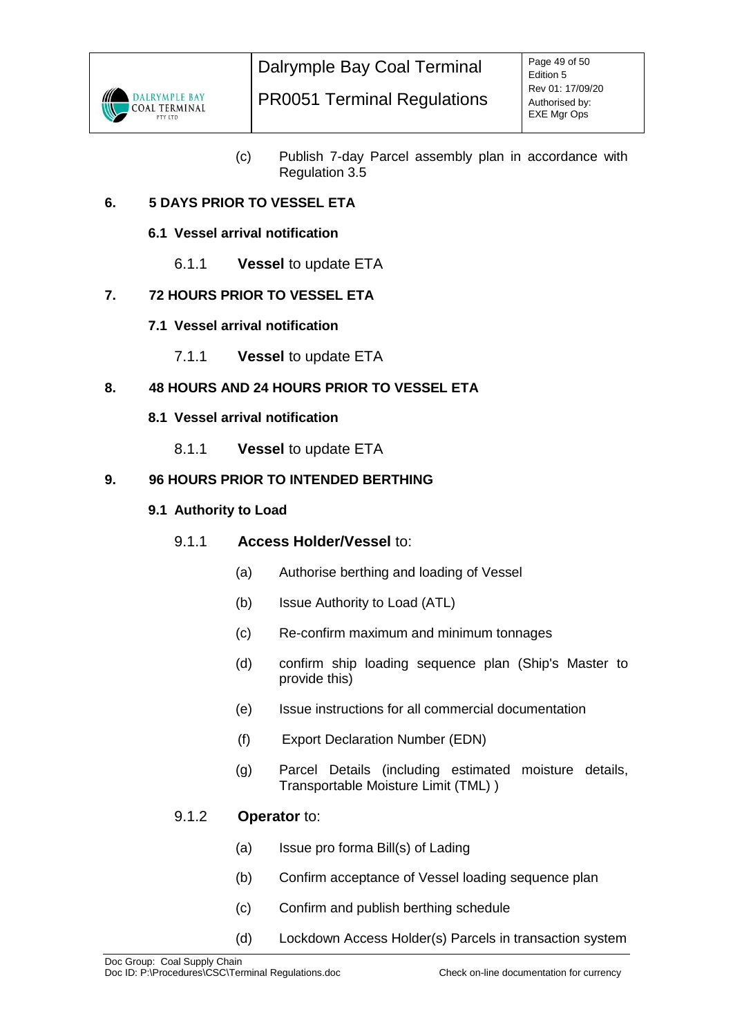(c) Publish 7-day Parcel assembly plan in accordance with Regulation 3.5

## 6. 5 DAYS PRIOR TO VESSEL ETA

### 6.1 Vessel arrival notification

6.1.1 **Vessel** to update ETA

## 7. 72 HOURS PRIOR TO VESSEL ETA

### 7.1 Vessel arrival notification

7.1.1 **Vessel** to update ETA

## 8. 48 HOURS AND 24 HOURS PRIOR TO VESSEL ETA

### 8.1 Vessel arrival notification

8.1.1 **Vessel** to update ETA

## 9. 96 HOURS PRIOR TO INTENDED BERTHING

### 9.1 Authority to Load

9.1.1 **Access Holder/Vessel** to:

(a) Authorise berthing and loading of Vessel

(b) Issue Authority to Load (ATL)

(c) Re-confirm maximum and minimum tonnages

(d) confirm ship loading sequence plan (Ship's Master to provide this)

(e) Issue instructions for all commercial documentation

(f) Export Declaration Number (EDN)

(g) Parcel Details (including estimated moisture details, Transportable Moisture Limit (TML) )

9.1.2 **Operator** to:

(a) Issue pro forma Bill(s) of Lading

(b) Confirm acceptance of Vessel loading sequence plan

(c) Confirm and publish berthing schedule

(d) Lockdown Access Holder(s) Parcels in transaction system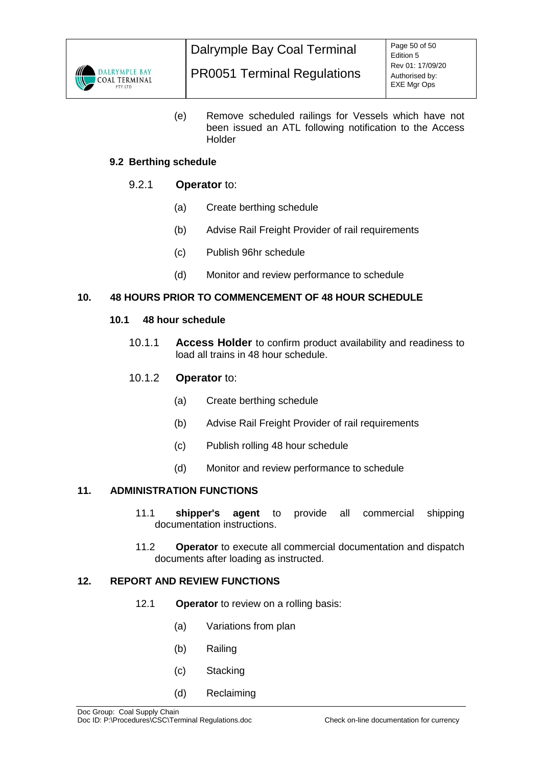(e) Remove scheduled railings for Vessels which have not been issued an ATL following notification to the Access Holder

### 9.2 Berthing schedule

9.2.1 **Operator** to:

(a) Create berthing schedule

(b) Advise Rail Freight Provider of rail requirements

(c) Publish 96hr schedule

(d) Monitor and review performance to schedule

## 10. 48 HOURS PRIOR TO COMMENCEMENT OF 48 HOUR SCHEDULE

### 10.1 48 hour schedule

10.1.1 **Access Holder** to confirm product availability and readiness to load all trains in 48 hour schedule.

10.1.2 **Operator** to:

(a) Create berthing schedule

(b) Advise Rail Freight Provider of rail requirements

(c) Publish rolling 48 hour schedule

(d) Monitor and review performance to schedule

## 11. ADMINISTRATION FUNCTIONS

11.1 **shipper's agent** to provide all commercial shipping documentation instructions.

11.2 **Operator** to execute all commercial documentation and dispatch documents after loading as instructed.

## 12. REPORT AND REVIEW FUNCTIONS

12.1 **Operator** to review on a rolling basis:

(a) Variations from plan

(b) Railing

(c) Stacking

(d) Reclaiming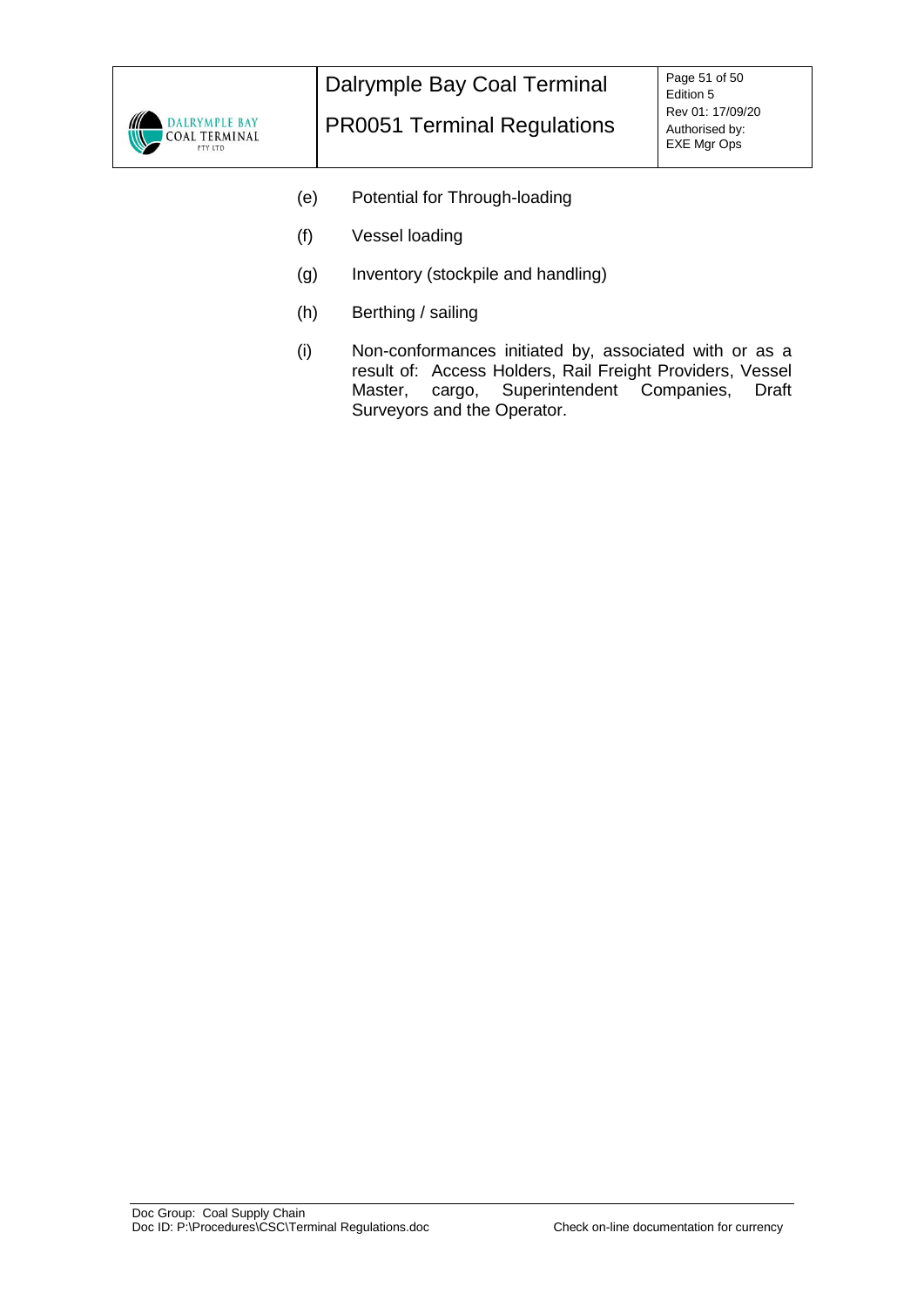(e) Potential for Through-loading

(f) Vessel loading

(g) Inventory (stockpile and handling)

(h) Berthing / sailing

(i) Non-conformances initiated by, associated with or as a result of: Access Holders, Rail Freight Providers, Vessel Master, cargo, Superintendent Companies, Draft Surveyors and the Operator.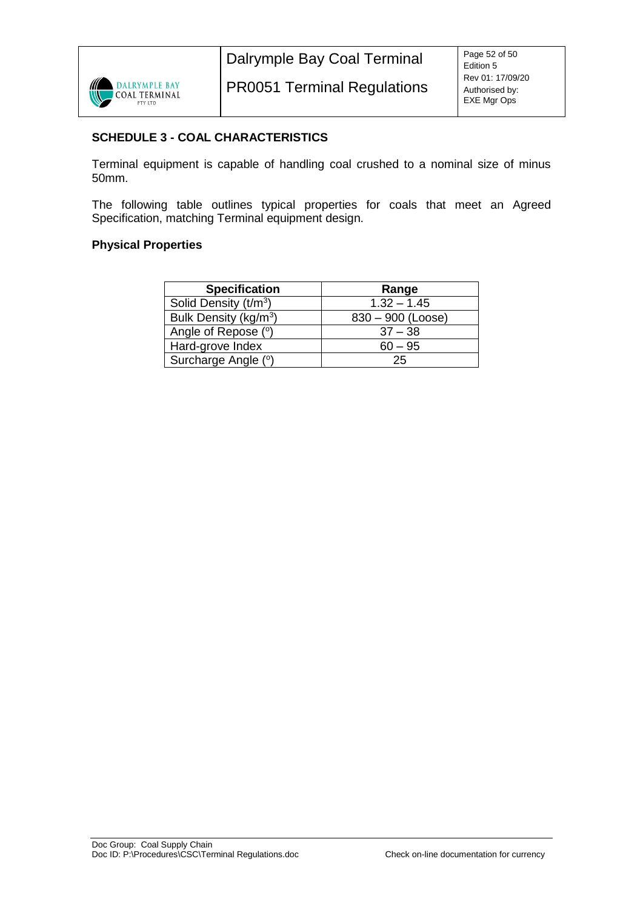## SCHEDULE 3 - COAL CHARACTERISTICS

Terminal equipment is capable of handling coal crushed to a nominal size of minus 50mm.

The following table outlines typical properties for coals that meet an Agreed Specification, matching Terminal equipment design.

### Physical Properties

| Specification | Range |
| --- | --- |
| Solid Density ($t/m^3$) | 1.32 – 1.45 |
| Bulk Density ($kg/m^3$) | 830 – 900 (Loose) |
| Angle of Repose (º) | 37 – 38 |
| Hard-grove Index | 60 – 95 |
| Surcharge Angle (º) | 25 |